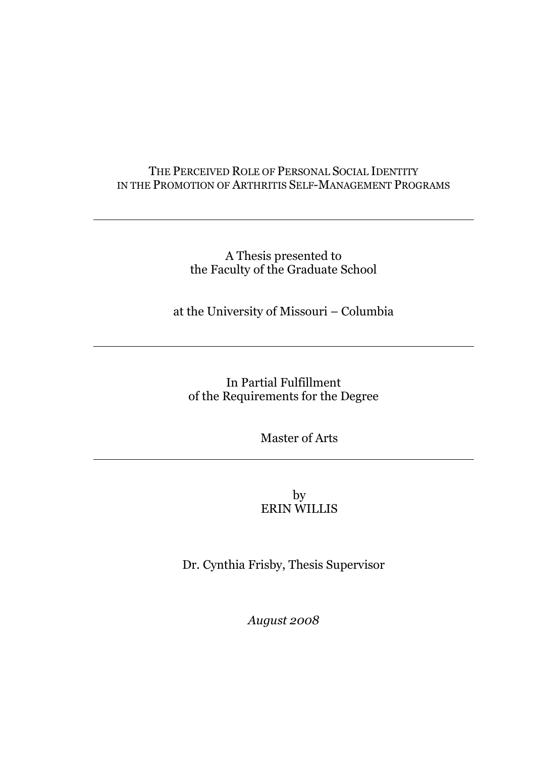# THE PERCEIVED ROLE OF PERSONAL SOCIAL IDENTITY IN THE PROMOTION OF ARTHRITIS SELF-MANAGEMENT PROGRAMS

---

A Thesis presented to
the Faculty of the Graduate School

at the University of Missouri – Columbia

---

In Partial Fulfillment
of the Requirements for the Degree

Master of Arts

---

by
ERIN WILLIS

Dr. Cynthia Frisby, Thesis Supervisor

*August 2008*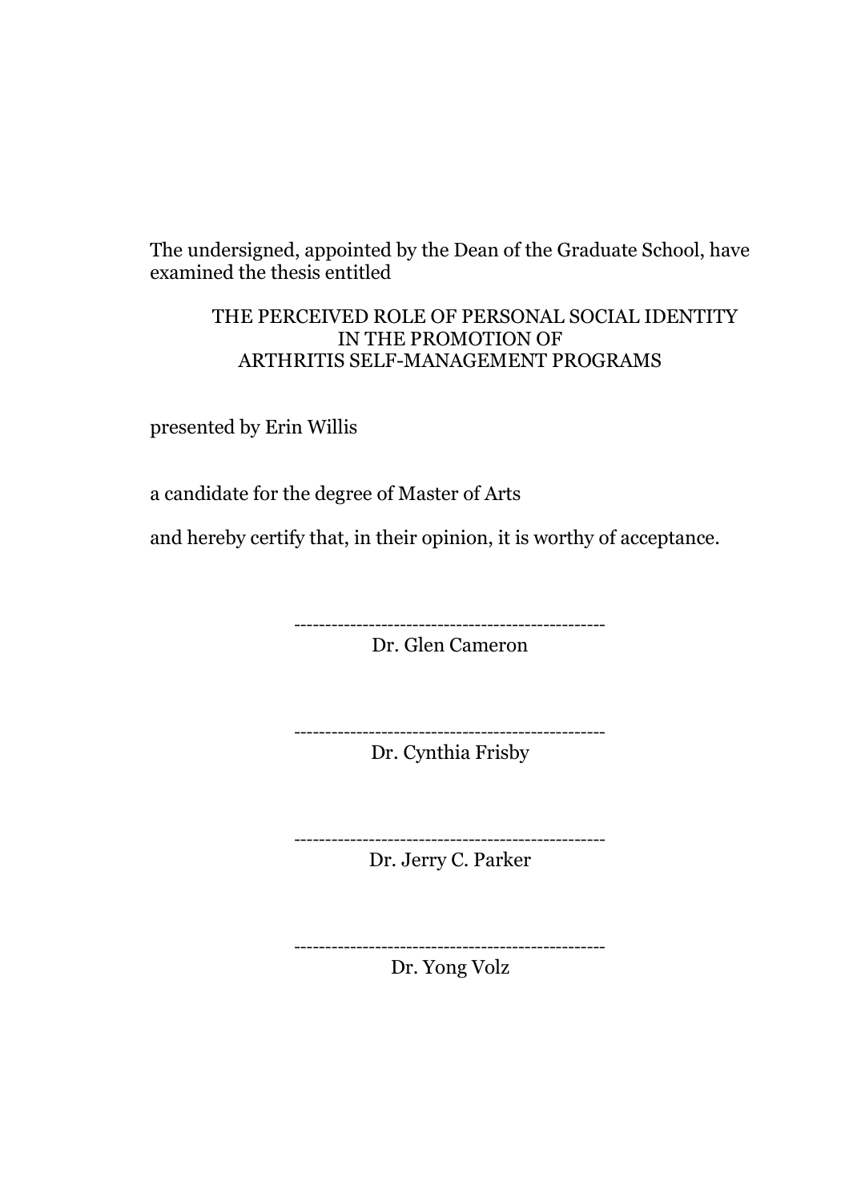The undersigned, appointed by the Dean of the Graduate School, have examined the thesis entitled

THE PERCEIVED ROLE OF PERSONAL SOCIAL IDENTITY
IN THE PROMOTION OF
ARTHRITIS SELF-MANAGEMENT PROGRAMS

presented by Erin Willis

a candidate for the degree of Master of Arts

and hereby certify that, in their opinion, it is worthy of acceptance.

--------------------------------------------------
Dr. Glen Cameron

--------------------------------------------------
Dr. Cynthia Frisby

--------------------------------------------------
Dr. Jerry C. Parker

--------------------------------------------------
Dr. Yong Volz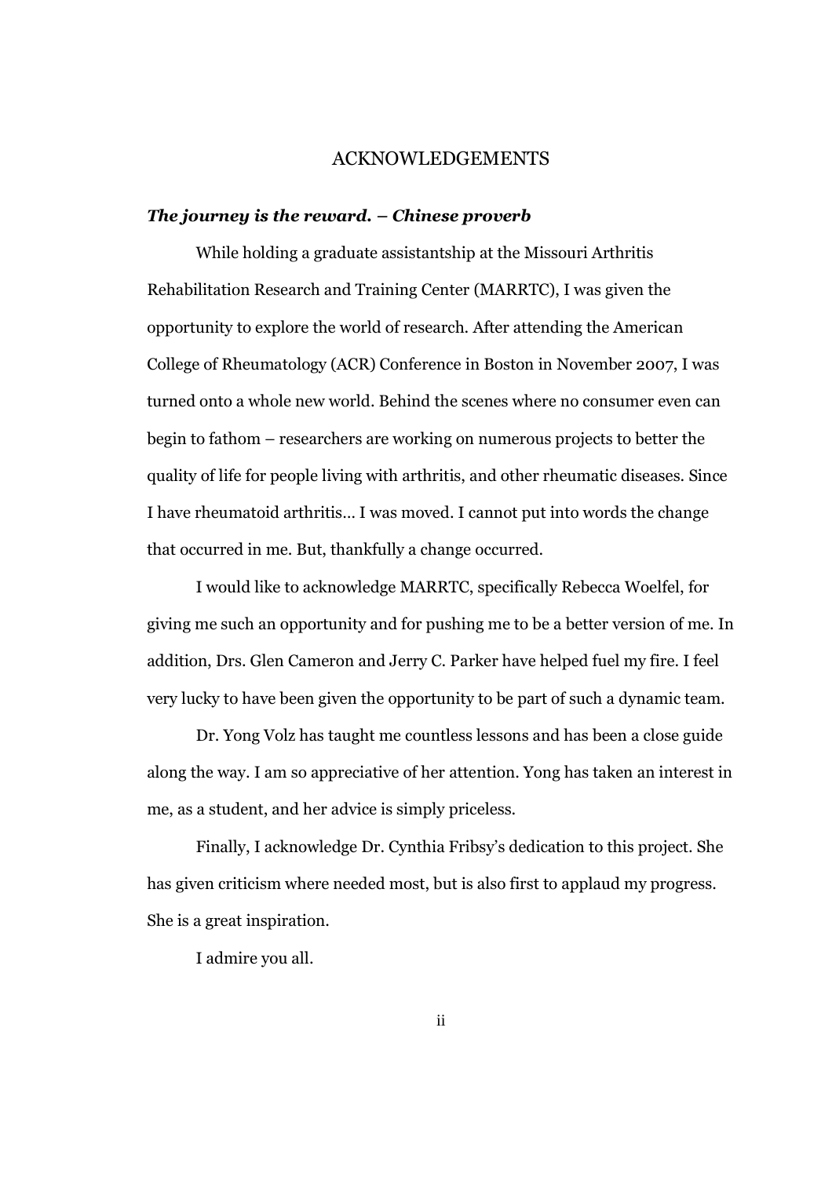# ACKNOWLEDGEMENTS

***The journey is the reward. – Chinese proverb***

While holding a graduate assistantship at the Missouri Arthritis Rehabilitation Research and Training Center (MARRTC), I was given the opportunity to explore the world of research. After attending the American College of Rheumatology (ACR) Conference in Boston in November 2007, I was turned onto a whole new world. Behind the scenes where no consumer even can begin to fathom – researchers are working on numerous projects to better the quality of life for people living with arthritis, and other rheumatic diseases. Since I have rheumatoid arthritis… I was moved. I cannot put into words the change that occurred in me. But, thankfully a change occurred.

I would like to acknowledge MARRTC, specifically Rebecca Woelfel, for giving me such an opportunity and for pushing me to be a better version of me. In addition, Drs. Glen Cameron and Jerry C. Parker have helped fuel my fire. I feel very lucky to have been given the opportunity to be part of such a dynamic team.

Dr. Yong Volz has taught me countless lessons and has been a close guide along the way. I am so appreciative of her attention. Yong has taken an interest in me, as a student, and her advice is simply priceless.

Finally, I acknowledge Dr. Cynthia Fribsy's dedication to this project. She has given criticism where needed most, but is also first to applaud my progress. She is a great inspiration.

I admire you all.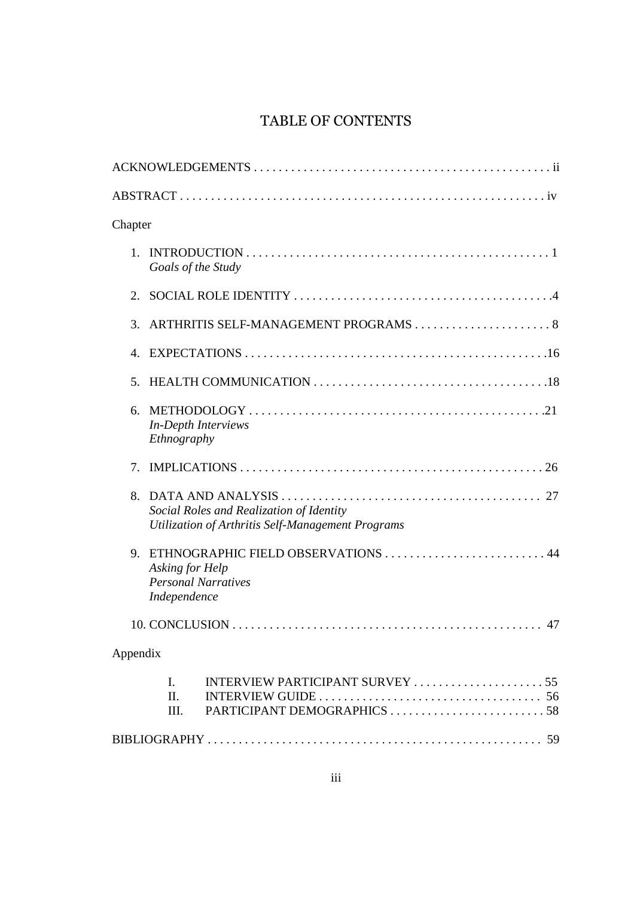# TABLE OF CONTENTS

ACKNOWLEDGEMENTS . . . . . . . . . . . . . . . . . . . . . . . . . . . . . . . . . . . . . . . . . . . . . . . . ii

ABSTRACT . . . . . . . . . . . . . . . . . . . . . . . . . . . . . . . . . . . . . . . . . . . . . . . . . . . . . . . . . . . iv

Chapter

1. INTRODUCTION . . . . . . . . . . . . . . . . . . . . . . . . . . . . . . . . . . . . . . . . . . . . . . . . . 1
   *Goals of the Study*

2. SOCIAL ROLE IDENTITY . . . . . . . . . . . . . . . . . . . . . . . . . . . . . . . . . . . . . . . . . .4

3. ARTHRITIS SELF-MANAGEMENT PROGRAMS . . . . . . . . . . . . . . . . . . . . . . . 8

4. EXPECTATIONS . . . . . . . . . . . . . . . . . . . . . . . . . . . . . . . . . . . . . . . . . . . . . . . . .16

5. HEALTH COMMUNICATION . . . . . . . . . . . . . . . . . . . . . . . . . . . . . . . . . . . . . .18

6. METHODOLOGY . . . . . . . . . . . . . . . . . . . . . . . . . . . . . . . . . . . . . . . . . . . . . . . .21
   *In-Depth Interviews*
   *Ethnography*

7. IMPLICATIONS . . . . . . . . . . . . . . . . . . . . . . . . . . . . . . . . . . . . . . . . . . . . . . . . . 26

8. DATA AND ANALYSIS . . . . . . . . . . . . . . . . . . . . . . . . . . . . . . . . . . . . . . . . . . 27
   *Social Roles and Realization of Identity*
   *Utilization of Arthritis Self-Management Programs*

9. ETHNOGRAPHIC FIELD OBSERVATIONS . . . . . . . . . . . . . . . . . . . . . . . . . . 44
   *Asking for Help*
   *Personal Narratives*
   *Independence*

10. CONCLUSION . . . . . . . . . . . . . . . . . . . . . . . . . . . . . . . . . . . . . . . . . . . . . . . . . . 47

Appendix

I. INTERVIEW PARTICIPANT SURVEY . . . . . . . . . . . . . . . . . . . . . 55
II. INTERVIEW GUIDE . . . . . . . . . . . . . . . . . . . . . . . . . . . . . . . . . . . 56
III. PARTICIPANT DEMOGRAPHICS . . . . . . . . . . . . . . . . . . . . . . . . . 58

BIBLIOGRAPHY . . . . . . . . . . . . . . . . . . . . . . . . . . . . . . . . . . . . . . . . . . . . . . . . . . . . . 59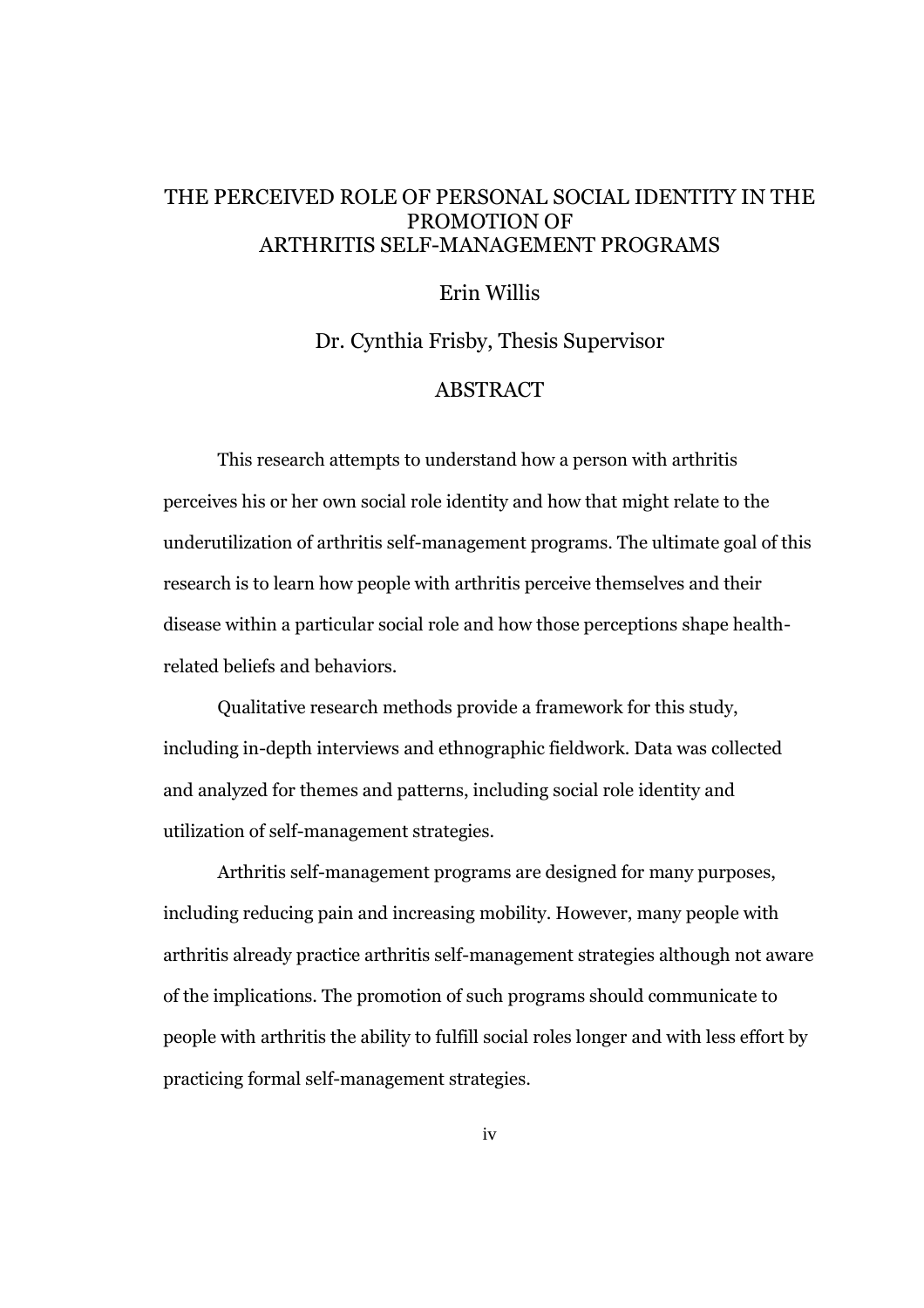# THE PERCEIVED ROLE OF PERSONAL SOCIAL IDENTITY IN THE PROMOTION OF ARTHRITIS SELF-MANAGEMENT PROGRAMS

Erin Willis

Dr. Cynthia Frisby, Thesis Supervisor

## ABSTRACT

This research attempts to understand how a person with arthritis perceives his or her own social role identity and how that might relate to the underutilization of arthritis self-management programs. The ultimate goal of this research is to learn how people with arthritis perceive themselves and their disease within a particular social role and how those perceptions shape health-related beliefs and behaviors.

Qualitative research methods provide a framework for this study, including in-depth interviews and ethnographic fieldwork. Data was collected and analyzed for themes and patterns, including social role identity and utilization of self-management strategies.

Arthritis self-management programs are designed for many purposes, including reducing pain and increasing mobility. However, many people with arthritis already practice arthritis self-management strategies although not aware of the implications. The promotion of such programs should communicate to people with arthritis the ability to fulfill social roles longer and with less effort by practicing formal self-management strategies.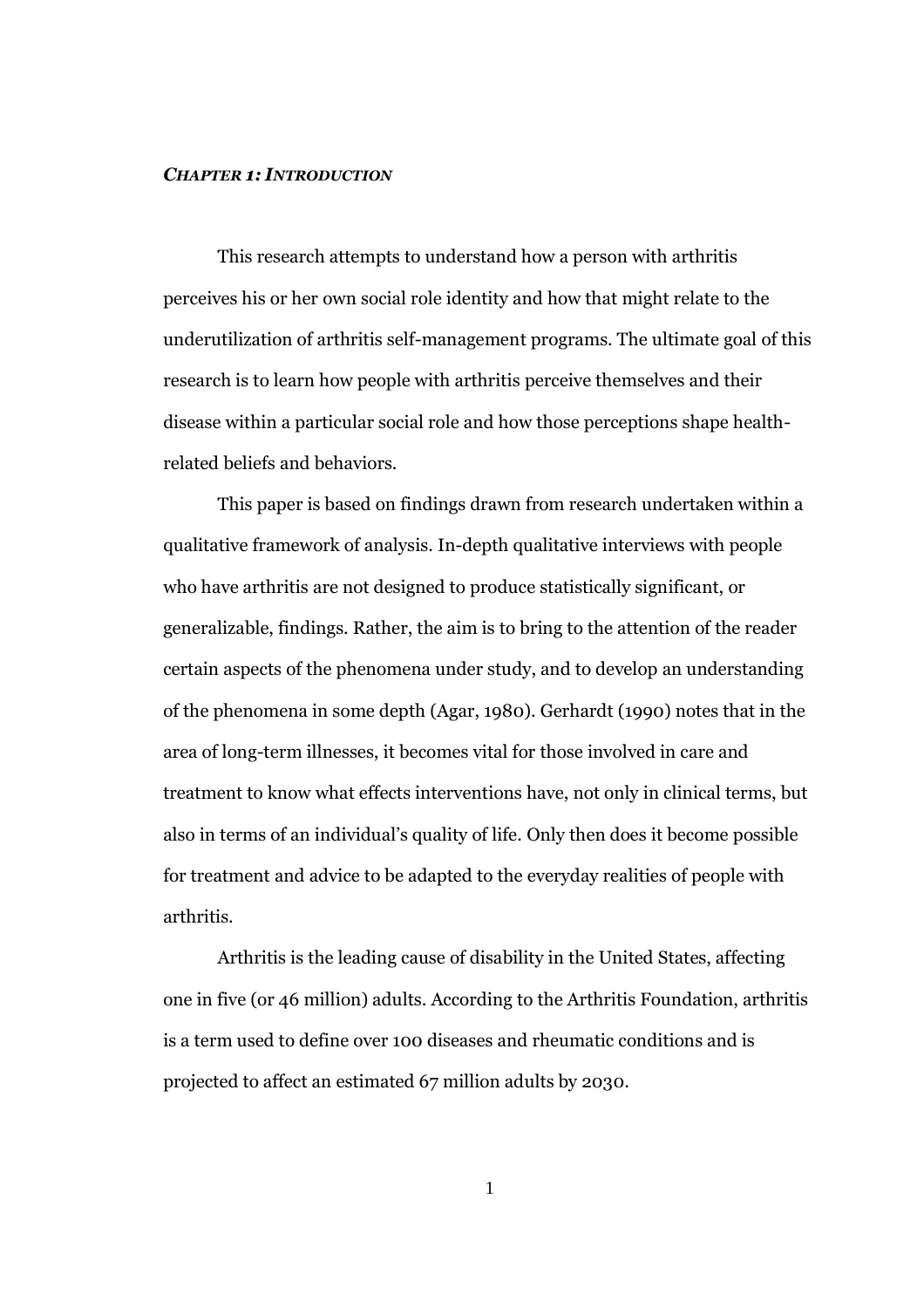# *CHAPTER 1: INTRODUCTION*

This research attempts to understand how a person with arthritis perceives his or her own social role identity and how that might relate to the underutilization of arthritis self-management programs. The ultimate goal of this research is to learn how people with arthritis perceive themselves and their disease within a particular social role and how those perceptions shape health-related beliefs and behaviors.

This paper is based on findings drawn from research undertaken within a qualitative framework of analysis. In-depth qualitative interviews with people who have arthritis are not designed to produce statistically significant, or generalizable, findings. Rather, the aim is to bring to the attention of the reader certain aspects of the phenomena under study, and to develop an understanding of the phenomena in some depth (Agar, 1980). Gerhardt (1990) notes that in the area of long-term illnesses, it becomes vital for those involved in care and treatment to know what effects interventions have, not only in clinical terms, but also in terms of an individual's quality of life. Only then does it become possible for treatment and advice to be adapted to the everyday realities of people with arthritis.

Arthritis is the leading cause of disability in the United States, affecting one in five (or 46 million) adults. According to the Arthritis Foundation, arthritis is a term used to define over 100 diseases and rheumatic conditions and is projected to affect an estimated 67 million adults by 2030.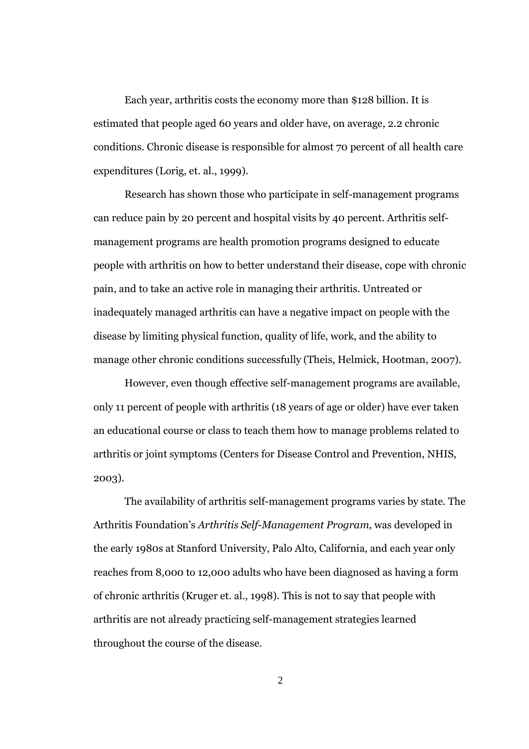Each year, arthritis costs the economy more than $128 billion. It is estimated that people aged 60 years and older have, on average, 2.2 chronic conditions. Chronic disease is responsible for almost 70 percent of all health care expenditures (Lorig, et. al., 1999).

Research has shown those who participate in self-management programs can reduce pain by 20 percent and hospital visits by 40 percent. Arthritis self-management programs are health promotion programs designed to educate people with arthritis on how to better understand their disease, cope with chronic pain, and to take an active role in managing their arthritis. Untreated or inadequately managed arthritis can have a negative impact on people with the disease by limiting physical function, quality of life, work, and the ability to manage other chronic conditions successfully (Theis, Helmick, Hootman, 2007).

However, even though effective self-management programs are available, only 11 percent of people with arthritis (18 years of age or older) have ever taken an educational course or class to teach them how to manage problems related to arthritis or joint symptoms (Centers for Disease Control and Prevention, NHIS, 2003).

The availability of arthritis self-management programs varies by state. The Arthritis Foundation's *Arthritis Self-Management Program*, was developed in the early 1980s at Stanford University, Palo Alto, California, and each year only reaches from 8,000 to 12,000 adults who have been diagnosed as having a form of chronic arthritis (Kruger et. al., 1998). This is not to say that people with arthritis are not already practicing self-management strategies learned throughout the course of the disease.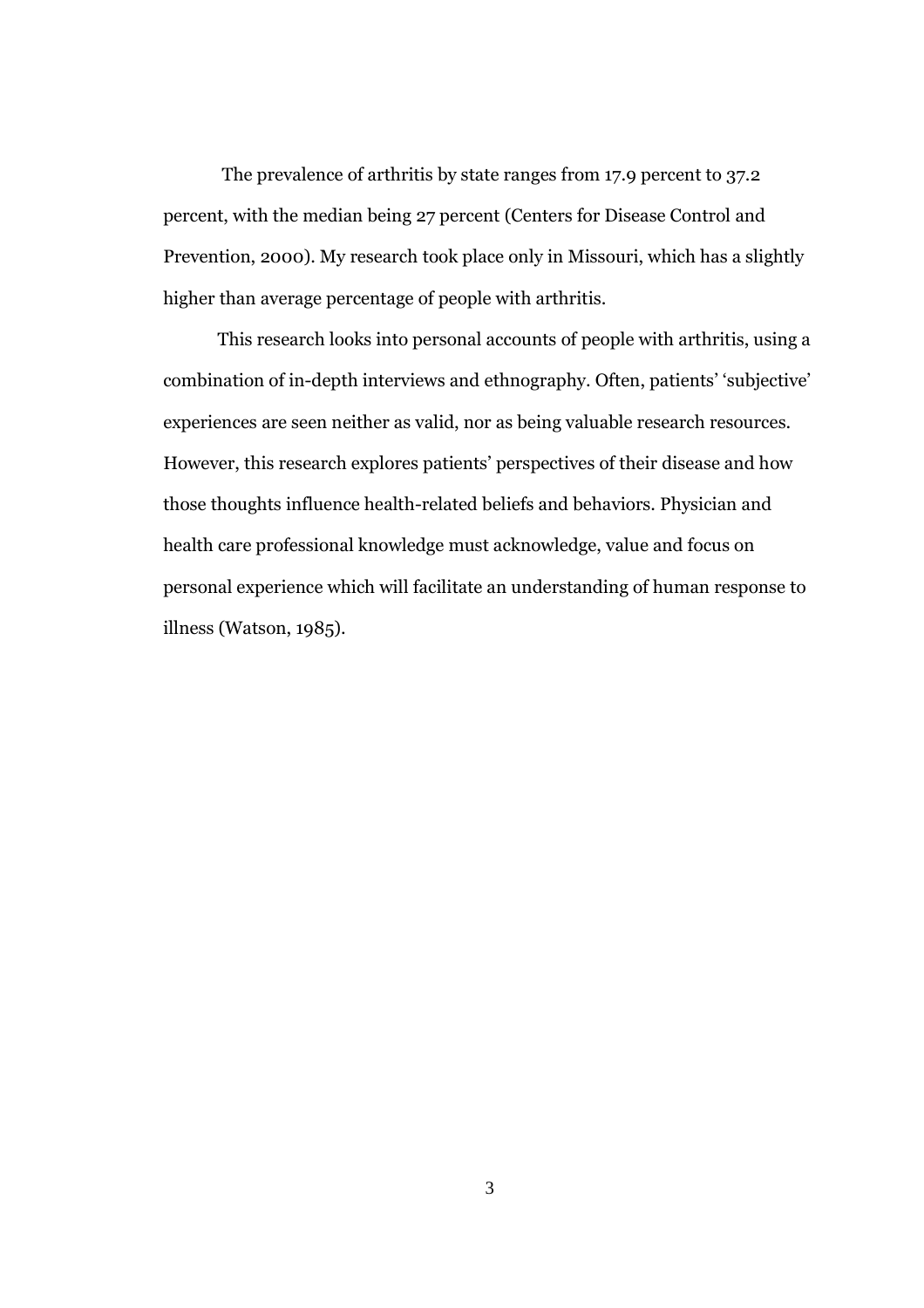The prevalence of arthritis by state ranges from 17.9 percent to 37.2 percent, with the median being 27 percent (Centers for Disease Control and Prevention, 2000). My research took place only in Missouri, which has a slightly higher than average percentage of people with arthritis.

This research looks into personal accounts of people with arthritis, using a combination of in-depth interviews and ethnography. Often, patients' 'subjective' experiences are seen neither as valid, nor as being valuable research resources. However, this research explores patients' perspectives of their disease and how those thoughts influence health-related beliefs and behaviors. Physician and health care professional knowledge must acknowledge, value and focus on personal experience which will facilitate an understanding of human response to illness (Watson, 1985).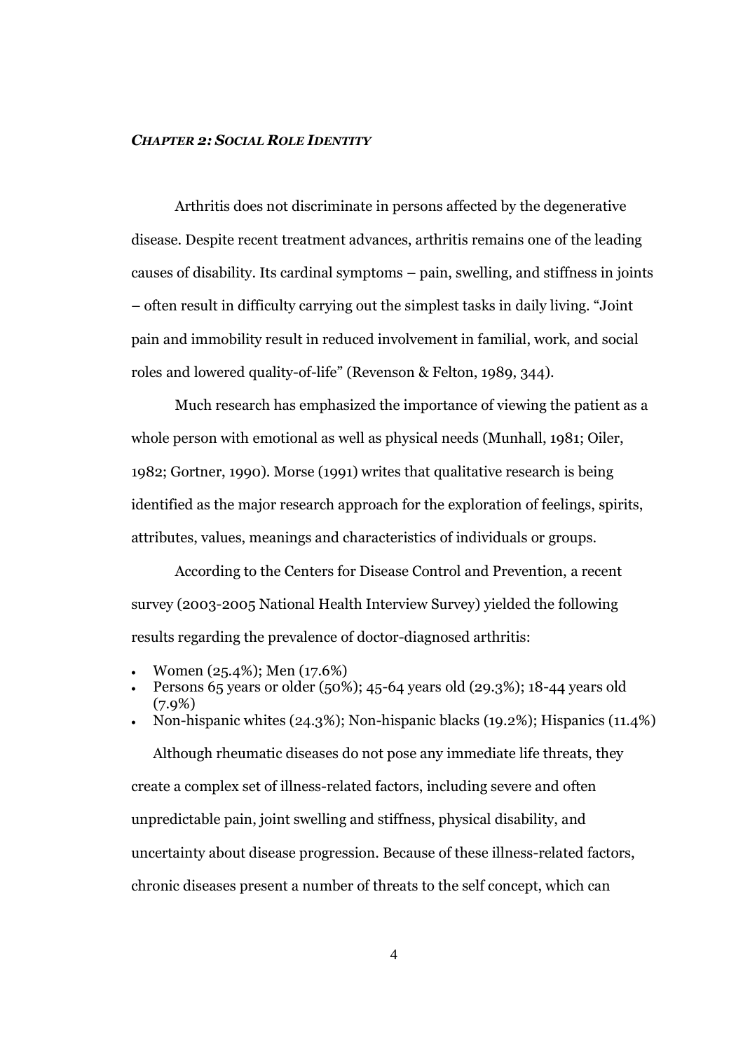## *CHAPTER 2: SOCIAL ROLE IDENTITY*

Arthritis does not discriminate in persons affected by the degenerative disease. Despite recent treatment advances, arthritis remains one of the leading causes of disability. Its cardinal symptoms – pain, swelling, and stiffness in joints – often result in difficulty carrying out the simplest tasks in daily living. "Joint pain and immobility result in reduced involvement in familial, work, and social roles and lowered quality-of-life" (Revenson & Felton, 1989, 344).

Much research has emphasized the importance of viewing the patient as a whole person with emotional as well as physical needs (Munhall, 1981; Oiler, 1982; Gortner, 1990). Morse (1991) writes that qualitative research is being identified as the major research approach for the exploration of feelings, spirits, attributes, values, meanings and characteristics of individuals or groups.

According to the Centers for Disease Control and Prevention, a recent survey (2003-2005 National Health Interview Survey) yielded the following results regarding the prevalence of doctor-diagnosed arthritis:

- Women (25.4%); Men (17.6%)
- Persons 65 years or older (50%); 45-64 years old (29.3%); 18-44 years old (7.9%)
- Non-hispanic whites (24.3%); Non-hispanic blacks (19.2%); Hispanics (11.4%)

Although rheumatic diseases do not pose any immediate life threats, they create a complex set of illness-related factors, including severe and often unpredictable pain, joint swelling and stiffness, physical disability, and uncertainty about disease progression. Because of these illness-related factors, chronic diseases present a number of threats to the self concept, which can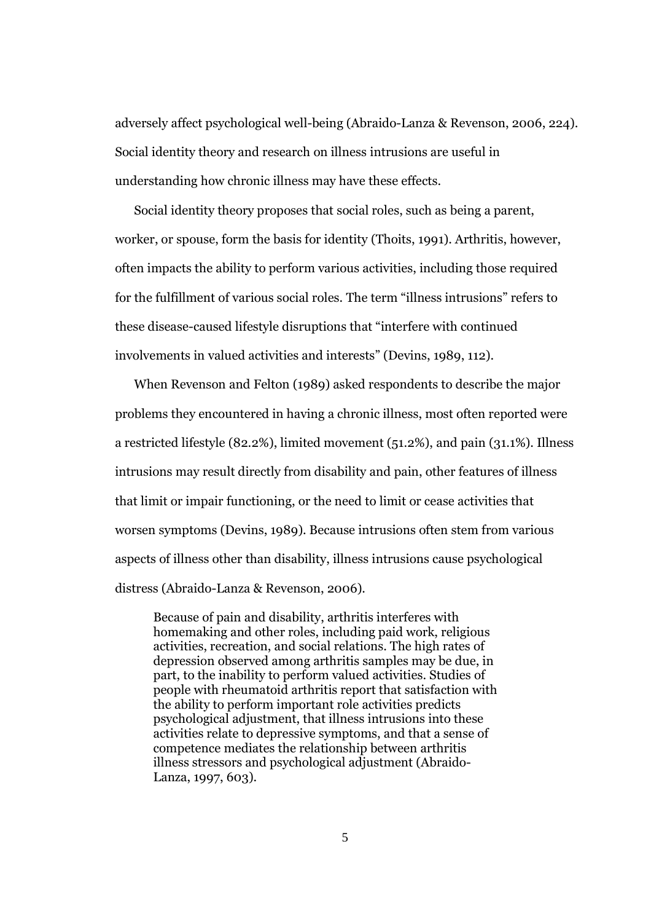adversely affect psychological well-being (Abraido-Lanza & Revenson, 2006, 224). Social identity theory and research on illness intrusions are useful in understanding how chronic illness may have these effects.

Social identity theory proposes that social roles, such as being a parent, worker, or spouse, form the basis for identity (Thoits, 1991). Arthritis, however, often impacts the ability to perform various activities, including those required for the fulfillment of various social roles. The term "illness intrusions" refers to these disease-caused lifestyle disruptions that "interfere with continued involvements in valued activities and interests" (Devins, 1989, 112).

When Revenson and Felton (1989) asked respondents to describe the major problems they encountered in having a chronic illness, most often reported were a restricted lifestyle (82.2%), limited movement (51.2%), and pain (31.1%). Illness intrusions may result directly from disability and pain, other features of illness that limit or impair functioning, or the need to limit or cease activities that worsen symptoms (Devins, 1989). Because intrusions often stem from various aspects of illness other than disability, illness intrusions cause psychological distress (Abraido-Lanza & Revenson, 2006).

> Because of pain and disability, arthritis interferes with homemaking and other roles, including paid work, religious activities, recreation, and social relations. The high rates of depression observed among arthritis samples may be due, in part, to the inability to perform valued activities. Studies of people with rheumatoid arthritis report that satisfaction with the ability to perform important role activities predicts psychological adjustment, that illness intrusions into these activities relate to depressive symptoms, and that a sense of competence mediates the relationship between arthritis illness stressors and psychological adjustment (Abraido-Lanza, 1997, 603).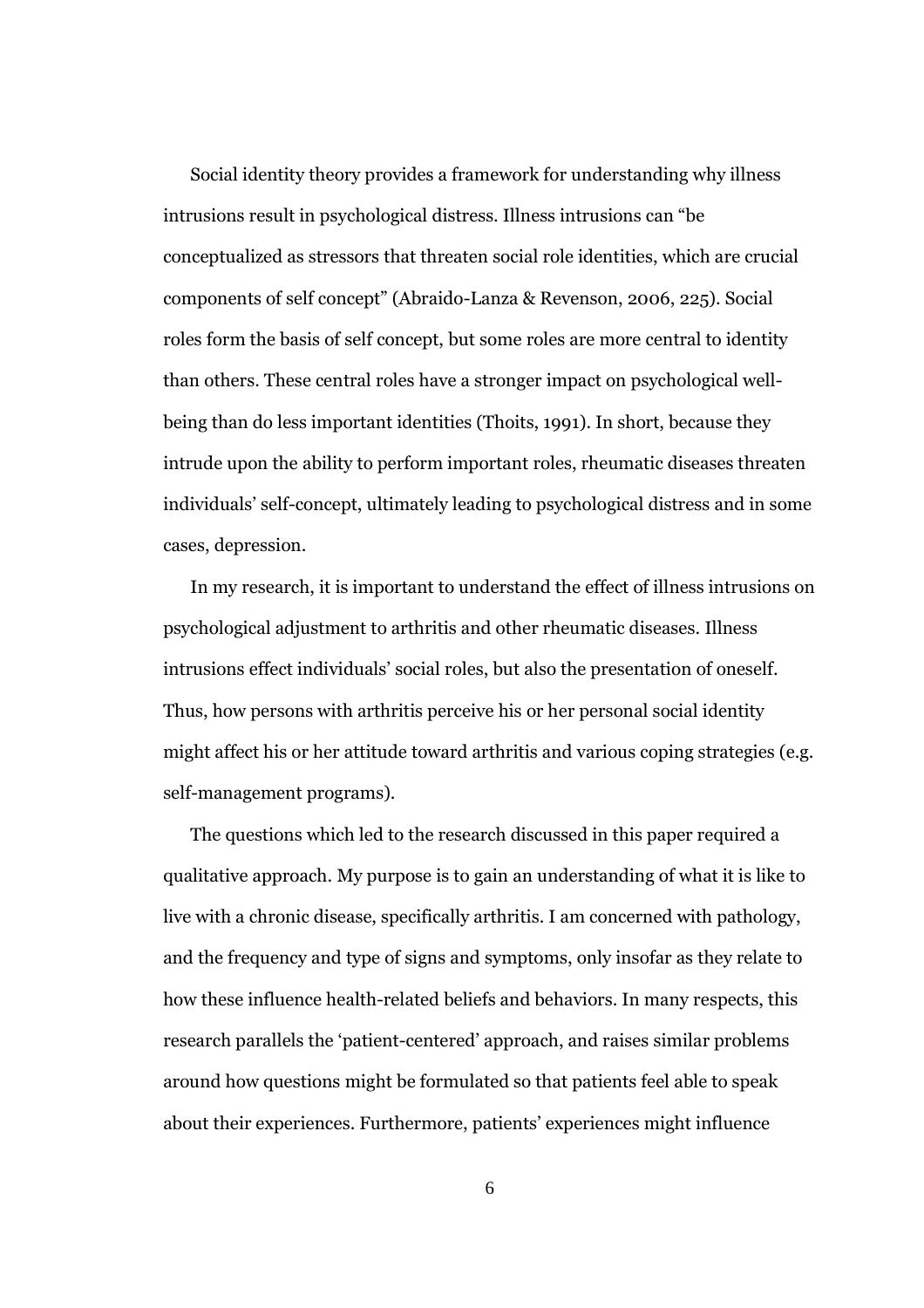Social identity theory provides a framework for understanding why illness intrusions result in psychological distress. Illness intrusions can "be conceptualized as stressors that threaten social role identities, which are crucial components of self concept" (Abraido-Lanza & Revenson, 2006, 225). Social roles form the basis of self concept, but some roles are more central to identity than others. These central roles have a stronger impact on psychological well-being than do less important identities (Thoits, 1991). In short, because they intrude upon the ability to perform important roles, rheumatic diseases threaten individuals' self-concept, ultimately leading to psychological distress and in some cases, depression.

In my research, it is important to understand the effect of illness intrusions on psychological adjustment to arthritis and other rheumatic diseases. Illness intrusions effect individuals' social roles, but also the presentation of oneself. Thus, how persons with arthritis perceive his or her personal social identity might affect his or her attitude toward arthritis and various coping strategies (e.g. self-management programs).

The questions which led to the research discussed in this paper required a qualitative approach. My purpose is to gain an understanding of what it is like to live with a chronic disease, specifically arthritis. I am concerned with pathology, and the frequency and type of signs and symptoms, only insofar as they relate to how these influence health-related beliefs and behaviors. In many respects, this research parallels the 'patient-centered' approach, and raises similar problems around how questions might be formulated so that patients feel able to speak about their experiences. Furthermore, patients' experiences might influence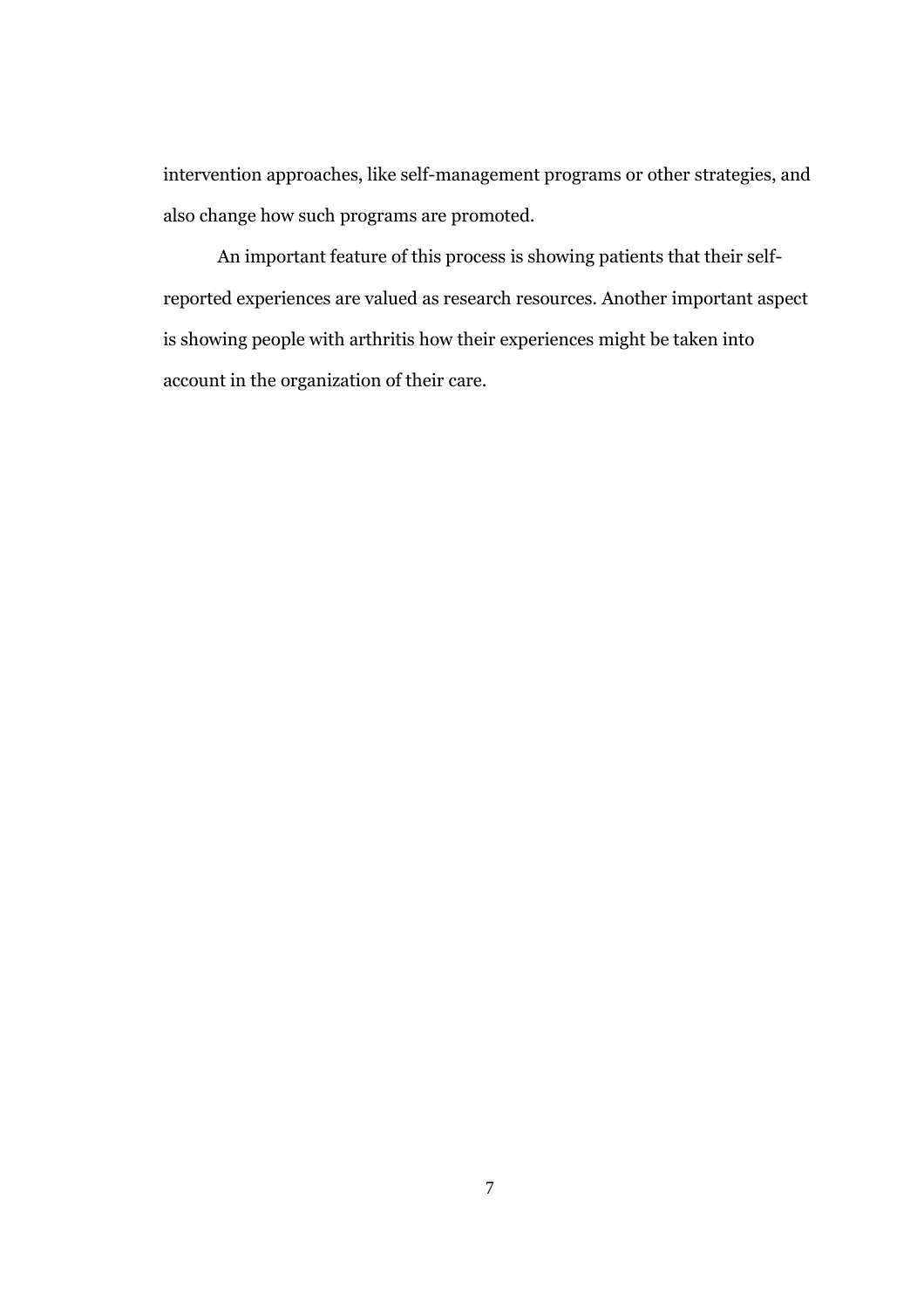intervention approaches, like self-management programs or other strategies, and also change how such programs are promoted.

An important feature of this process is showing patients that their self-reported experiences are valued as research resources. Another important aspect is showing people with arthritis how their experiences might be taken into account in the organization of their care.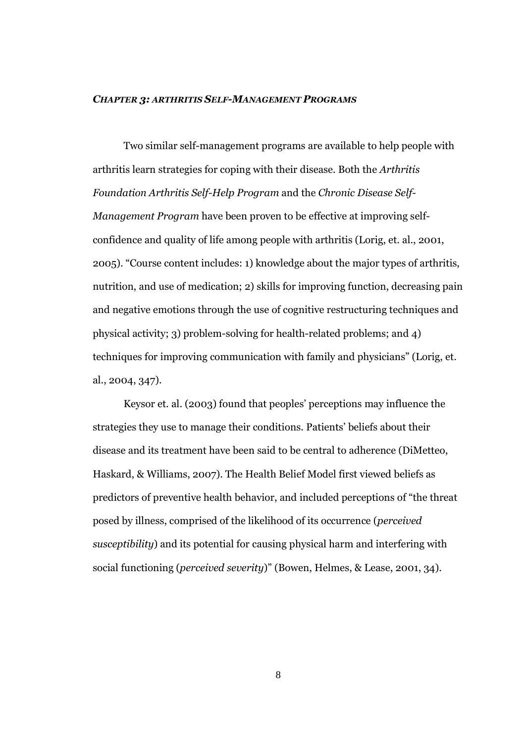## *CHAPTER 3: ARTHRITIS SELF-MANAGEMENT PROGRAMS*

Two similar self-management programs are available to help people with arthritis learn strategies for coping with their disease. Both the *Arthritis Foundation Arthritis Self-Help Program* and the *Chronic Disease Self-Management Program* have been proven to be effective at improving self-confidence and quality of life among people with arthritis (Lorig, et. al., 2001, 2005). "Course content includes: 1) knowledge about the major types of arthritis, nutrition, and use of medication; 2) skills for improving function, decreasing pain and negative emotions through the use of cognitive restructuring techniques and physical activity; 3) problem-solving for health-related problems; and 4) techniques for improving communication with family and physicians" (Lorig, et. al., 2004, 347).

Keysor et. al. (2003) found that peoples' perceptions may influence the strategies they use to manage their conditions. Patients' beliefs about their disease and its treatment have been said to be central to adherence (DiMetteo, Haskard, & Williams, 2007). The Health Belief Model first viewed beliefs as predictors of preventive health behavior, and included perceptions of "the threat posed by illness, comprised of the likelihood of its occurrence (*perceived susceptibility*) and its potential for causing physical harm and interfering with social functioning (*perceived severity*)" (Bowen, Helmes, & Lease, 2001, 34).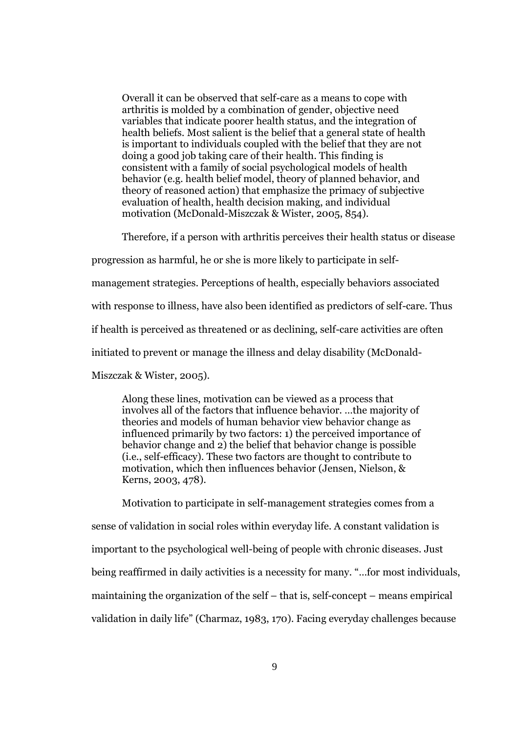> Overall it can be observed that self-care as a means to cope with arthritis is molded by a combination of gender, objective need variables that indicate poorer health status, and the integration of health beliefs. Most salient is the belief that a general state of health is important to individuals coupled with the belief that they are not doing a good job taking care of their health. This finding is consistent with a family of social psychological models of health behavior (e.g. health belief model, theory of planned behavior, and theory of reasoned action) that emphasize the primacy of subjective evaluation of health, health decision making, and individual motivation (McDonald-Miszczak & Wister, 2005, 854).

Therefore, if a person with arthritis perceives their health status or disease progression as harmful, he or she is more likely to participate in self-management strategies. Perceptions of health, especially behaviors associated with response to illness, have also been identified as predictors of self-care. Thus if health is perceived as threatened or as declining, self-care activities are often initiated to prevent or manage the illness and delay disability (McDonald-Miszczak & Wister, 2005).

> Along these lines, motivation can be viewed as a process that involves all of the factors that influence behavior. …the majority of theories and models of human behavior view behavior change as influenced primarily by two factors: 1) the perceived importance of behavior change and 2) the belief that behavior change is possible (i.e., self-efficacy). These two factors are thought to contribute to motivation, which then influences behavior (Jensen, Nielson, & Kerns, 2003, 478).

Motivation to participate in self-management strategies comes from a sense of validation in social roles within everyday life. A constant validation is important to the psychological well-being of people with chronic diseases. Just being reaffirmed in daily activities is a necessity for many. "…for most individuals, maintaining the organization of the self – that is, self-concept – means empirical validation in daily life" (Charmaz, 1983, 170). Facing everyday challenges because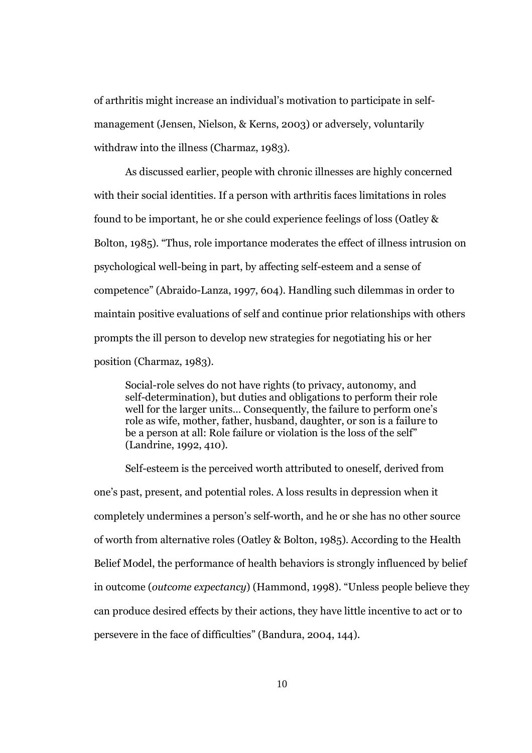of arthritis might increase an individual's motivation to participate in self-management (Jensen, Nielson, & Kerns, 2003) or adversely, voluntarily withdraw into the illness (Charmaz, 1983).

As discussed earlier, people with chronic illnesses are highly concerned with their social identities. If a person with arthritis faces limitations in roles found to be important, he or she could experience feelings of loss (Oatley & Bolton, 1985). "Thus, role importance moderates the effect of illness intrusion on psychological well-being in part, by affecting self-esteem and a sense of competence" (Abraido-Lanza, 1997, 604). Handling such dilemmas in order to maintain positive evaluations of self and continue prior relationships with others prompts the ill person to develop new strategies for negotiating his or her position (Charmaz, 1983).

> Social-role selves do not have rights (to privacy, autonomy, and self-determination), but duties and obligations to perform their role well for the larger units… Consequently, the failure to perform one's role as wife, mother, father, husband, daughter, or son is a failure to be a person at all: Role failure or violation is the loss of the self" (Landrine, 1992, 410).

Self-esteem is the perceived worth attributed to oneself, derived from one's past, present, and potential roles. A loss results in depression when it completely undermines a person's self-worth, and he or she has no other source of worth from alternative roles (Oatley & Bolton, 1985). According to the Health Belief Model, the performance of health behaviors is strongly influenced by belief in outcome (*outcome expectancy*) (Hammond, 1998). "Unless people believe they can produce desired effects by their actions, they have little incentive to act or to persevere in the face of difficulties" (Bandura, 2004, 144).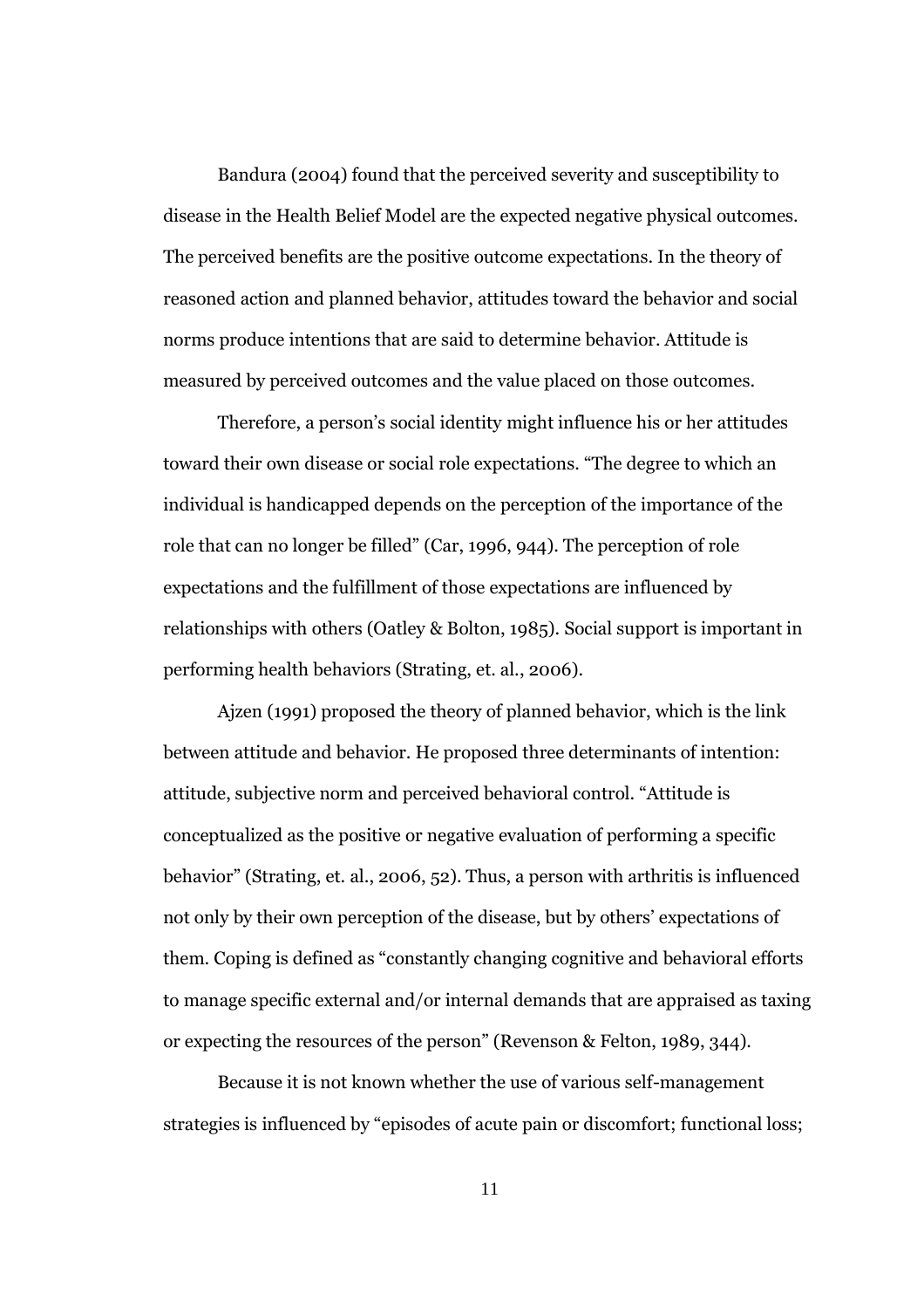Bandura (2004) found that the perceived severity and susceptibility to disease in the Health Belief Model are the expected negative physical outcomes. The perceived benefits are the positive outcome expectations. In the theory of reasoned action and planned behavior, attitudes toward the behavior and social norms produce intentions that are said to determine behavior. Attitude is measured by perceived outcomes and the value placed on those outcomes.

Therefore, a person's social identity might influence his or her attitudes toward their own disease or social role expectations. "The degree to which an individual is handicapped depends on the perception of the importance of the role that can no longer be filled" (Car, 1996, 944). The perception of role expectations and the fulfillment of those expectations are influenced by relationships with others (Oatley & Bolton, 1985). Social support is important in performing health behaviors (Strating, et. al., 2006).

Ajzen (1991) proposed the theory of planned behavior, which is the link between attitude and behavior. He proposed three determinants of intention: attitude, subjective norm and perceived behavioral control. "Attitude is conceptualized as the positive or negative evaluation of performing a specific behavior" (Strating, et. al., 2006, 52). Thus, a person with arthritis is influenced not only by their own perception of the disease, but by others' expectations of them. Coping is defined as "constantly changing cognitive and behavioral efforts to manage specific external and/or internal demands that are appraised as taxing or expecting the resources of the person" (Revenson & Felton, 1989, 344).

Because it is not known whether the use of various self-management strategies is influenced by "episodes of acute pain or discomfort; functional loss;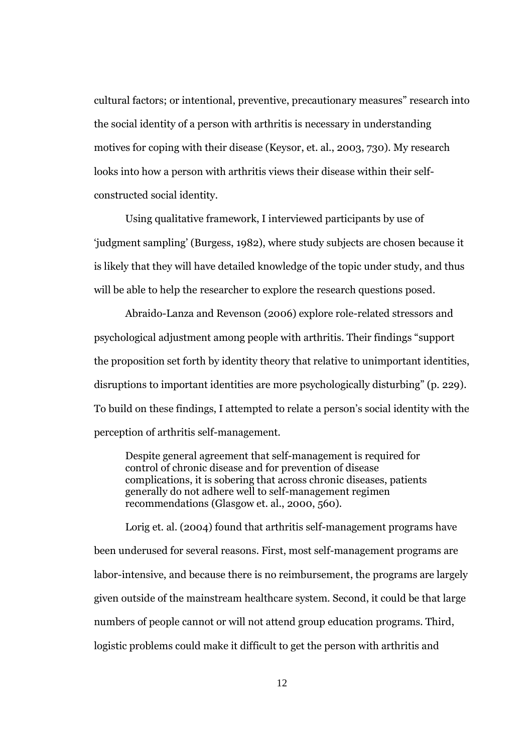cultural factors; or intentional, preventive, precautionary measures" research into the social identity of a person with arthritis is necessary in understanding motives for coping with their disease (Keysor, et. al., 2003, 730). My research looks into how a person with arthritis views their disease within their self-constructed social identity.

Using qualitative framework, I interviewed participants by use of 'judgment sampling' (Burgess, 1982), where study subjects are chosen because it is likely that they will have detailed knowledge of the topic under study, and thus will be able to help the researcher to explore the research questions posed.

Abraido-Lanza and Revenson (2006) explore role-related stressors and psychological adjustment among people with arthritis. Their findings "support the proposition set forth by identity theory that relative to unimportant identities, disruptions to important identities are more psychologically disturbing" (p. 229). To build on these findings, I attempted to relate a person's social identity with the perception of arthritis self-management.

> Despite general agreement that self-management is required for control of chronic disease and for prevention of disease complications, it is sobering that across chronic diseases, patients generally do not adhere well to self-management regimen recommendations (Glasgow et. al., 2000, 560).

Lorig et. al. (2004) found that arthritis self-management programs have been underused for several reasons. First, most self-management programs are labor-intensive, and because there is no reimbursement, the programs are largely given outside of the mainstream healthcare system. Second, it could be that large numbers of people cannot or will not attend group education programs. Third, logistic problems could make it difficult to get the person with arthritis and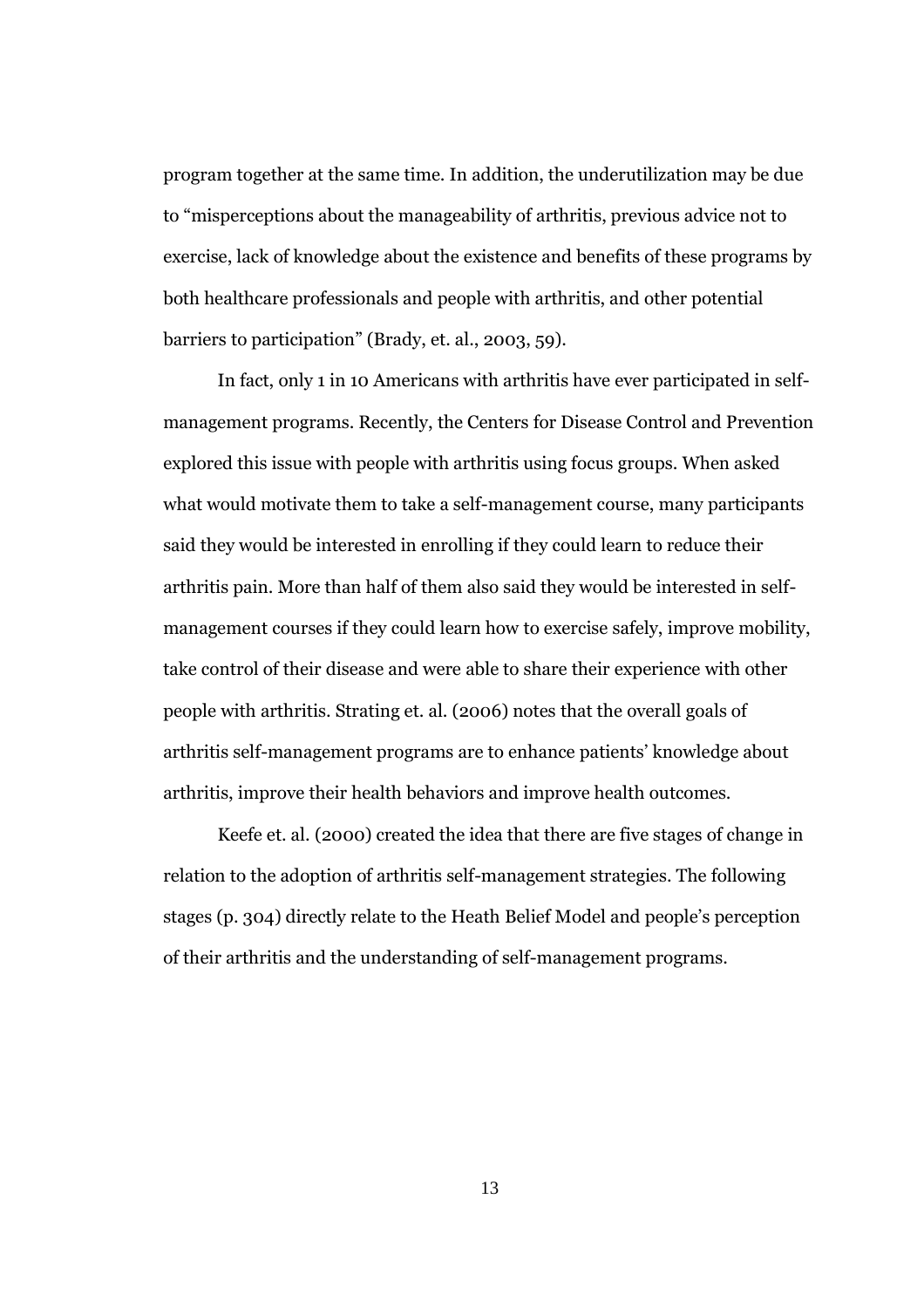program together at the same time. In addition, the underutilization may be due to "misperceptions about the manageability of arthritis, previous advice not to exercise, lack of knowledge about the existence and benefits of these programs by both healthcare professionals and people with arthritis, and other potential barriers to participation" (Brady, et. al., 2003, 59).

In fact, only 1 in 10 Americans with arthritis have ever participated in self-management programs. Recently, the Centers for Disease Control and Prevention explored this issue with people with arthritis using focus groups. When asked what would motivate them to take a self-management course, many participants said they would be interested in enrolling if they could learn to reduce their arthritis pain. More than half of them also said they would be interested in self-management courses if they could learn how to exercise safely, improve mobility, take control of their disease and were able to share their experience with other people with arthritis. Strating et. al. (2006) notes that the overall goals of arthritis self-management programs are to enhance patients' knowledge about arthritis, improve their health behaviors and improve health outcomes.

Keefe et. al. (2000) created the idea that there are five stages of change in relation to the adoption of arthritis self-management strategies. The following stages (p. 304) directly relate to the Heath Belief Model and people's perception of their arthritis and the understanding of self-management programs.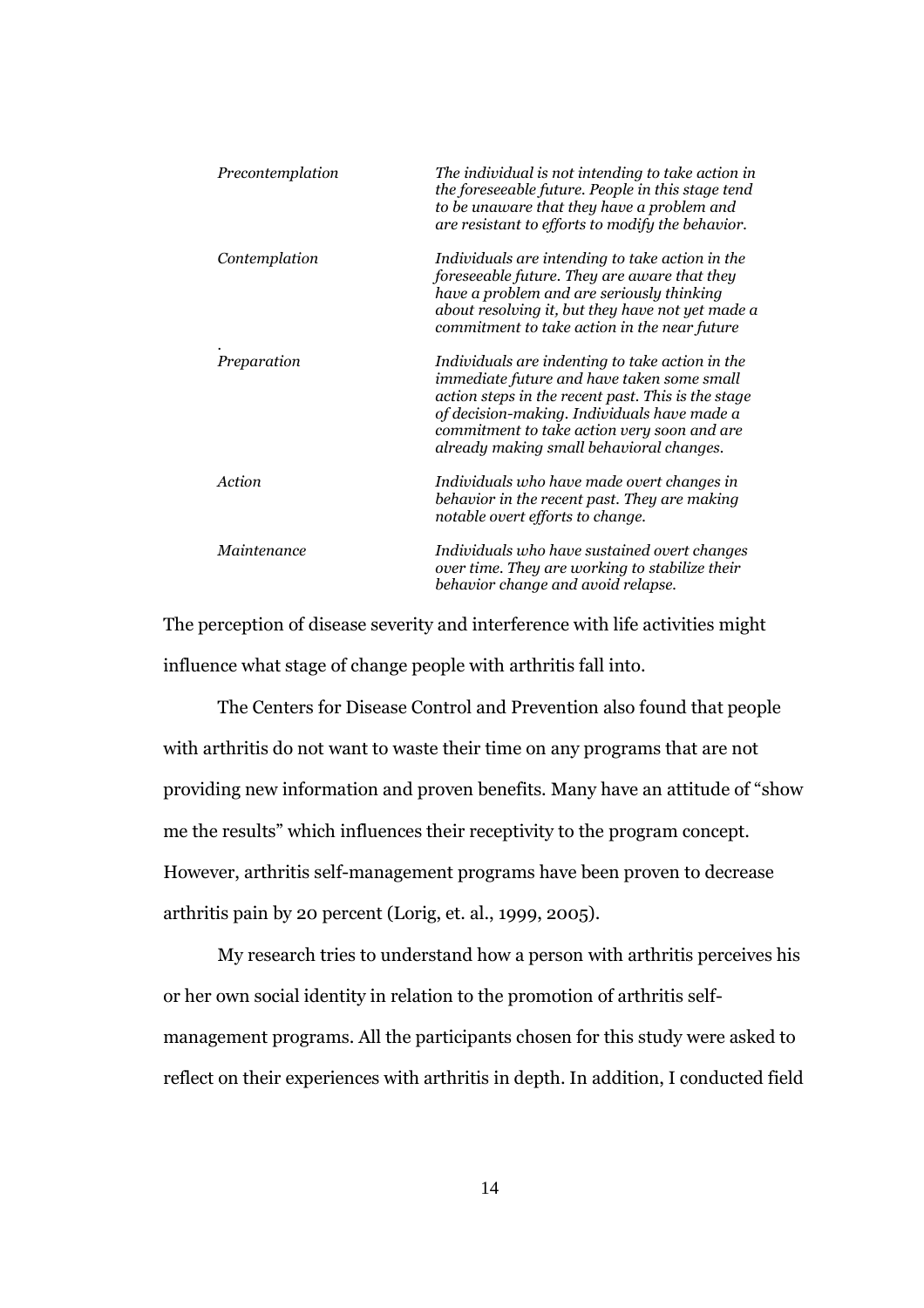| | |
|---|---|
| *Precontemplation* | *The individual is not intending to take action in the foreseeable future. People in this stage tend to be unaware that they have a problem and are resistant to efforts to modify the behavior.* |
| *Contemplation* | *Individuals are intending to take action in the foreseeable future. They are aware that they have a problem and are seriously thinking about resolving it, but they have not yet made a commitment to take action in the near future* |
| *Preparation* | *Individuals are indenting to take action in the immediate future and have taken some small action steps in the recent past. This is the stage of decision-making. Individuals have made a commitment to take action very soon and are already making small behavioral changes.* |
| *Action* | *Individuals who have made overt changes in behavior in the recent past. They are making notable overt efforts to change.* |
| *Maintenance* | *Individuals who have sustained overt changes over time. They are working to stabilize their behavior change and avoid relapse.* |

The perception of disease severity and interference with life activities might influence what stage of change people with arthritis fall into.

The Centers for Disease Control and Prevention also found that people with arthritis do not want to waste their time on any programs that are not providing new information and proven benefits. Many have an attitude of "show me the results" which influences their receptivity to the program concept. However, arthritis self-management programs have been proven to decrease arthritis pain by 20 percent (Lorig, et. al., 1999, 2005).

My research tries to understand how a person with arthritis perceives his or her own social identity in relation to the promotion of arthritis self-management programs. All the participants chosen for this study were asked to reflect on their experiences with arthritis in depth. In addition, I conducted field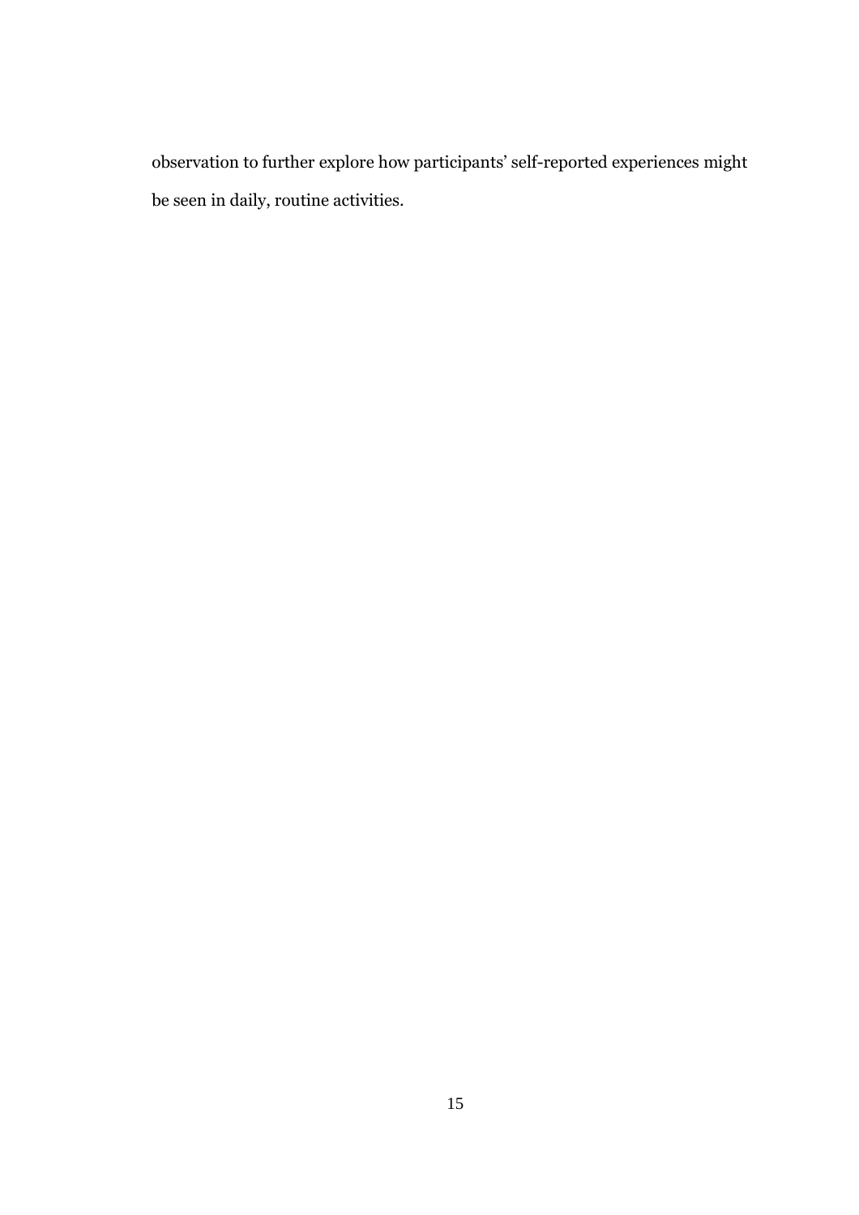observation to further explore how participants' self-reported experiences might be seen in daily, routine activities.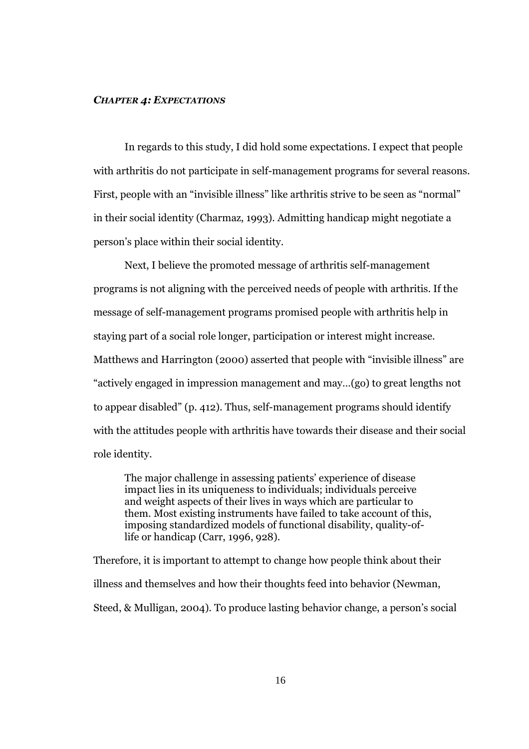## *CHAPTER 4: EXPECTATIONS*

In regards to this study, I did hold some expectations. I expect that people with arthritis do not participate in self-management programs for several reasons. First, people with an "invisible illness" like arthritis strive to be seen as "normal" in their social identity (Charmaz, 1993). Admitting handicap might negotiate a person's place within their social identity.

Next, I believe the promoted message of arthritis self-management programs is not aligning with the perceived needs of people with arthritis. If the message of self-management programs promised people with arthritis help in staying part of a social role longer, participation or interest might increase. Matthews and Harrington (2000) asserted that people with "invisible illness" are "actively engaged in impression management and may…(go) to great lengths not to appear disabled" (p. 412). Thus, self-management programs should identify with the attitudes people with arthritis have towards their disease and their social role identity.

> The major challenge in assessing patients' experience of disease impact lies in its uniqueness to individuals; individuals perceive and weight aspects of their lives in ways which are particular to them. Most existing instruments have failed to take account of this, imposing standardized models of functional disability, quality-of-life or handicap (Carr, 1996, 928).

Therefore, it is important to attempt to change how people think about their illness and themselves and how their thoughts feed into behavior (Newman, Steed, & Mulligan, 2004). To produce lasting behavior change, a person's social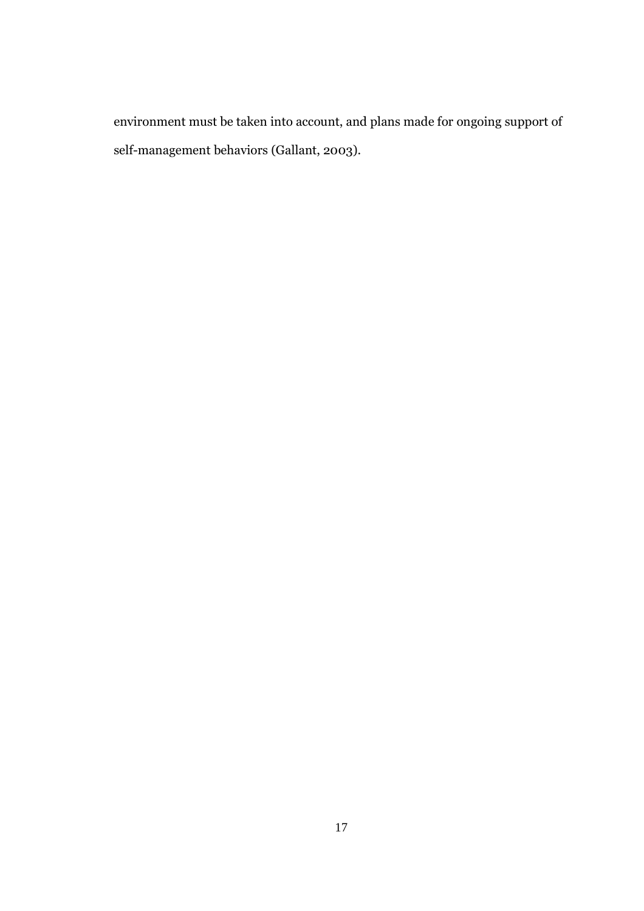environment must be taken into account, and plans made for ongoing support of self-management behaviors (Gallant, 2003).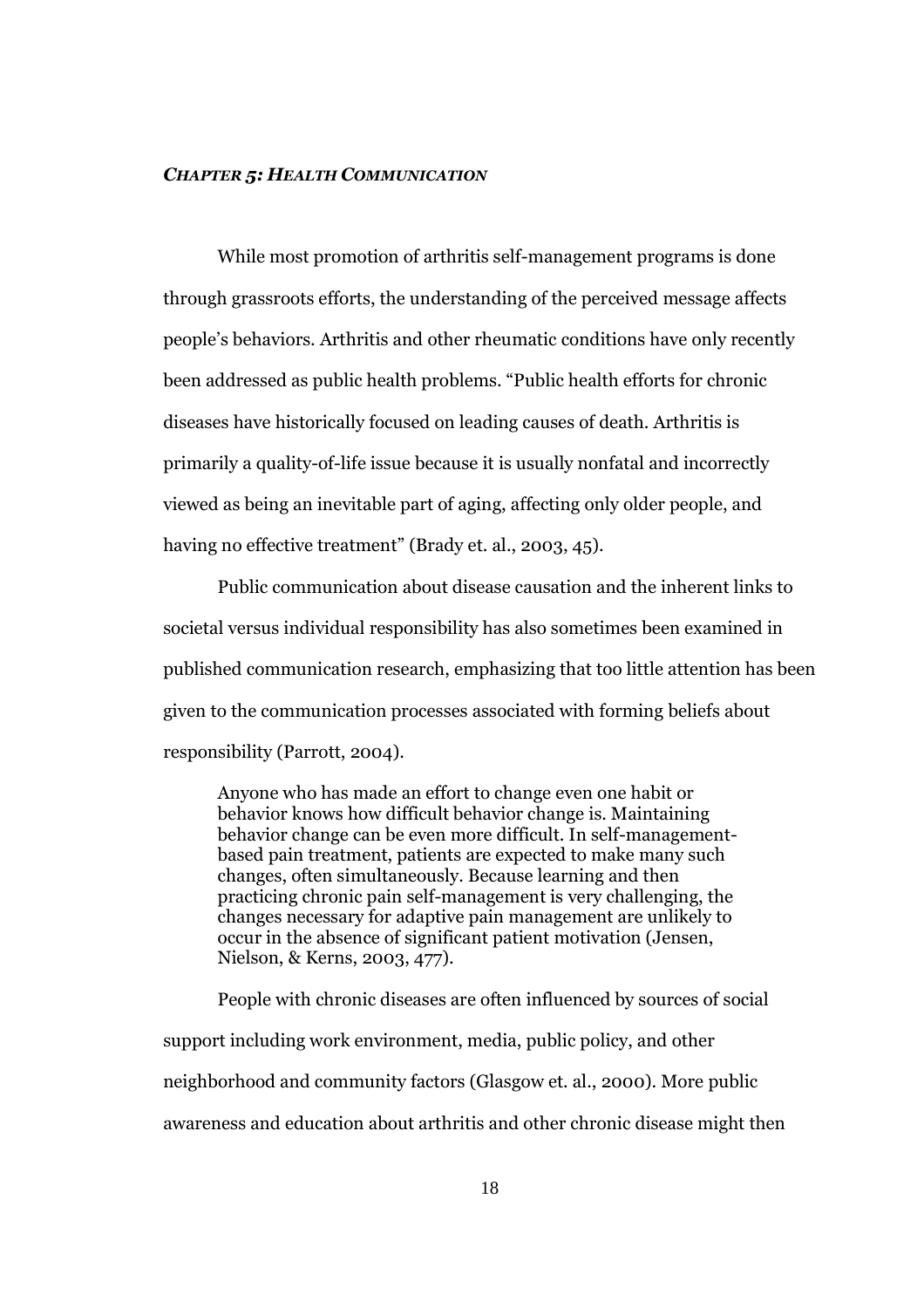## *CHAPTER 5: HEALTH COMMUNICATION*

While most promotion of arthritis self-management programs is done through grassroots efforts, the understanding of the perceived message affects people's behaviors. Arthritis and other rheumatic conditions have only recently been addressed as public health problems. "Public health efforts for chronic diseases have historically focused on leading causes of death. Arthritis is primarily a quality-of-life issue because it is usually nonfatal and incorrectly viewed as being an inevitable part of aging, affecting only older people, and having no effective treatment" (Brady et. al., 2003, 45).

Public communication about disease causation and the inherent links to societal versus individual responsibility has also sometimes been examined in published communication research, emphasizing that too little attention has been given to the communication processes associated with forming beliefs about responsibility (Parrott, 2004).

> Anyone who has made an effort to change even one habit or behavior knows how difficult behavior change is. Maintaining behavior change can be even more difficult. In self-management-based pain treatment, patients are expected to make many such changes, often simultaneously. Because learning and then practicing chronic pain self-management is very challenging, the changes necessary for adaptive pain management are unlikely to occur in the absence of significant patient motivation (Jensen, Nielson, & Kerns, 2003, 477).

People with chronic diseases are often influenced by sources of social support including work environment, media, public policy, and other neighborhood and community factors (Glasgow et. al., 2000). More public awareness and education about arthritis and other chronic disease might then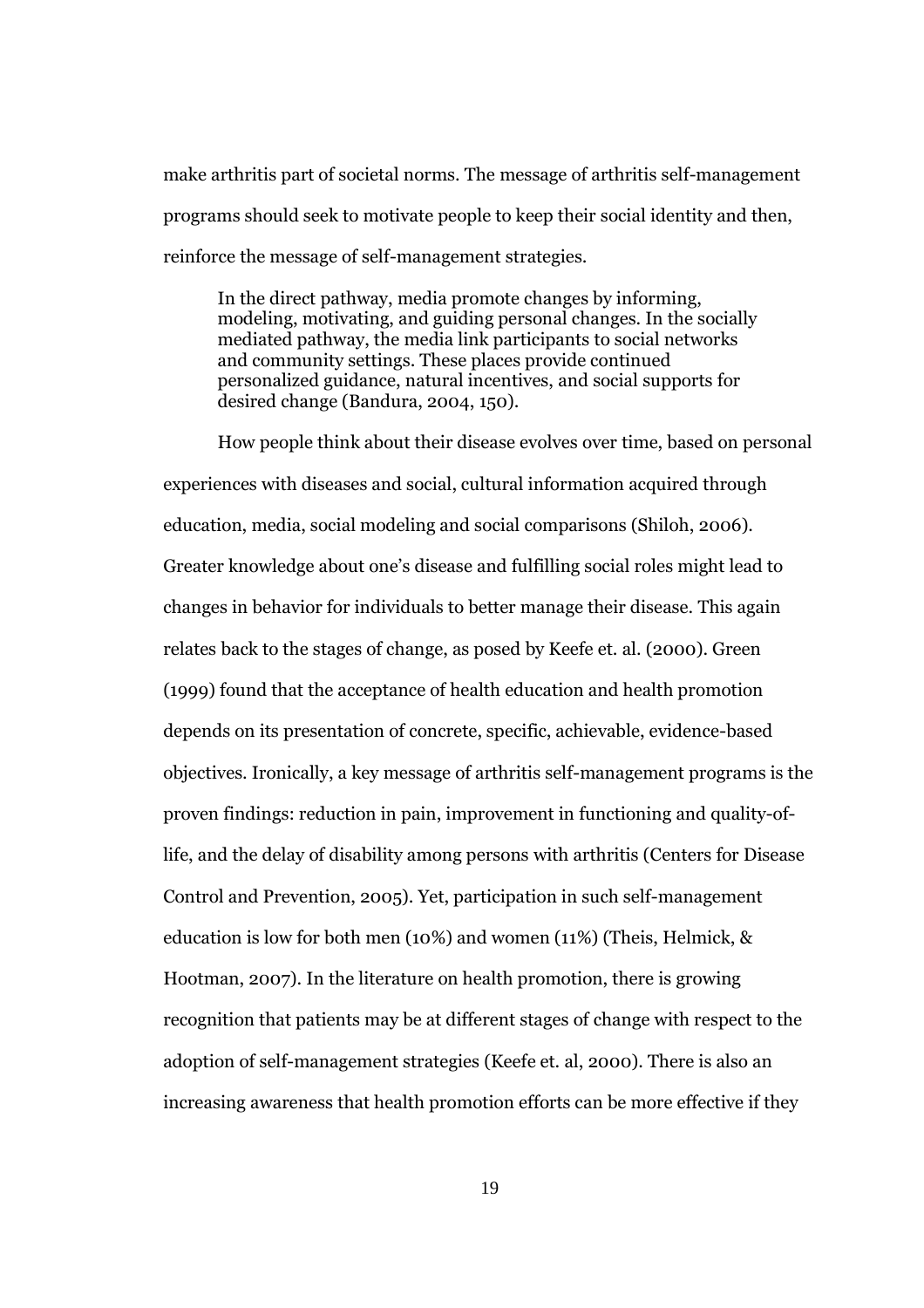make arthritis part of societal norms. The message of arthritis self-management programs should seek to motivate people to keep their social identity and then, reinforce the message of self-management strategies.

> In the direct pathway, media promote changes by informing, modeling, motivating, and guiding personal changes. In the socially mediated pathway, the media link participants to social networks and community settings. These places provide continued personalized guidance, natural incentives, and social supports for desired change (Bandura, 2004, 150).

How people think about their disease evolves over time, based on personal experiences with diseases and social, cultural information acquired through education, media, social modeling and social comparisons (Shiloh, 2006). Greater knowledge about one's disease and fulfilling social roles might lead to changes in behavior for individuals to better manage their disease. This again relates back to the stages of change, as posed by Keefe et. al. (2000). Green (1999) found that the acceptance of health education and health promotion depends on its presentation of concrete, specific, achievable, evidence-based objectives. Ironically, a key message of arthritis self-management programs is the proven findings: reduction in pain, improvement in functioning and quality-of-life, and the delay of disability among persons with arthritis (Centers for Disease Control and Prevention, 2005). Yet, participation in such self-management education is low for both men (10%) and women (11%) (Theis, Helmick, & Hootman, 2007). In the literature on health promotion, there is growing recognition that patients may be at different stages of change with respect to the adoption of self-management strategies (Keefe et. al, 2000). There is also an increasing awareness that health promotion efforts can be more effective if they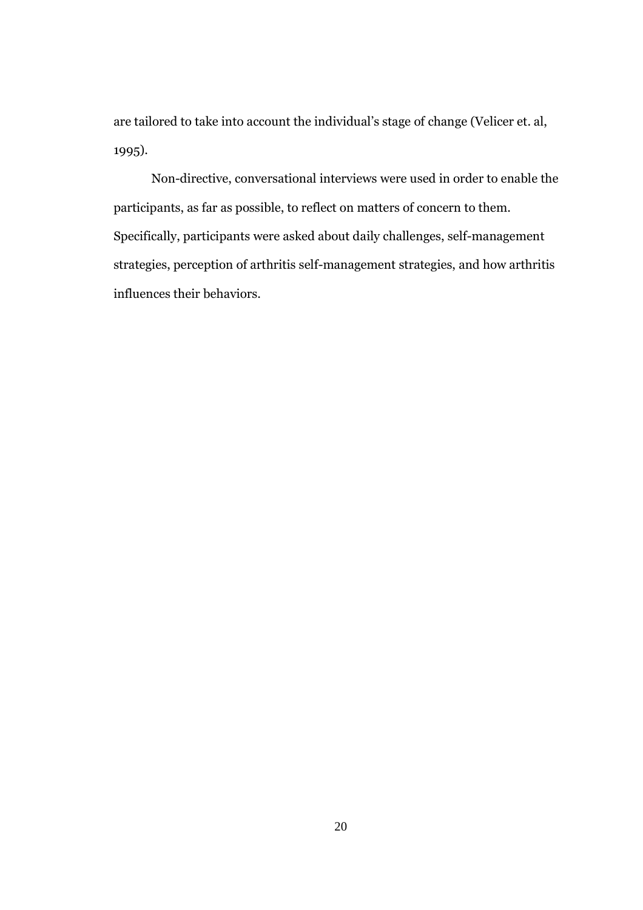are tailored to take into account the individual's stage of change (Velicer et. al, 1995).

Non-directive, conversational interviews were used in order to enable the participants, as far as possible, to reflect on matters of concern to them. Specifically, participants were asked about daily challenges, self-management strategies, perception of arthritis self-management strategies, and how arthritis influences their behaviors.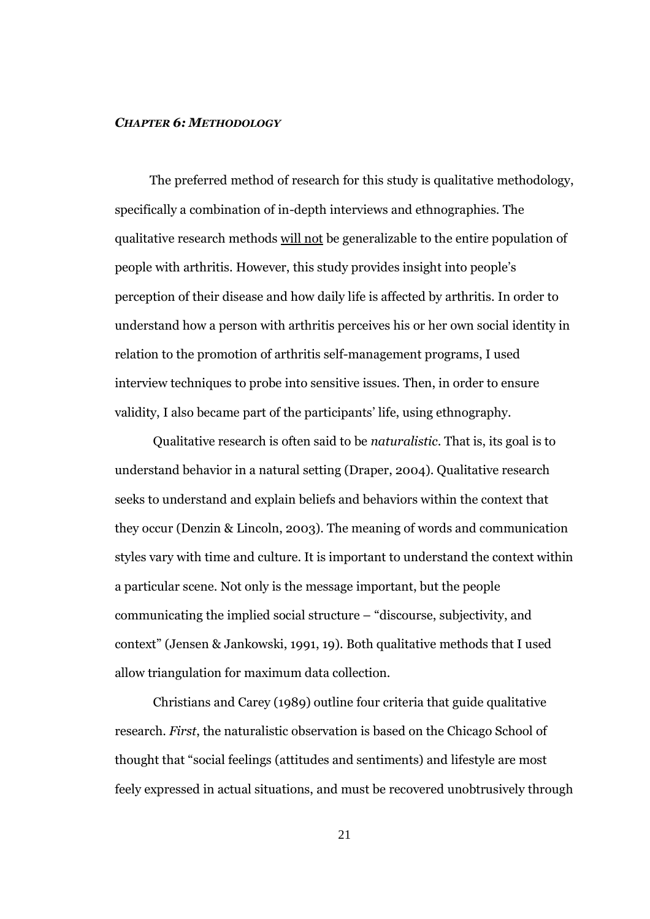### ***CHAPTER 6: METHODOLOGY***

The preferred method of research for this study is qualitative methodology, specifically a combination of in-depth interviews and ethnographies. The qualitative research methods <u>will not</u> be generalizable to the entire population of people with arthritis. However, this study provides insight into people's perception of their disease and how daily life is affected by arthritis. In order to understand how a person with arthritis perceives his or her own social identity in relation to the promotion of arthritis self-management programs, I used interview techniques to probe into sensitive issues. Then, in order to ensure validity, I also became part of the participants' life, using ethnography.

Qualitative research is often said to be *naturalistic*. That is, its goal is to understand behavior in a natural setting (Draper, 2004). Qualitative research seeks to understand and explain beliefs and behaviors within the context that they occur (Denzin & Lincoln, 2003). The meaning of words and communication styles vary with time and culture. It is important to understand the context within a particular scene. Not only is the message important, but the people communicating the implied social structure – "discourse, subjectivity, and context" (Jensen & Jankowski, 1991, 19). Both qualitative methods that I used allow triangulation for maximum data collection.

Christians and Carey (1989) outline four criteria that guide qualitative research. *First*, the naturalistic observation is based on the Chicago School of thought that "social feelings (attitudes and sentiments) and lifestyle are most feely expressed in actual situations, and must be recovered unobtrusively through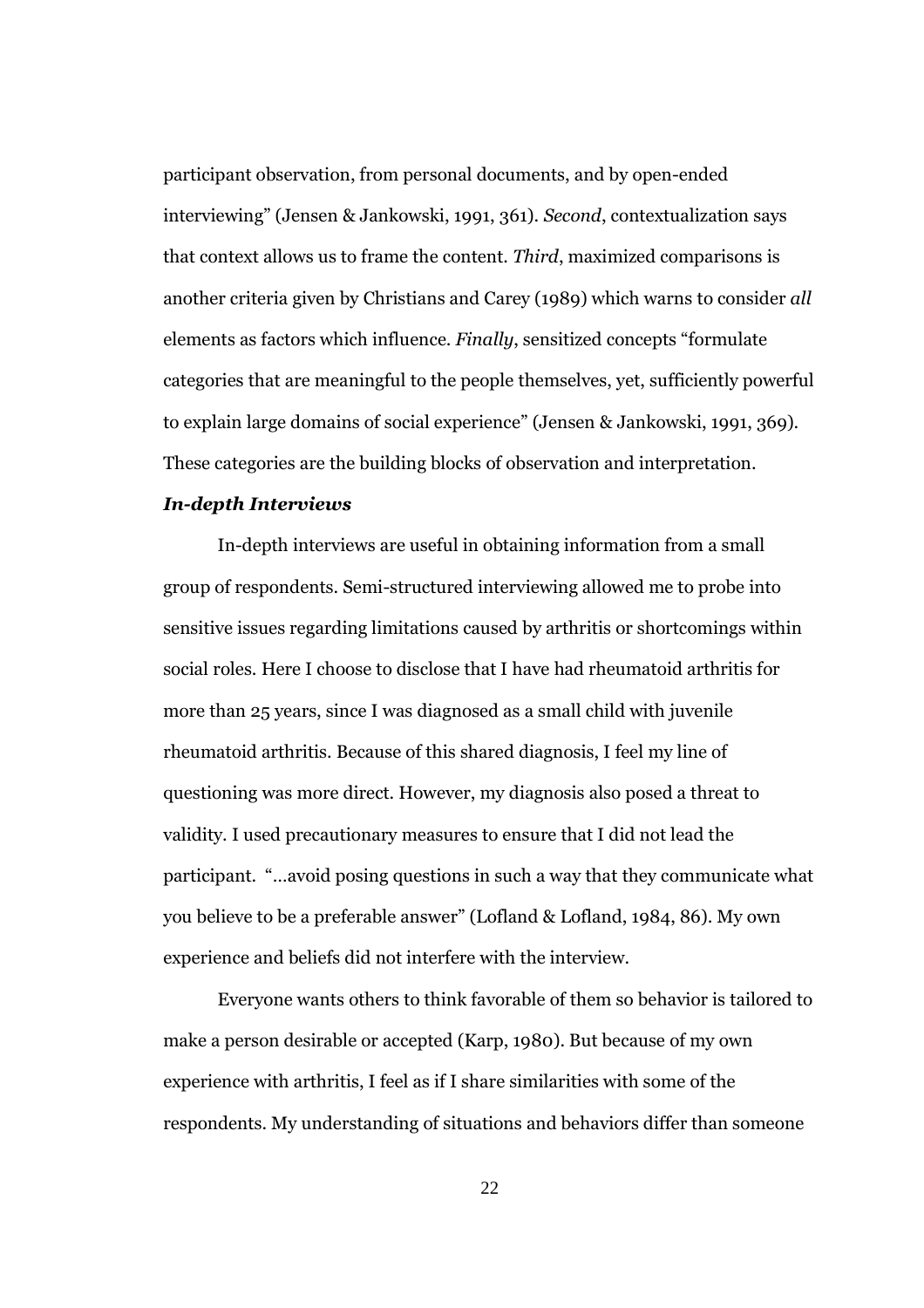participant observation, from personal documents, and by open-ended interviewing" (Jensen & Jankowski, 1991, 361). *Second*, contextualization says that context allows us to frame the content. *Third*, maximized comparisons is another criteria given by Christians and Carey (1989) which warns to consider *all* elements as factors which influence. *Finally*, sensitized concepts "formulate categories that are meaningful to the people themselves, yet, sufficiently powerful to explain large domains of social experience" (Jensen & Jankowski, 1991, 369). These categories are the building blocks of observation and interpretation.

### *In-depth Interviews*

In-depth interviews are useful in obtaining information from a small group of respondents. Semi-structured interviewing allowed me to probe into sensitive issues regarding limitations caused by arthritis or shortcomings within social roles. Here I choose to disclose that I have had rheumatoid arthritis for more than 25 years, since I was diagnosed as a small child with juvenile rheumatoid arthritis. Because of this shared diagnosis, I feel my line of questioning was more direct. However, my diagnosis also posed a threat to validity. I used precautionary measures to ensure that I did not lead the participant. "…avoid posing questions in such a way that they communicate what you believe to be a preferable answer" (Lofland & Lofland, 1984, 86). My own experience and beliefs did not interfere with the interview.

Everyone wants others to think favorable of them so behavior is tailored to make a person desirable or accepted (Karp, 1980). But because of my own experience with arthritis, I feel as if I share similarities with some of the respondents. My understanding of situations and behaviors differ than someone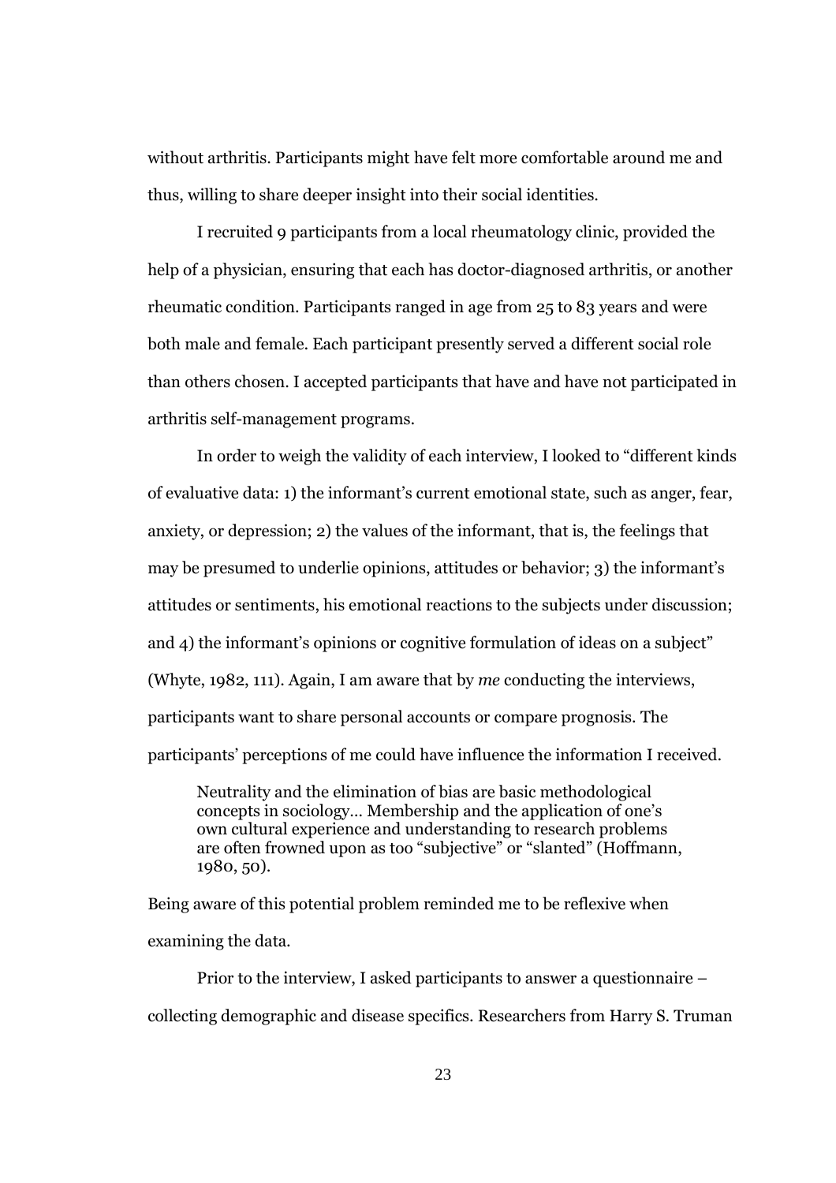without arthritis. Participants might have felt more comfortable around me and thus, willing to share deeper insight into their social identities.

I recruited 9 participants from a local rheumatology clinic, provided the help of a physician, ensuring that each has doctor-diagnosed arthritis, or another rheumatic condition. Participants ranged in age from 25 to 83 years and were both male and female. Each participant presently served a different social role than others chosen. I accepted participants that have and have not participated in arthritis self-management programs.

In order to weigh the validity of each interview, I looked to "different kinds of evaluative data: 1) the informant's current emotional state, such as anger, fear, anxiety, or depression; 2) the values of the informant, that is, the feelings that may be presumed to underlie opinions, attitudes or behavior; 3) the informant's attitudes or sentiments, his emotional reactions to the subjects under discussion; and 4) the informant's opinions or cognitive formulation of ideas on a subject" (Whyte, 1982, 111). Again, I am aware that by *me* conducting the interviews, participants want to share personal accounts or compare prognosis. The participants' perceptions of me could have influence the information I received.

> Neutrality and the elimination of bias are basic methodological concepts in sociology… Membership and the application of one's own cultural experience and understanding to research problems are often frowned upon as too "subjective" or "slanted" (Hoffmann, 1980, 50).

Being aware of this potential problem reminded me to be reflexive when examining the data.

Prior to the interview, I asked participants to answer a questionnaire – collecting demographic and disease specifics. Researchers from Harry S. Truman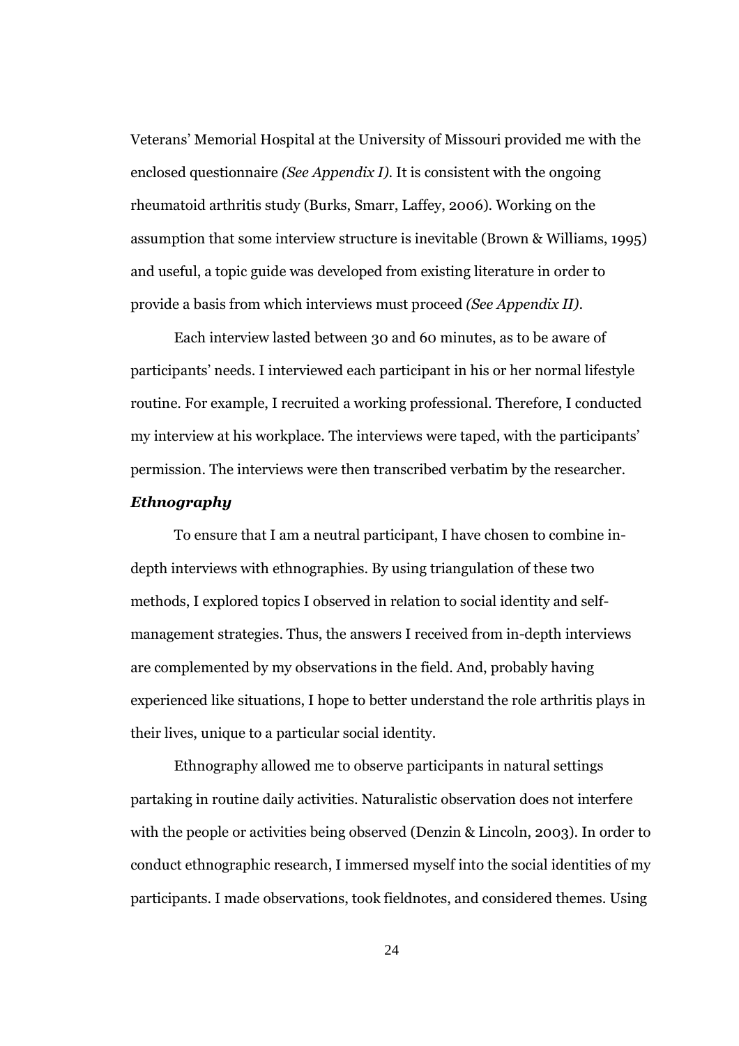Veterans' Memorial Hospital at the University of Missouri provided me with the enclosed questionnaire *(See Appendix I)*. It is consistent with the ongoing rheumatoid arthritis study (Burks, Smarr, Laffey, 2006). Working on the assumption that some interview structure is inevitable (Brown & Williams, 1995) and useful, a topic guide was developed from existing literature in order to provide a basis from which interviews must proceed *(See Appendix II)*.

Each interview lasted between 30 and 60 minutes, as to be aware of participants' needs. I interviewed each participant in his or her normal lifestyle routine. For example, I recruited a working professional. Therefore, I conducted my interview at his workplace. The interviews were taped, with the participants' permission. The interviews were then transcribed verbatim by the researcher.

### *Ethnography*

To ensure that I am a neutral participant, I have chosen to combine in-depth interviews with ethnographies. By using triangulation of these two methods, I explored topics I observed in relation to social identity and self-management strategies. Thus, the answers I received from in-depth interviews are complemented by my observations in the field. And, probably having experienced like situations, I hope to better understand the role arthritis plays in their lives, unique to a particular social identity.

Ethnography allowed me to observe participants in natural settings partaking in routine daily activities. Naturalistic observation does not interfere with the people or activities being observed (Denzin & Lincoln, 2003). In order to conduct ethnographic research, I immersed myself into the social identities of my participants. I made observations, took fieldnotes, and considered themes. Using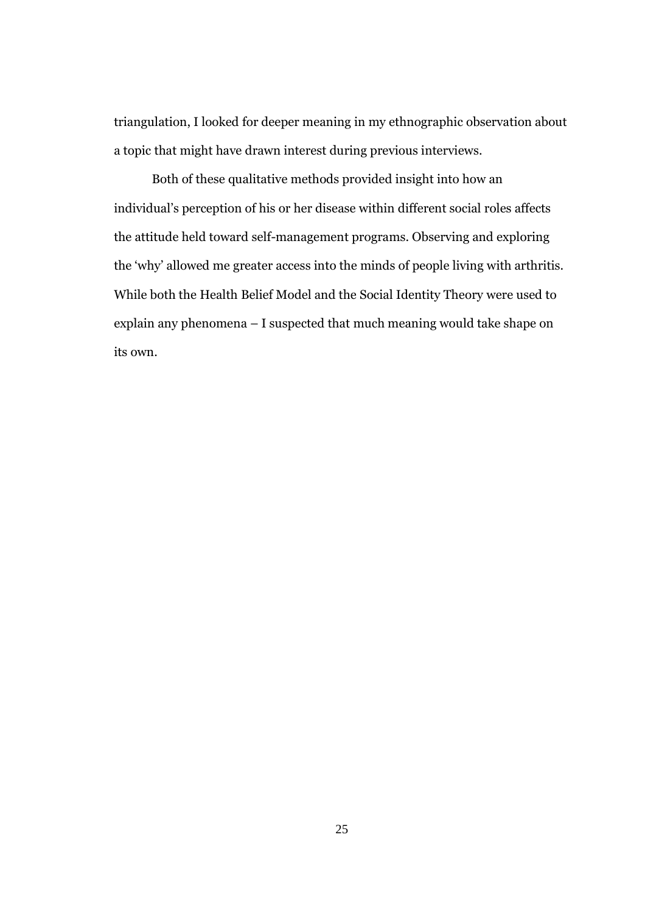triangulation, I looked for deeper meaning in my ethnographic observation about a topic that might have drawn interest during previous interviews.

Both of these qualitative methods provided insight into how an individual's perception of his or her disease within different social roles affects the attitude held toward self-management programs. Observing and exploring the 'why' allowed me greater access into the minds of people living with arthritis. While both the Health Belief Model and the Social Identity Theory were used to explain any phenomena – I suspected that much meaning would take shape on its own.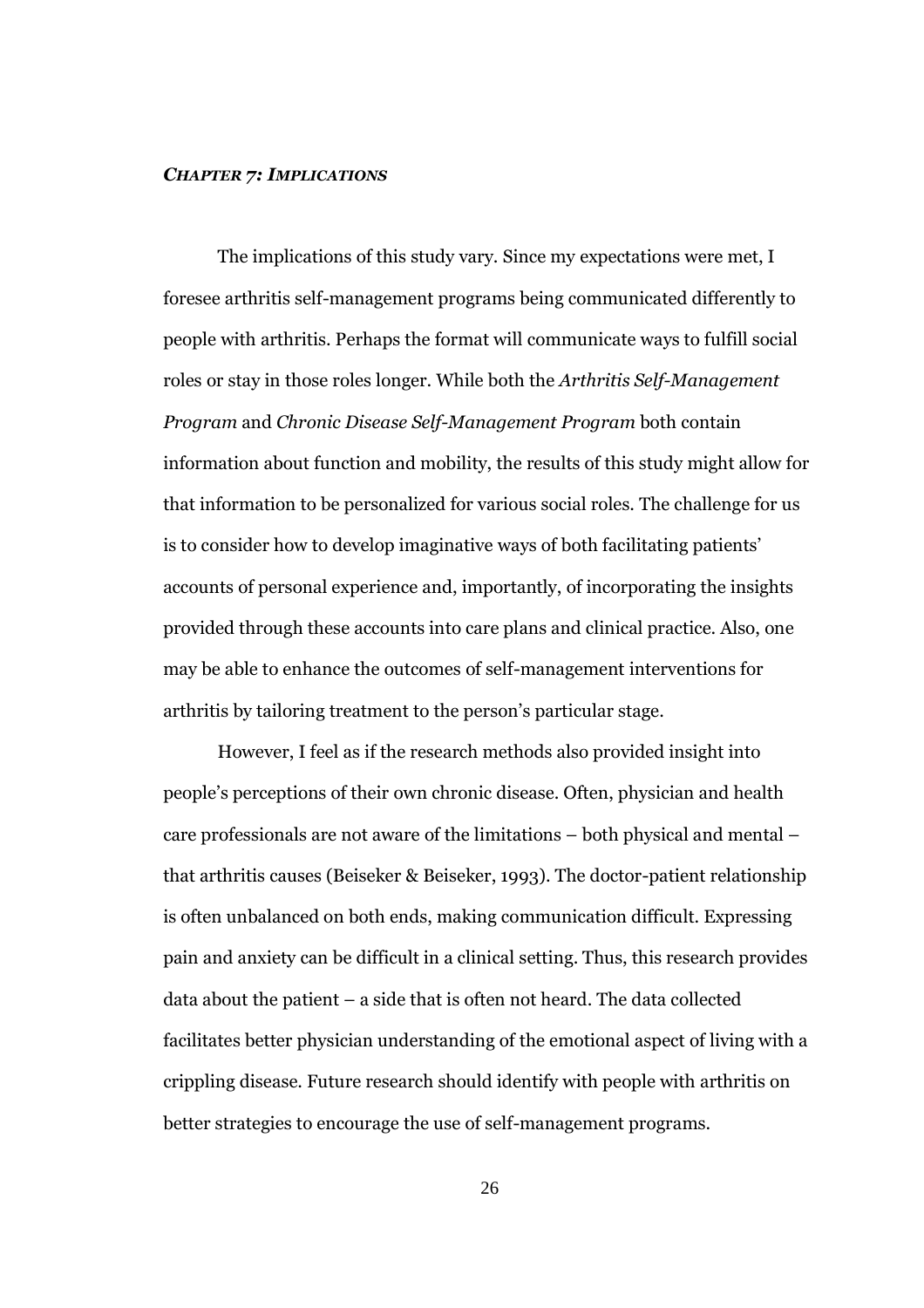## *CHAPTER 7: IMPLICATIONS*

The implications of this study vary. Since my expectations were met, I foresee arthritis self-management programs being communicated differently to people with arthritis. Perhaps the format will communicate ways to fulfill social roles or stay in those roles longer. While both the *Arthritis Self-Management Program* and *Chronic Disease Self-Management Program* both contain information about function and mobility, the results of this study might allow for that information to be personalized for various social roles. The challenge for us is to consider how to develop imaginative ways of both facilitating patients' accounts of personal experience and, importantly, of incorporating the insights provided through these accounts into care plans and clinical practice. Also, one may be able to enhance the outcomes of self-management interventions for arthritis by tailoring treatment to the person's particular stage.

However, I feel as if the research methods also provided insight into people's perceptions of their own chronic disease. Often, physician and health care professionals are not aware of the limitations – both physical and mental – that arthritis causes (Beiseker & Beiseker, 1993). The doctor-patient relationship is often unbalanced on both ends, making communication difficult. Expressing pain and anxiety can be difficult in a clinical setting. Thus, this research provides data about the patient – a side that is often not heard. The data collected facilitates better physician understanding of the emotional aspect of living with a crippling disease. Future research should identify with people with arthritis on better strategies to encourage the use of self-management programs.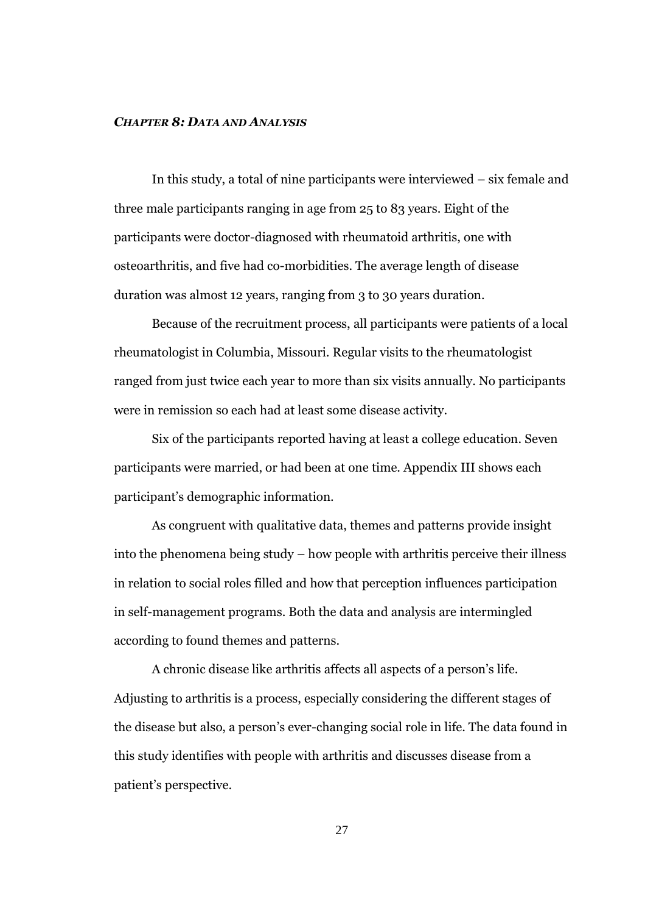### *CHAPTER 8: DATA AND ANALYSIS*

In this study, a total of nine participants were interviewed – six female and three male participants ranging in age from 25 to 83 years. Eight of the participants were doctor-diagnosed with rheumatoid arthritis, one with osteoarthritis, and five had co-morbidities. The average length of disease duration was almost 12 years, ranging from 3 to 30 years duration.

Because of the recruitment process, all participants were patients of a local rheumatologist in Columbia, Missouri. Regular visits to the rheumatologist ranged from just twice each year to more than six visits annually. No participants were in remission so each had at least some disease activity.

Six of the participants reported having at least a college education. Seven participants were married, or had been at one time. Appendix III shows each participant's demographic information.

As congruent with qualitative data, themes and patterns provide insight into the phenomena being study – how people with arthritis perceive their illness in relation to social roles filled and how that perception influences participation in self-management programs. Both the data and analysis are intermingled according to found themes and patterns.

A chronic disease like arthritis affects all aspects of a person's life. Adjusting to arthritis is a process, especially considering the different stages of the disease but also, a person's ever-changing social role in life. The data found in this study identifies with people with arthritis and discusses disease from a patient's perspective.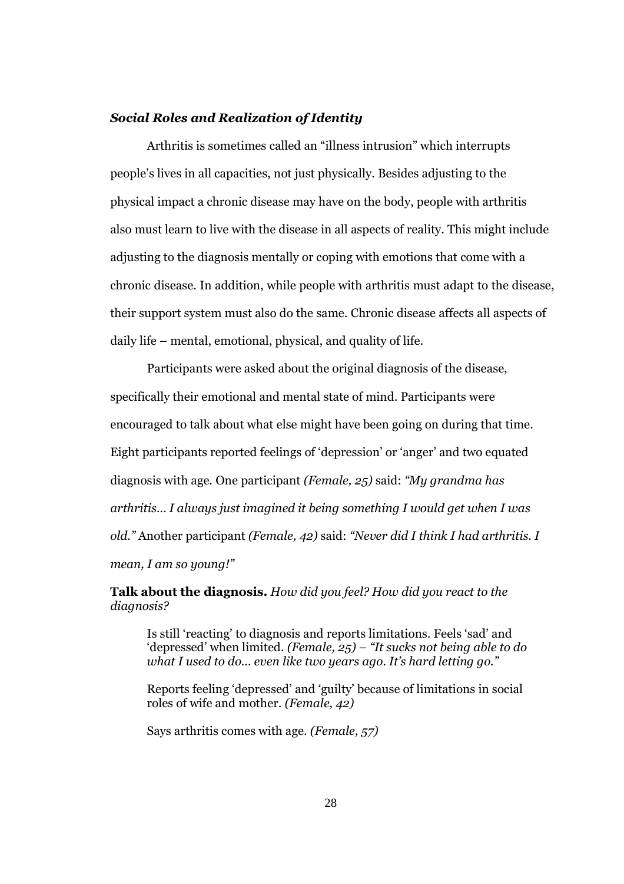### *Social Roles and Realization of Identity*

Arthritis is sometimes called an "illness intrusion" which interrupts people's lives in all capacities, not just physically. Besides adjusting to the physical impact a chronic disease may have on the body, people with arthritis also must learn to live with the disease in all aspects of reality. This might include adjusting to the diagnosis mentally or coping with emotions that come with a chronic disease. In addition, while people with arthritis must adapt to the disease, their support system must also do the same. Chronic disease affects all aspects of daily life – mental, emotional, physical, and quality of life.

Participants were asked about the original diagnosis of the disease, specifically their emotional and mental state of mind. Participants were encouraged to talk about what else might have been going on during that time. Eight participants reported feelings of 'depression' or 'anger' and two equated diagnosis with age. One participant *(Female, 25)* said: *"My grandma has arthritis… I always just imagined it being something I would get when I was old."* Another participant *(Female, 42)* said: *"Never did I think I had arthritis. I mean, I am so young!"*

**Talk about the diagnosis.** *How did you feel? How did you react to the diagnosis?*

> Is still 'reacting' to diagnosis and reports limitations. Feels 'sad' and 'depressed' when limited. *(Female, 25)* – *"It sucks not being able to do what I used to do… even like two years ago. It's hard letting go."*
>
> Reports feeling 'depressed' and 'guilty' because of limitations in social roles of wife and mother. *(Female, 42)*
>
> Says arthritis comes with age. *(Female, 57)*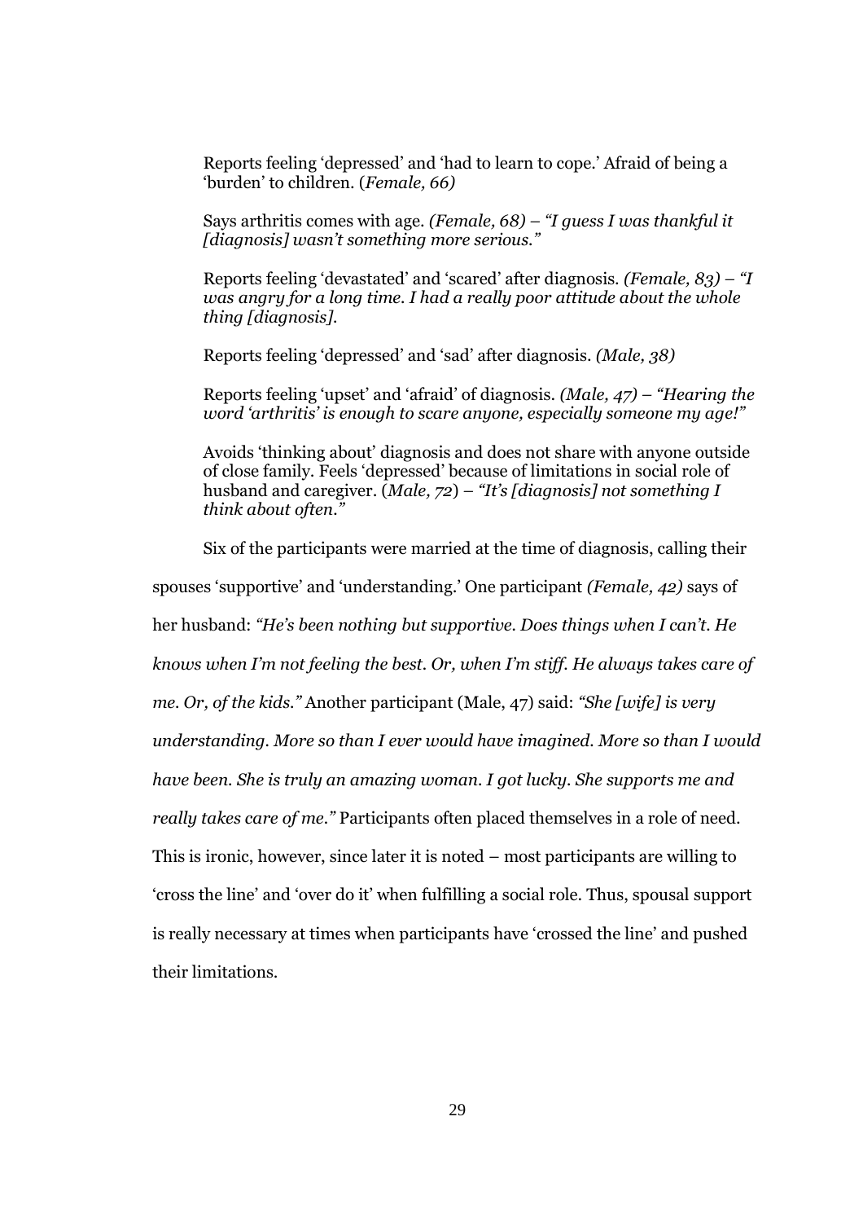Reports feeling 'depressed' and 'had to learn to cope.' Afraid of being a 'burden' to children. (*Female, 66)*

Says arthritis comes with age. *(Female, 68) – "I guess I was thankful it [diagnosis] wasn't something more serious."*

Reports feeling 'devastated' and 'scared' after diagnosis. *(Female, 83) – "I was angry for a long time. I had a really poor attitude about the whole thing [diagnosis].*

Reports feeling 'depressed' and 'sad' after diagnosis. *(Male, 38)*

Reports feeling 'upset' and 'afraid' of diagnosis. *(Male, 47) – "Hearing the word 'arthritis' is enough to scare anyone, especially someone my age!"*

Avoids 'thinking about' diagnosis and does not share with anyone outside of close family. Feels 'depressed' because of limitations in social role of husband and caregiver. (*Male, 72*) – *"It's [diagnosis] not something I think about often."*

Six of the participants were married at the time of diagnosis, calling their spouses 'supportive' and 'understanding.' One participant *(Female, 42)* says of her husband: *"He's been nothing but supportive. Does things when I can't. He knows when I'm not feeling the best. Or, when I'm stiff. He always takes care of me. Or, of the kids."* Another participant (Male, 47) said: *"She [wife] is very understanding. More so than I ever would have imagined. More so than I would have been. She is truly an amazing woman. I got lucky. She supports me and really takes care of me."* Participants often placed themselves in a role of need. This is ironic, however, since later it is noted – most participants are willing to 'cross the line' and 'over do it' when fulfilling a social role. Thus, spousal support is really necessary at times when participants have 'crossed the line' and pushed their limitations.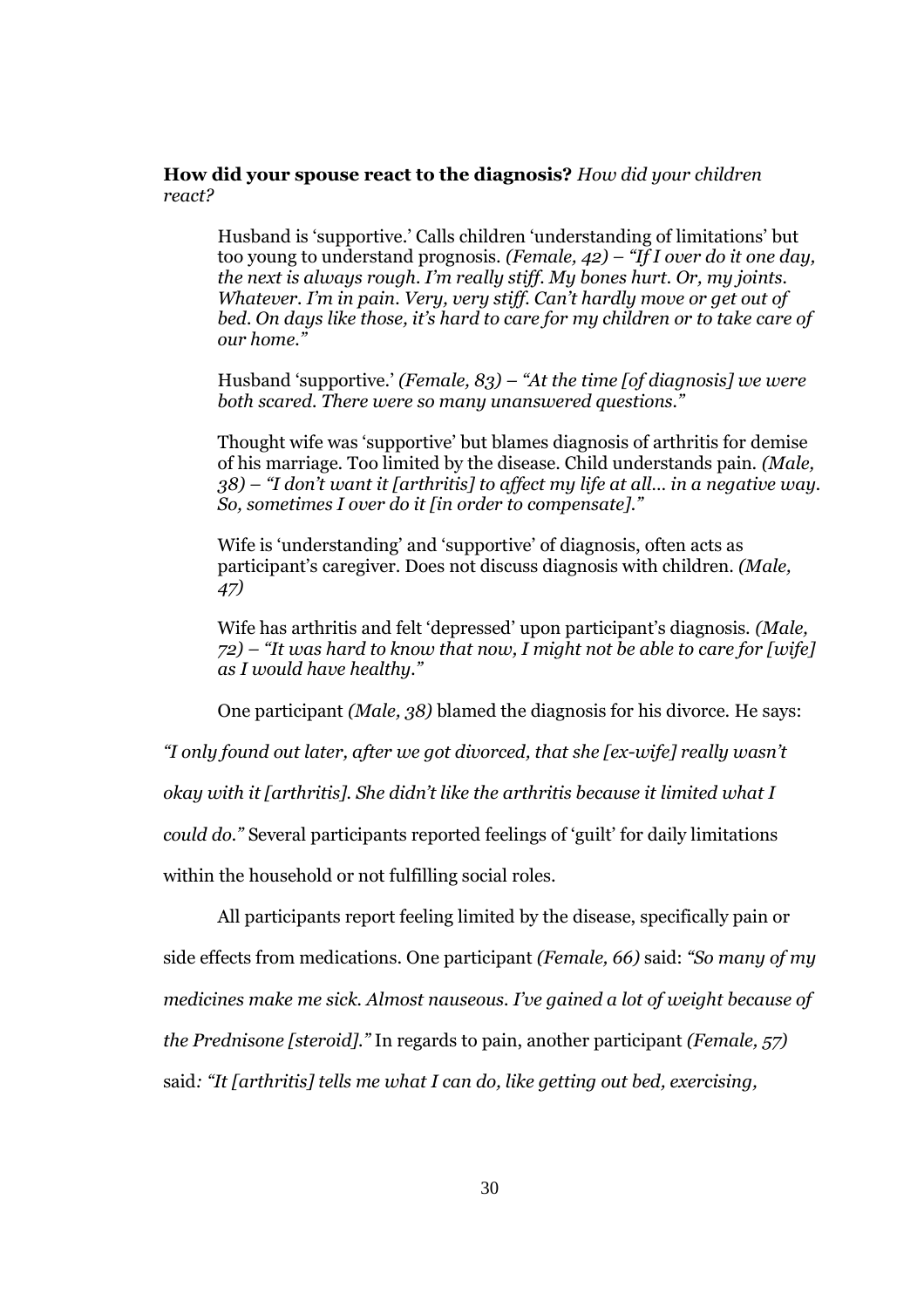**How did your spouse react to the diagnosis?** *How did your children react?*

> Husband is 'supportive.' Calls children 'understanding of limitations' but too young to understand prognosis. *(Female, 42) – "If I over do it one day, the next is always rough. I'm really stiff. My bones hurt. Or, my joints. Whatever. I'm in pain. Very, very stiff. Can't hardly move or get out of bed. On days like those, it's hard to care for my children or to take care of our home."*
>
> Husband 'supportive.' *(Female, 83) – "At the time [of diagnosis] we were both scared. There were so many unanswered questions."*
>
> Thought wife was 'supportive' but blames diagnosis of arthritis for demise of his marriage. Too limited by the disease. Child understands pain. *(Male, 38) – "I don't want it [arthritis] to affect my life at all… in a negative way. So, sometimes I over do it [in order to compensate]."*
>
> Wife is 'understanding' and 'supportive' of diagnosis, often acts as participant's caregiver. Does not discuss diagnosis with children. *(Male, 47)*
>
> Wife has arthritis and felt 'depressed' upon participant's diagnosis. *(Male, 72) – "It was hard to know that now, I might not be able to care for [wife] as I would have healthy."*

One participant *(Male, 38)* blamed the diagnosis for his divorce. He says: *"I only found out later, after we got divorced, that she [ex-wife] really wasn't okay with it [arthritis]. She didn't like the arthritis because it limited what I could do."* Several participants reported feelings of 'guilt' for daily limitations within the household or not fulfilling social roles.

All participants report feeling limited by the disease, specifically pain or side effects from medications. One participant *(Female, 66)* said: *"So many of my medicines make me sick. Almost nauseous. I've gained a lot of weight because of the Prednisone [steroid]."* In regards to pain, another participant *(Female, 57)* said*: "It [arthritis] tells me what I can do, like getting out bed, exercising,*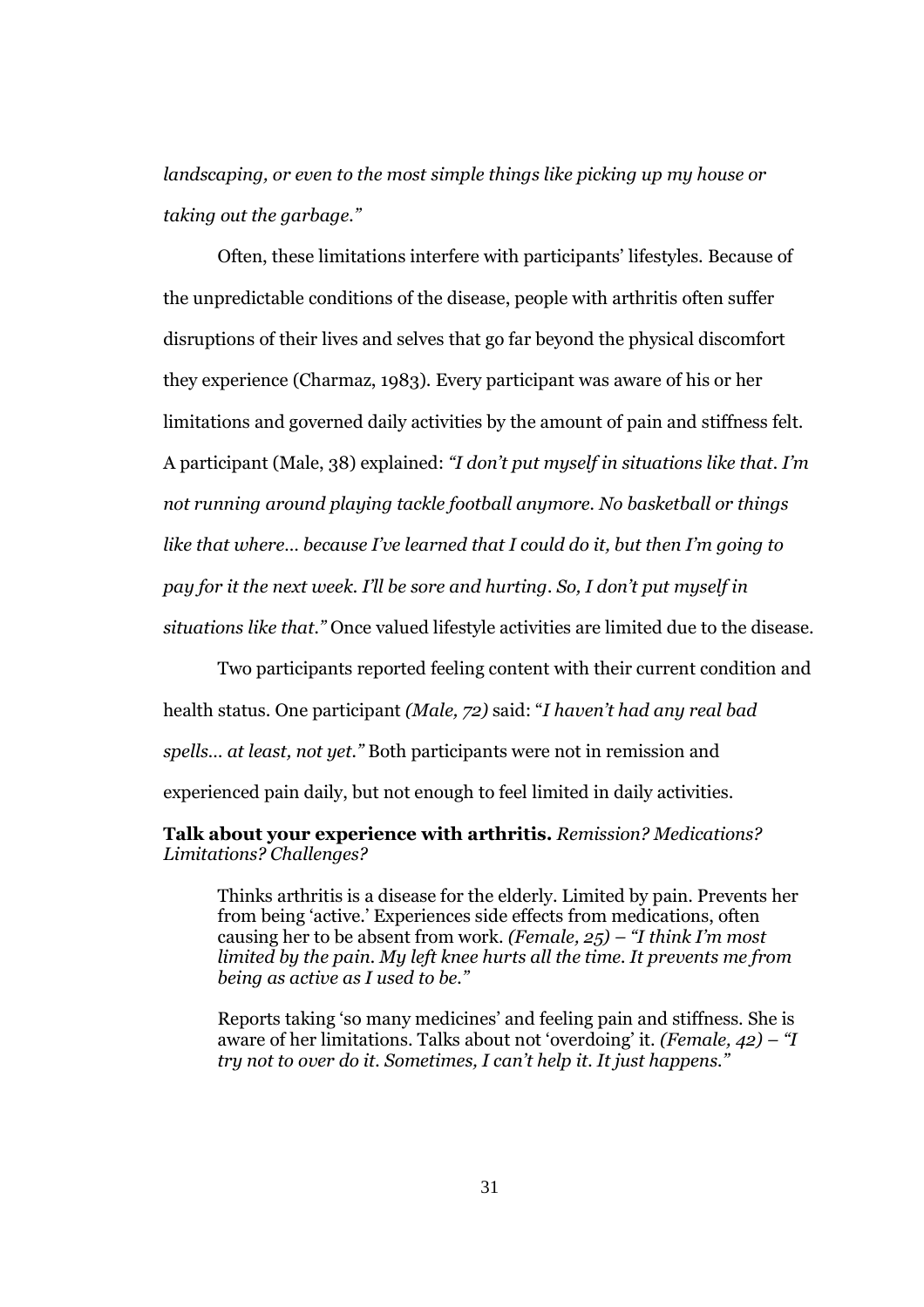*landscaping, or even to the most simple things like picking up my house or taking out the garbage."*

Often, these limitations interfere with participants' lifestyles. Because of the unpredictable conditions of the disease, people with arthritis often suffer disruptions of their lives and selves that go far beyond the physical discomfort they experience (Charmaz, 1983). Every participant was aware of his or her limitations and governed daily activities by the amount of pain and stiffness felt. A participant (Male, 38) explained: *"I don't put myself in situations like that. I'm not running around playing tackle football anymore. No basketball or things like that where… because I've learned that I could do it, but then I'm going to pay for it the next week. I'll be sore and hurting. So, I don't put myself in situations like that."* Once valued lifestyle activities are limited due to the disease.

Two participants reported feeling content with their current condition and health status. One participant *(Male, 72)* said: "*I haven't had any real bad spells… at least, not yet."* Both participants were not in remission and experienced pain daily, but not enough to feel limited in daily activities.

**Talk about your experience with arthritis.** *Remission? Medications? Limitations? Challenges?*

> Thinks arthritis is a disease for the elderly. Limited by pain. Prevents her from being 'active.' Experiences side effects from medications, often causing her to be absent from work. *(Female, 25) – "I think I'm most limited by the pain. My left knee hurts all the time. It prevents me from being as active as I used to be."*
>
> Reports taking 'so many medicines' and feeling pain and stiffness. She is aware of her limitations. Talks about not 'overdoing' it. *(Female, 42) – "I try not to over do it. Sometimes, I can't help it. It just happens."*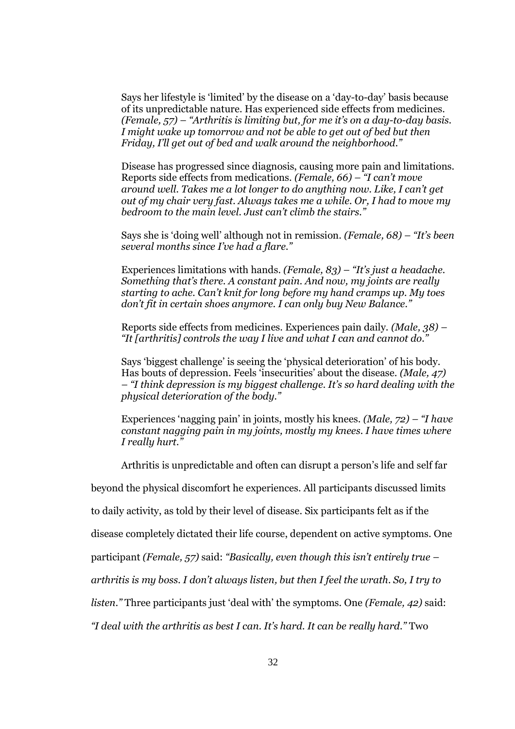Says her lifestyle is 'limited' by the disease on a 'day-to-day' basis because of its unpredictable nature. Has experienced side effects from medicines. *(Female, 57)* – *"Arthritis is limiting but, for me it's on a day-to-day basis. I might wake up tomorrow and not be able to get out of bed but then Friday, I'll get out of bed and walk around the neighborhood."*

Disease has progressed since diagnosis, causing more pain and limitations. Reports side effects from medications. *(Female, 66)* – *"I can't move around well. Takes me a lot longer to do anything now. Like, I can't get out of my chair very fast. Always takes me a while. Or, I had to move my bedroom to the main level. Just can't climb the stairs."*

Says she is 'doing well' although not in remission. *(Female, 68)* – *"It's been several months since I've had a flare."*

Experiences limitations with hands. *(Female, 83)* – *"It's just a headache. Something that's there. A constant pain. And now, my joints are really starting to ache. Can't knit for long before my hand cramps up. My toes don't fit in certain shoes anymore. I can only buy New Balance."*

Reports side effects from medicines. Experiences pain daily. *(Male, 38)* – *"It [arthritis] controls the way I live and what I can and cannot do."*

Says 'biggest challenge' is seeing the 'physical deterioration' of his body. Has bouts of depression. Feels 'insecurities' about the disease. *(Male, 47)* – *"I think depression is my biggest challenge. It's so hard dealing with the physical deterioration of the body."*

Experiences 'nagging pain' in joints, mostly his knees. *(Male, 72)* – *"I have constant nagging pain in my joints, mostly my knees. I have times where I really hurt."*

Arthritis is unpredictable and often can disrupt a person's life and self far beyond the physical discomfort he experiences. All participants discussed limits to daily activity, as told by their level of disease. Six participants felt as if the disease completely dictated their life course, dependent on active symptoms. One participant *(Female, 57)* said: *"Basically, even though this isn't entirely true – arthritis is my boss. I don't always listen, but then I feel the wrath. So, I try to listen."* Three participants just 'deal with' the symptoms. One *(Female, 42)* said: *"I deal with the arthritis as best I can. It's hard. It can be really hard."* Two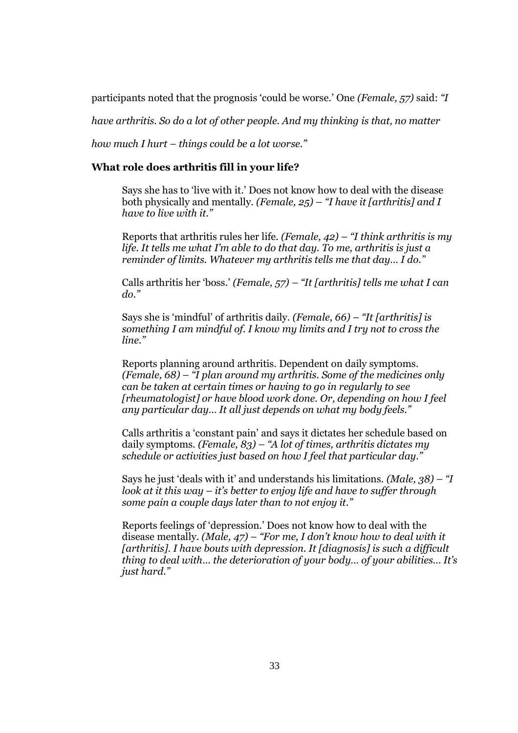participants noted that the prognosis 'could be worse.' One *(Female, 57)* said: *"I have arthritis. So do a lot of other people. And my thinking is that, no matter how much I hurt – things could be a lot worse."*

**What role does arthritis fill in your life?**

> Says she has to 'live with it.' Does not know how to deal with the disease both physically and mentally. *(Female, 25) – "I have it [arthritis] and I have to live with it."*
>
> Reports that arthritis rules her life. *(Female, 42) – "I think arthritis is my life. It tells me what I'm able to do that day. To me, arthritis is just a reminder of limits. Whatever my arthritis tells me that day… I do."*
>
> Calls arthritis her 'boss.' *(Female, 57) – "It [arthritis] tells me what I can do."*
>
> Says she is 'mindful' of arthritis daily. *(Female, 66) – "It [arthritis] is something I am mindful of. I know my limits and I try not to cross the line."*
>
> Reports planning around arthritis. Dependent on daily symptoms. *(Female, 68) – "I plan around my arthritis. Some of the medicines only can be taken at certain times or having to go in regularly to see [rheumatologist] or have blood work done. Or, depending on how I feel any particular day… It all just depends on what my body feels."*
>
> Calls arthritis a 'constant pain' and says it dictates her schedule based on daily symptoms. *(Female, 83) – "A lot of times, arthritis dictates my schedule or activities just based on how I feel that particular day."*
>
> Says he just 'deals with it' and understands his limitations. *(Male, 38) – "I look at it this way – it's better to enjoy life and have to suffer through some pain a couple days later than to not enjoy it."*
>
> Reports feelings of 'depression.' Does not know how to deal with the disease mentally. *(Male, 47) – "For me, I don't know how to deal with it [arthritis]. I have bouts with depression. It [diagnosis] is such a difficult thing to deal with… the deterioration of your body… of your abilities… It's just hard."*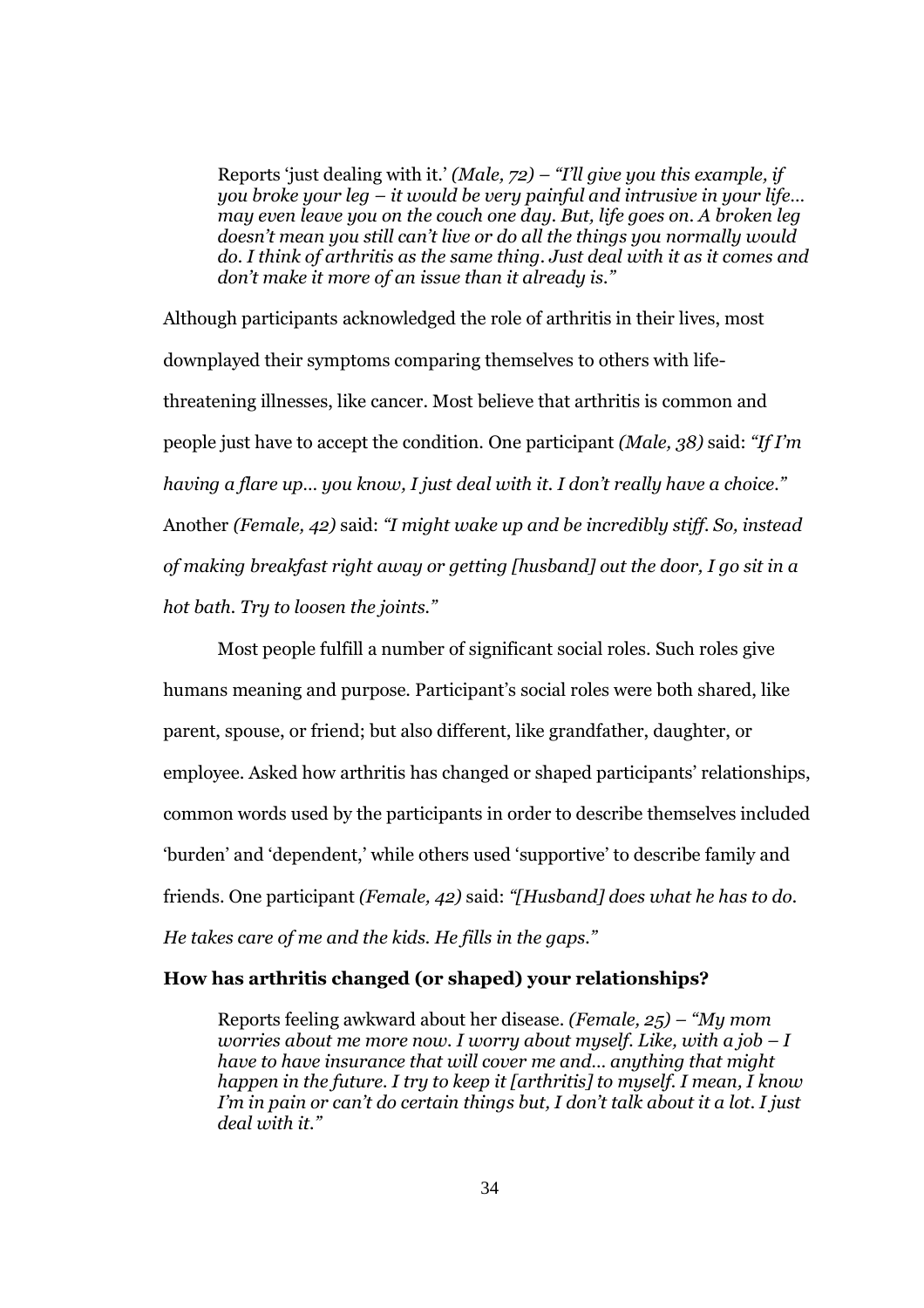> Reports 'just dealing with it.' *(Male, 72)* – *"I'll give you this example, if you broke your leg – it would be very painful and intrusive in your life… may even leave you on the couch one day. But, life goes on. A broken leg doesn't mean you still can't live or do all the things you normally would do. I think of arthritis as the same thing. Just deal with it as it comes and don't make it more of an issue than it already is."*

Although participants acknowledged the role of arthritis in their lives, most downplayed their symptoms comparing themselves to others with life-threatening illnesses, like cancer. Most believe that arthritis is common and people just have to accept the condition. One participant *(Male, 38)* said: *"If I'm having a flare up… you know, I just deal with it. I don't really have a choice."* Another *(Female, 42)* said: *"I might wake up and be incredibly stiff. So, instead of making breakfast right away or getting [husband] out the door, I go sit in a hot bath. Try to loosen the joints."*

Most people fulfill a number of significant social roles. Such roles give humans meaning and purpose. Participant's social roles were both shared, like parent, spouse, or friend; but also different, like grandfather, daughter, or employee. Asked how arthritis has changed or shaped participants' relationships, common words used by the participants in order to describe themselves included 'burden' and 'dependent,' while others used 'supportive' to describe family and friends. One participant *(Female, 42)* said: *"[Husband] does what he has to do. He takes care of me and the kids. He fills in the gaps."*

**How has arthritis changed (or shaped) your relationships?**

> Reports feeling awkward about her disease. *(Female, 25)* – *"My mom worries about me more now. I worry about myself. Like, with a job – I have to have insurance that will cover me and… anything that might happen in the future. I try to keep it [arthritis] to myself. I mean, I know I'm in pain or can't do certain things but, I don't talk about it a lot. I just deal with it."*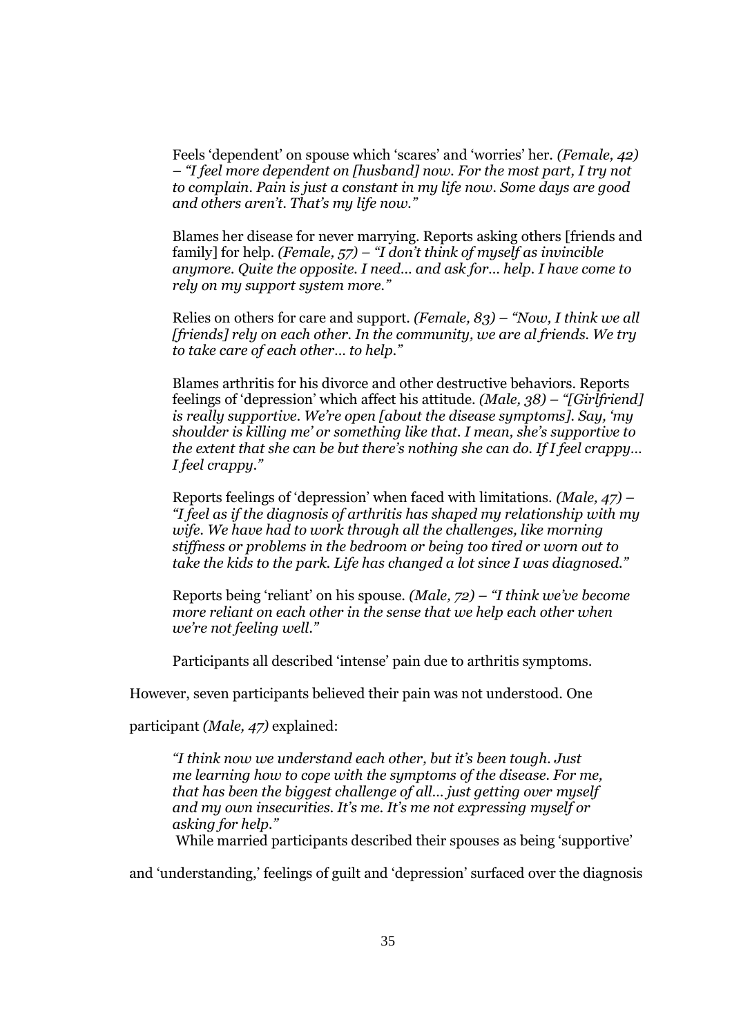Feels 'dependent' on spouse which 'scares' and 'worries' her. *(Female, 42) – "I feel more dependent on [husband] now. For the most part, I try not to complain. Pain is just a constant in my life now. Some days are good and others aren't. That's my life now."*

Blames her disease for never marrying. Reports asking others [friends and family] for help. *(Female, 57) – "I don't think of myself as invincible anymore. Quite the opposite. I need… and ask for… help. I have come to rely on my support system more."*

Relies on others for care and support. *(Female, 83) – "Now, I think we all [friends] rely on each other. In the community, we are al friends. We try to take care of each other… to help."*

Blames arthritis for his divorce and other destructive behaviors. Reports feelings of 'depression' which affect his attitude. *(Male, 38) – "[Girlfriend] is really supportive. We're open [about the disease symptoms]. Say, 'my shoulder is killing me' or something like that. I mean, she's supportive to the extent that she can be but there's nothing she can do. If I feel crappy… I feel crappy."*

Reports feelings of 'depression' when faced with limitations. *(Male, 47) – "I feel as if the diagnosis of arthritis has shaped my relationship with my wife. We have had to work through all the challenges, like morning stiffness or problems in the bedroom or being too tired or worn out to take the kids to the park. Life has changed a lot since I was diagnosed."*

Reports being 'reliant' on his spouse. *(Male, 72) – "I think we've become more reliant on each other in the sense that we help each other when we're not feeling well."*

Participants all described 'intense' pain due to arthritis symptoms.

However, seven participants believed their pain was not understood. One participant *(Male, 47)* explained:

> *"I think now we understand each other, but it's been tough. Just me learning how to cope with the symptoms of the disease. For me, that has been the biggest challenge of all… just getting over myself and my own insecurities. It's me. It's me not expressing myself or asking for help."*

While married participants described their spouses as being 'supportive' and 'understanding,' feelings of guilt and 'depression' surfaced over the diagnosis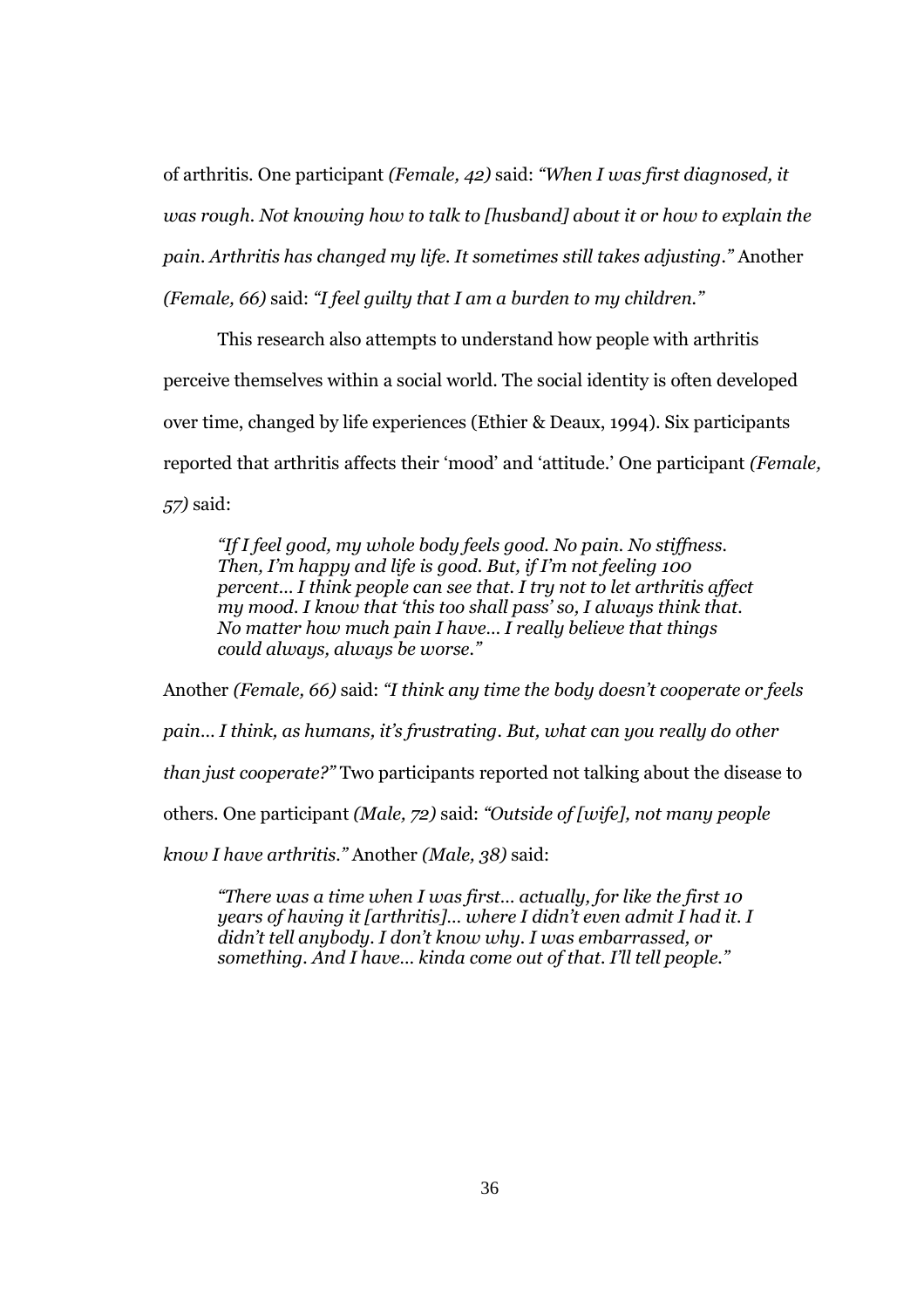of arthritis. One participant *(Female, 42)* said: *"When I was first diagnosed, it was rough. Not knowing how to talk to [husband] about it or how to explain the pain. Arthritis has changed my life. It sometimes still takes adjusting."* Another *(Female, 66)* said: *"I feel guilty that I am a burden to my children."*

This research also attempts to understand how people with arthritis perceive themselves within a social world. The social identity is often developed over time, changed by life experiences (Ethier & Deaux, 1994). Six participants reported that arthritis affects their 'mood' and 'attitude.' One participant *(Female, 57)* said:

> *"If I feel good, my whole body feels good. No pain. No stiffness. Then, I'm happy and life is good. But, if I'm not feeling 100 percent… I think people can see that. I try not to let arthritis affect my mood. I know that 'this too shall pass' so, I always think that. No matter how much pain I have… I really believe that things could always, always be worse."*

Another *(Female, 66)* said: *"I think any time the body doesn't cooperate or feels pain… I think, as humans, it's frustrating. But, what can you really do other than just cooperate?"* Two participants reported not talking about the disease to others. One participant *(Male, 72)* said: *"Outside of [wife], not many people know I have arthritis."* Another *(Male, 38)* said:

> *"There was a time when I was first… actually, for like the first 10 years of having it [arthritis]… where I didn't even admit I had it. I didn't tell anybody. I don't know why. I was embarrassed, or something. And I have… kinda come out of that. I'll tell people."*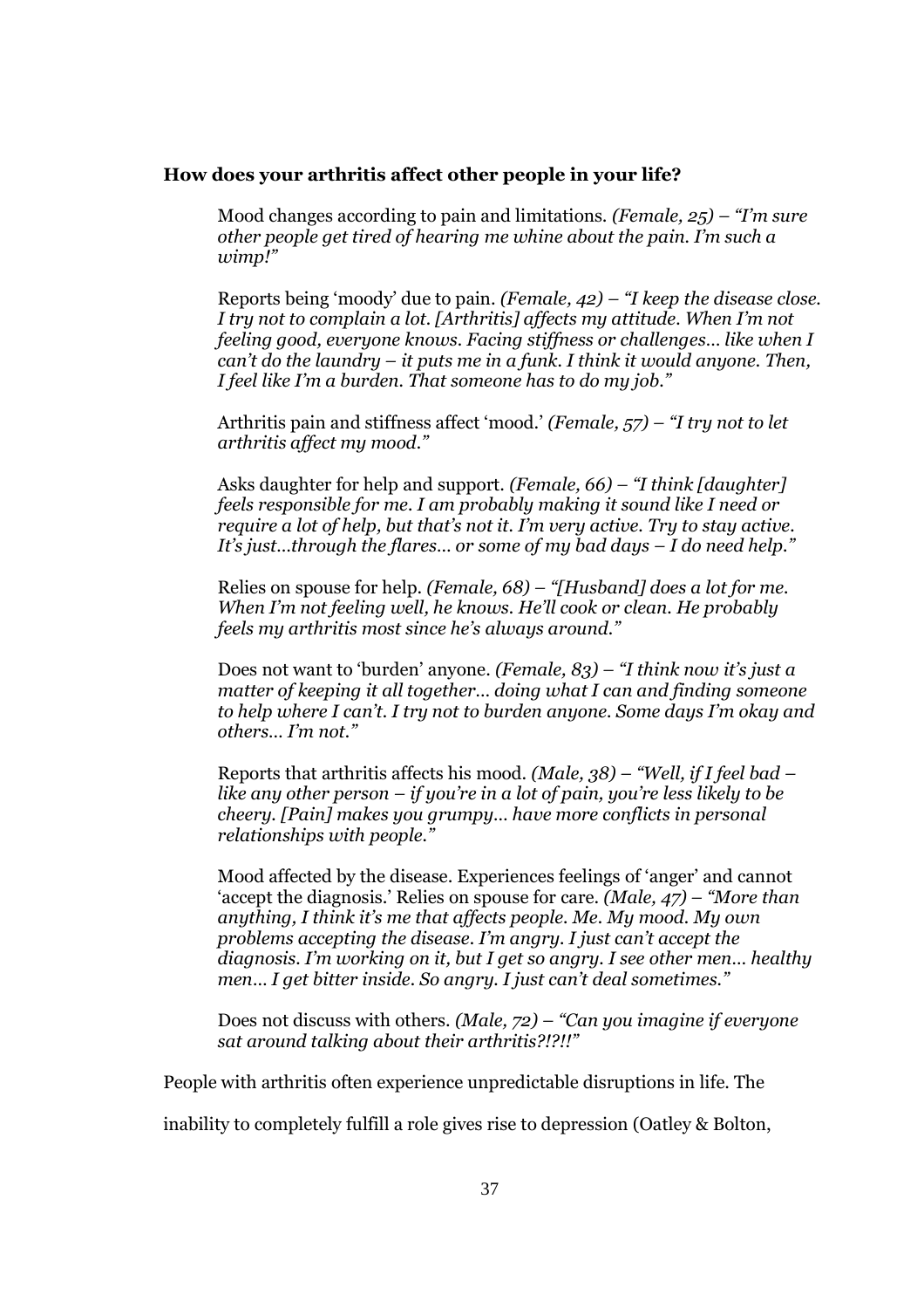**How does your arthritis affect other people in your life?**

Mood changes according to pain and limitations. *(Female, 25) – "I'm sure other people get tired of hearing me whine about the pain. I'm such a wimp!"*

Reports being 'moody' due to pain. *(Female, 42) – "I keep the disease close. I try not to complain a lot. [Arthritis] affects my attitude. When I'm not feeling good, everyone knows. Facing stiffness or challenges… like when I can't do the laundry – it puts me in a funk. I think it would anyone. Then, I feel like I'm a burden. That someone has to do my job."*

Arthritis pain and stiffness affect 'mood.' *(Female, 57) – "I try not to let arthritis affect my mood."*

Asks daughter for help and support. *(Female, 66) – "I think [daughter] feels responsible for me. I am probably making it sound like I need or require a lot of help, but that's not it. I'm very active. Try to stay active. It's just…through the flares… or some of my bad days – I do need help."*

Relies on spouse for help. *(Female, 68) – "[Husband] does a lot for me. When I'm not feeling well, he knows. He'll cook or clean. He probably feels my arthritis most since he's always around."*

Does not want to 'burden' anyone. *(Female, 83) – "I think now it's just a matter of keeping it all together… doing what I can and finding someone to help where I can't. I try not to burden anyone. Some days I'm okay and others… I'm not."*

Reports that arthritis affects his mood. *(Male, 38) – "Well, if I feel bad – like any other person – if you're in a lot of pain, you're less likely to be cheery. [Pain] makes you grumpy… have more conflicts in personal relationships with people."*

Mood affected by the disease. Experiences feelings of 'anger' and cannot 'accept the diagnosis.' Relies on spouse for care. *(Male, 47) – "More than anything, I think it's me that affects people. Me. My mood. My own problems accepting the disease. I'm angry. I just can't accept the diagnosis. I'm working on it, but I get so angry. I see other men… healthy men… I get bitter inside. So angry. I just can't deal sometimes."*

Does not discuss with others. *(Male, 72) – "Can you imagine if everyone sat around talking about their arthritis?!?!!"*

People with arthritis often experience unpredictable disruptions in life. The inability to completely fulfill a role gives rise to depression (Oatley & Bolton,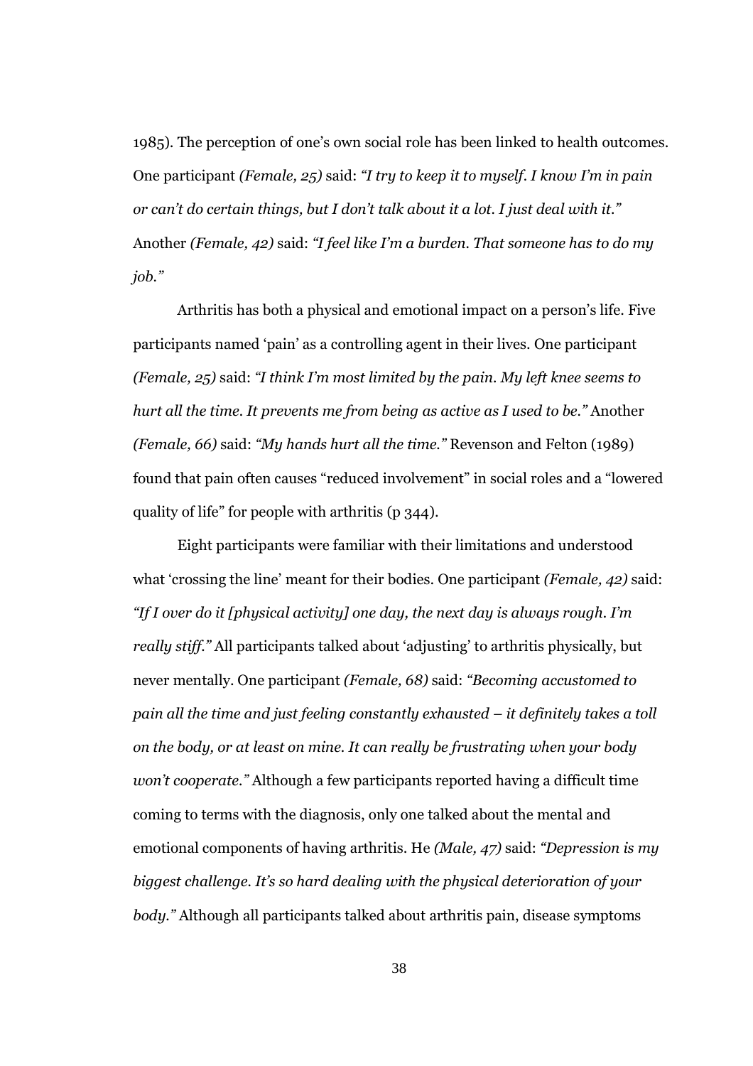1985). The perception of one's own social role has been linked to health outcomes. One participant *(Female, 25)* said: *"I try to keep it to myself. I know I'm in pain or can't do certain things, but I don't talk about it a lot. I just deal with it."* Another *(Female, 42)* said: *"I feel like I'm a burden. That someone has to do my job."*

Arthritis has both a physical and emotional impact on a person's life. Five participants named 'pain' as a controlling agent in their lives. One participant *(Female, 25)* said: *"I think I'm most limited by the pain. My left knee seems to hurt all the time. It prevents me from being as active as I used to be."* Another *(Female, 66)* said: *"My hands hurt all the time."* Revenson and Felton (1989) found that pain often causes "reduced involvement" in social roles and a "lowered quality of life" for people with arthritis (p 344).

Eight participants were familiar with their limitations and understood what 'crossing the line' meant for their bodies. One participant *(Female, 42)* said: *"If I over do it [physical activity] one day, the next day is always rough. I'm really stiff."* All participants talked about 'adjusting' to arthritis physically, but never mentally. One participant *(Female, 68)* said: *"Becoming accustomed to pain all the time and just feeling constantly exhausted – it definitely takes a toll on the body, or at least on mine. It can really be frustrating when your body won't cooperate."* Although a few participants reported having a difficult time coming to terms with the diagnosis, only one talked about the mental and emotional components of having arthritis. He *(Male, 47)* said: *"Depression is my biggest challenge. It's so hard dealing with the physical deterioration of your body."* Although all participants talked about arthritis pain, disease symptoms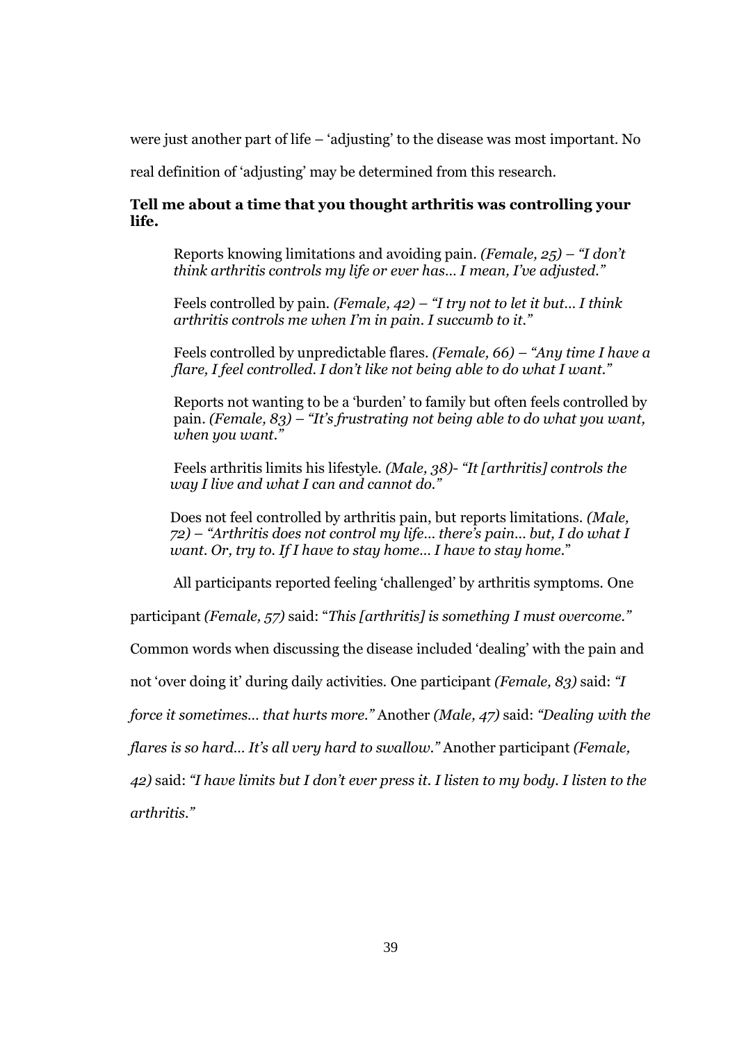were just another part of life – 'adjusting' to the disease was most important. No real definition of 'adjusting' may be determined from this research.

**Tell me about a time that you thought arthritis was controlling your life.**

> Reports knowing limitations and avoiding pain. *(Female, 25) – "I don't think arthritis controls my life or ever has… I mean, I've adjusted."*
>
> Feels controlled by pain. *(Female, 42) – "I try not to let it but… I think arthritis controls me when I'm in pain. I succumb to it."*
>
> Feels controlled by unpredictable flares. *(Female, 66) – "Any time I have a flare, I feel controlled. I don't like not being able to do what I want."*
>
> Reports not wanting to be a 'burden' to family but often feels controlled by pain. *(Female, 83) – "It's frustrating not being able to do what you want, when you want."*
>
> Feels arthritis limits his lifestyle. *(Male, 38)- "It [arthritis] controls the way I live and what I can and cannot do."*
>
> Does not feel controlled by arthritis pain, but reports limitations. *(Male, 72) – "Arthritis does not control my life… there's pain… but, I do what I want. Or, try to. If I have to stay home… I have to stay home."*

All participants reported feeling 'challenged' by arthritis symptoms. One participant *(Female, 57)* said: "*This [arthritis] is something I must overcome."* Common words when discussing the disease included 'dealing' with the pain and not 'over doing it' during daily activities. One participant *(Female, 83)* said: *"I force it sometimes… that hurts more."* Another *(Male, 47)* said: *"Dealing with the flares is so hard… It's all very hard to swallow."* Another participant *(Female, 42)* said: *"I have limits but I don't ever press it. I listen to my body. I listen to the arthritis."*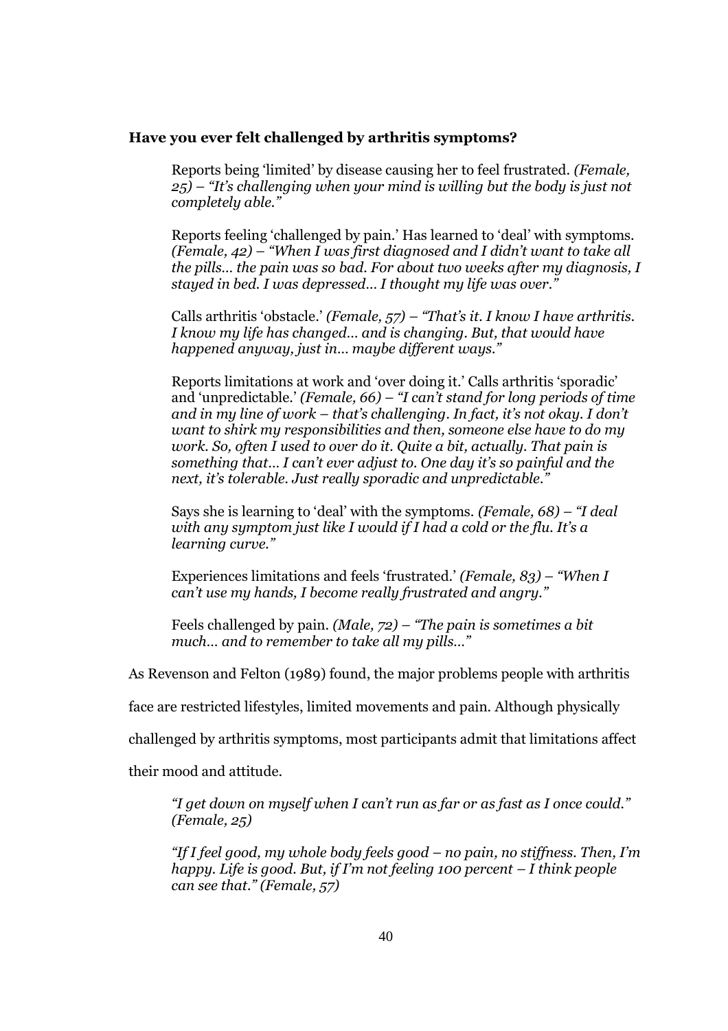**Have you ever felt challenged by arthritis symptoms?**

Reports being 'limited' by disease causing her to feel frustrated. *(Female, 25) – "It's challenging when your mind is willing but the body is just not completely able."*

Reports feeling 'challenged by pain.' Has learned to 'deal' with symptoms. *(Female, 42) – "When I was first diagnosed and I didn't want to take all the pills… the pain was so bad. For about two weeks after my diagnosis, I stayed in bed. I was depressed… I thought my life was over."*

Calls arthritis 'obstacle.' *(Female, 57) – "That's it. I know I have arthritis. I know my life has changed… and is changing. But, that would have happened anyway, just in… maybe different ways."*

Reports limitations at work and 'over doing it.' Calls arthritis 'sporadic' and 'unpredictable.' *(Female, 66) – "I can't stand for long periods of time and in my line of work – that's challenging. In fact, it's not okay. I don't want to shirk my responsibilities and then, someone else have to do my work. So, often I used to over do it. Quite a bit, actually. That pain is something that… I can't ever adjust to. One day it's so painful and the next, it's tolerable. Just really sporadic and unpredictable."*

Says she is learning to 'deal' with the symptoms. *(Female, 68) – "I deal with any symptom just like I would if I had a cold or the flu. It's a learning curve."*

Experiences limitations and feels 'frustrated.' *(Female, 83) – "When I can't use my hands, I become really frustrated and angry."*

Feels challenged by pain. *(Male, 72) – "The pain is sometimes a bit much… and to remember to take all my pills…"*

As Revenson and Felton (1989) found, the major problems people with arthritis face are restricted lifestyles, limited movements and pain. Although physically challenged by arthritis symptoms, most participants admit that limitations affect their mood and attitude.

*"I get down on myself when I can't run as far or as fast as I once could." (Female, 25)*

*"If I feel good, my whole body feels good – no pain, no stiffness. Then, I'm happy. Life is good. But, if I'm not feeling 100 percent – I think people can see that." (Female, 57)*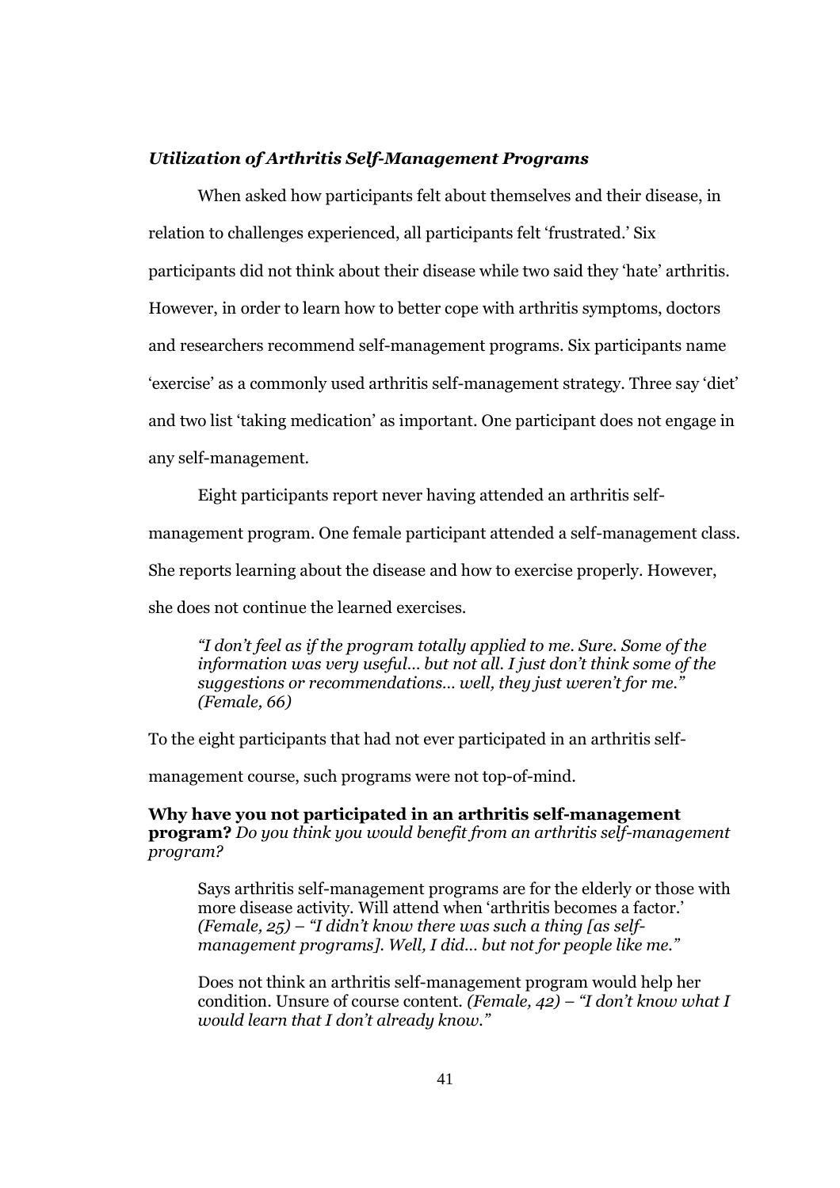### *Utilization of Arthritis Self-Management Programs*

When asked how participants felt about themselves and their disease, in relation to challenges experienced, all participants felt 'frustrated.' Six participants did not think about their disease while two said they 'hate' arthritis. However, in order to learn how to better cope with arthritis symptoms, doctors and researchers recommend self-management programs. Six participants name 'exercise' as a commonly used arthritis self-management strategy. Three say 'diet' and two list 'taking medication' as important. One participant does not engage in any self-management.

Eight participants report never having attended an arthritis self-management program. One female participant attended a self-management class. She reports learning about the disease and how to exercise properly. However, she does not continue the learned exercises.

> *"I don't feel as if the program totally applied to me. Sure. Some of the information was very useful... but not all. I just don't think some of the suggestions or recommendations... well, they just weren't for me." (Female, 66)*

To the eight participants that had not ever participated in an arthritis self-management course, such programs were not top-of-mind.

**Why have you not participated in an arthritis self-management program?** *Do you think you would benefit from an arthritis self-management program?*

> Says arthritis self-management programs are for the elderly or those with more disease activity. Will attend when 'arthritis becomes a factor.' *(Female, 25) – "I didn't know there was such a thing [as self-management programs]. Well, I did... but not for people like me."*
>
> Does not think an arthritis self-management program would help her condition. Unsure of course content. *(Female, 42) – "I don't know what I would learn that I don't already know."*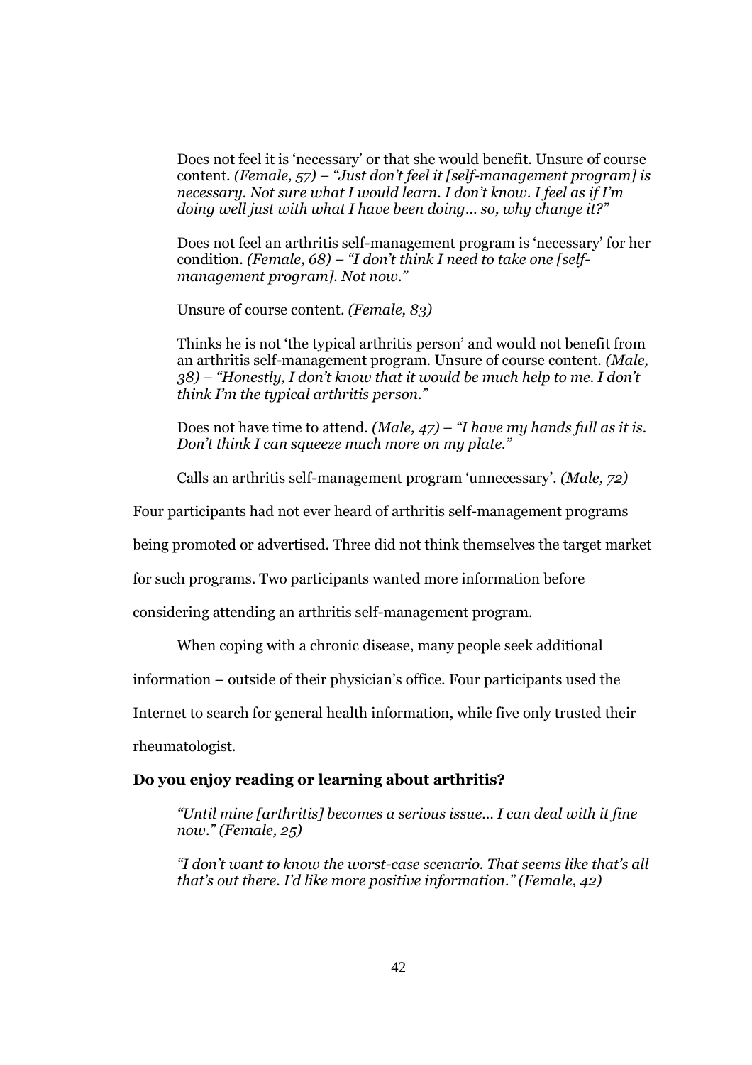> Does not feel it is 'necessary' or that she would benefit. Unsure of course content. *(Female, 57) – "Just don't feel it [self-management program] is necessary. Not sure what I would learn. I don't know. I feel as if I'm doing well just with what I have been doing… so, why change it?"*
>
> Does not feel an arthritis self-management program is 'necessary' for her condition. *(Female, 68) – "I don't think I need to take one [self-management program]. Not now."*
>
> Unsure of course content. *(Female, 83)*
>
> Thinks he is not 'the typical arthritis person' and would not benefit from an arthritis self-management program. Unsure of course content. *(Male, 38) – "Honestly, I don't know that it would be much help to me. I don't think I'm the typical arthritis person."*
>
> Does not have time to attend. *(Male, 47) – "I have my hands full as it is. Don't think I can squeeze much more on my plate."*
>
> Calls an arthritis self-management program 'unnecessary'. *(Male, 72)*

Four participants had not ever heard of arthritis self-management programs being promoted or advertised. Three did not think themselves the target market for such programs. Two participants wanted more information before considering attending an arthritis self-management program.

When coping with a chronic disease, many people seek additional information – outside of their physician's office. Four participants used the Internet to search for general health information, while five only trusted their rheumatologist.

**Do you enjoy reading or learning about arthritis?**

> *"Until mine [arthritis] becomes a serious issue… I can deal with it fine now." (Female, 25)*
>
> *"I don't want to know the worst-case scenario. That seems like that's all that's out there. I'd like more positive information." (Female, 42)*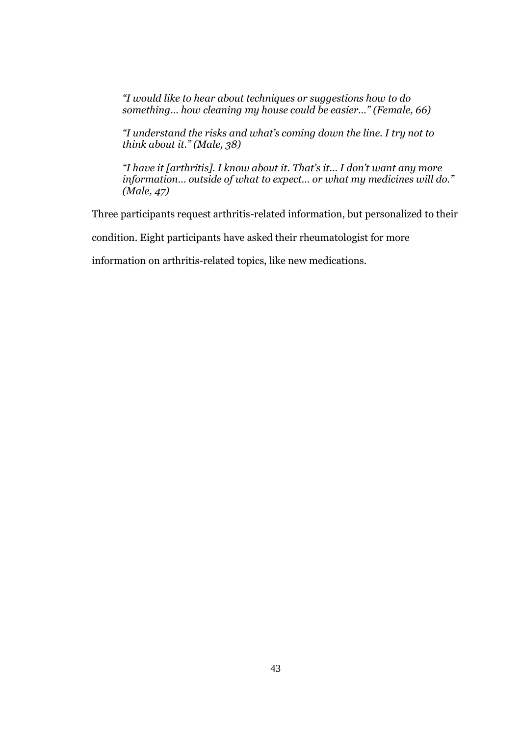> *"I would like to hear about techniques or suggestions how to do something… how cleaning my house could be easier…" (Female, 66)*
>
> *"I understand the risks and what's coming down the line. I try not to think about it." (Male, 38)*
>
> *"I have it [arthritis]. I know about it. That's it… I don't want any more information… outside of what to expect… or what my medicines will do." (Male, 47)*

Three participants request arthritis-related information, but personalized to their condition. Eight participants have asked their rheumatologist for more information on arthritis-related topics, like new medications.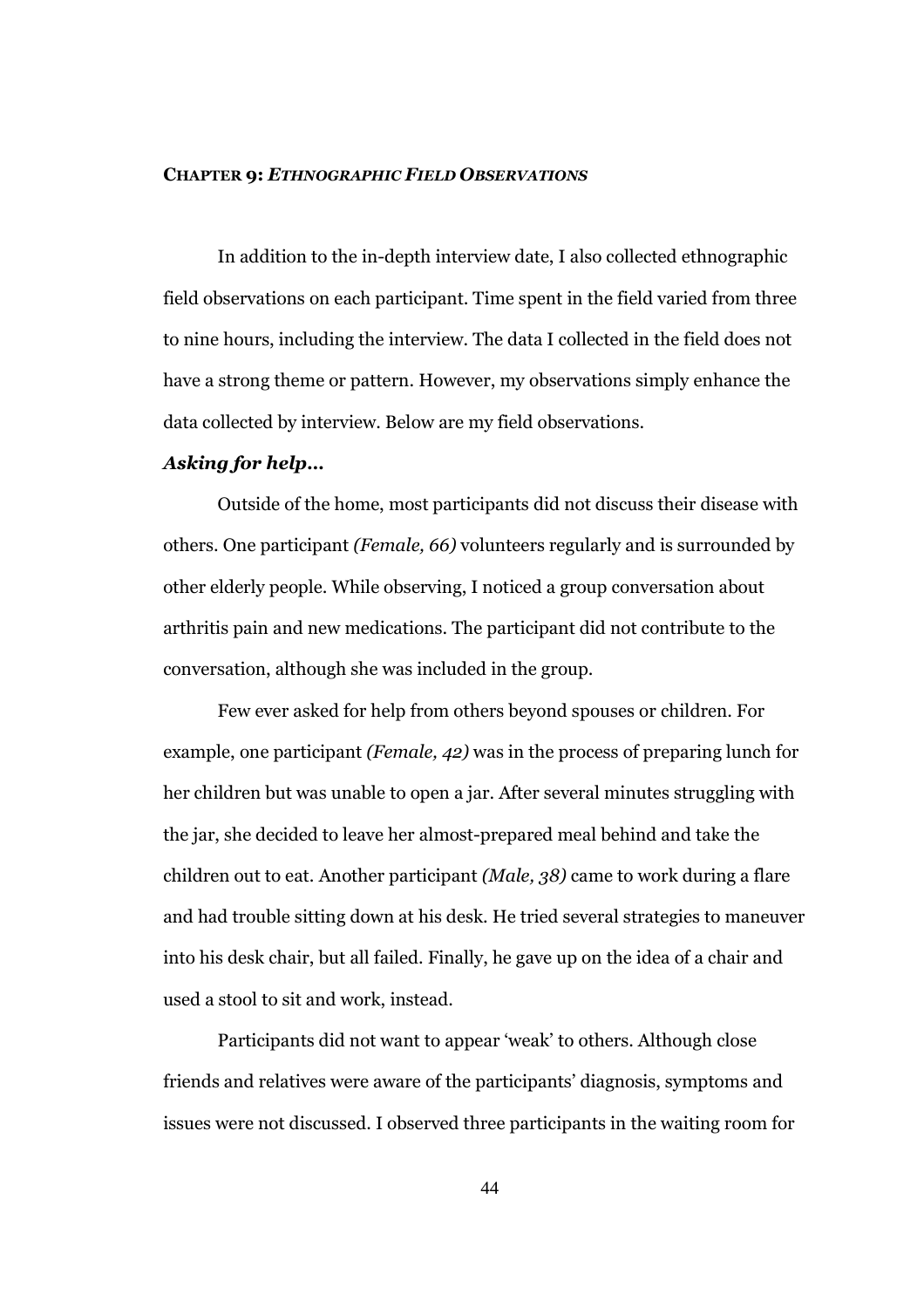# CHAPTER 9: *ETHNOGRAPHIC FIELD OBSERVATIONS*

In addition to the in-depth interview date, I also collected ethnographic field observations on each participant. Time spent in the field varied from three to nine hours, including the interview. The data I collected in the field does not have a strong theme or pattern. However, my observations simply enhance the data collected by interview. Below are my field observations.

### *Asking for help…*

Outside of the home, most participants did not discuss their disease with others. One participant *(Female, 66)* volunteers regularly and is surrounded by other elderly people. While observing, I noticed a group conversation about arthritis pain and new medications. The participant did not contribute to the conversation, although she was included in the group.

Few ever asked for help from others beyond spouses or children. For example, one participant *(Female, 42)* was in the process of preparing lunch for her children but was unable to open a jar. After several minutes struggling with the jar, she decided to leave her almost-prepared meal behind and take the children out to eat. Another participant *(Male, 38)* came to work during a flare and had trouble sitting down at his desk. He tried several strategies to maneuver into his desk chair, but all failed. Finally, he gave up on the idea of a chair and used a stool to sit and work, instead.

Participants did not want to appear 'weak' to others. Although close friends and relatives were aware of the participants' diagnosis, symptoms and issues were not discussed. I observed three participants in the waiting room for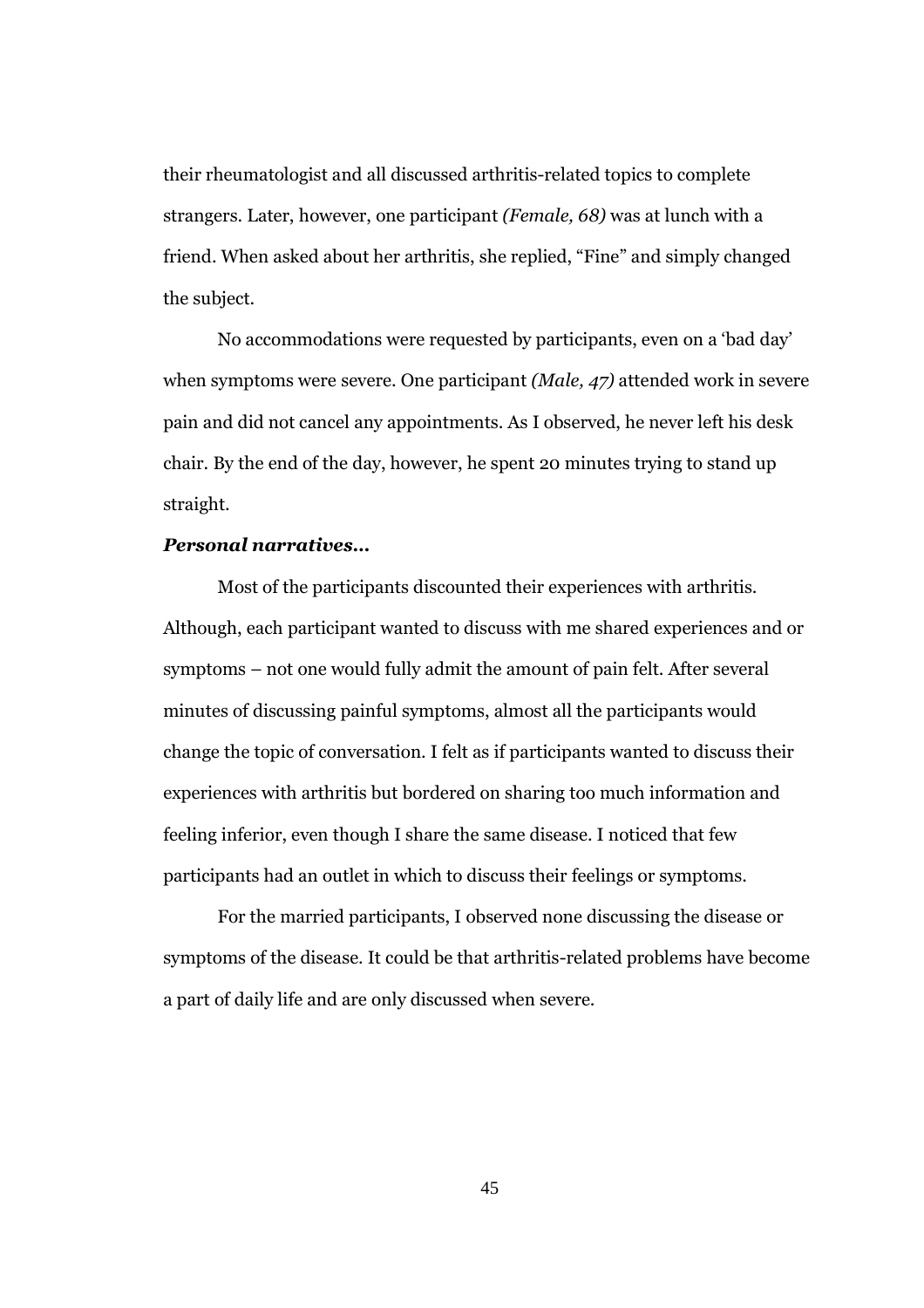their rheumatologist and all discussed arthritis-related topics to complete strangers. Later, however, one participant *(Female, 68)* was at lunch with a friend. When asked about her arthritis, she replied, "Fine" and simply changed the subject.

No accommodations were requested by participants, even on a 'bad day' when symptoms were severe. One participant *(Male, 47)* attended work in severe pain and did not cancel any appointments. As I observed, he never left his desk chair. By the end of the day, however, he spent 20 minutes trying to stand up straight.

***Personal narratives…***

Most of the participants discounted their experiences with arthritis. Although, each participant wanted to discuss with me shared experiences and or symptoms – not one would fully admit the amount of pain felt. After several minutes of discussing painful symptoms, almost all the participants would change the topic of conversation. I felt as if participants wanted to discuss their experiences with arthritis but bordered on sharing too much information and feeling inferior, even though I share the same disease. I noticed that few participants had an outlet in which to discuss their feelings or symptoms.

For the married participants, I observed none discussing the disease or symptoms of the disease. It could be that arthritis-related problems have become a part of daily life and are only discussed when severe.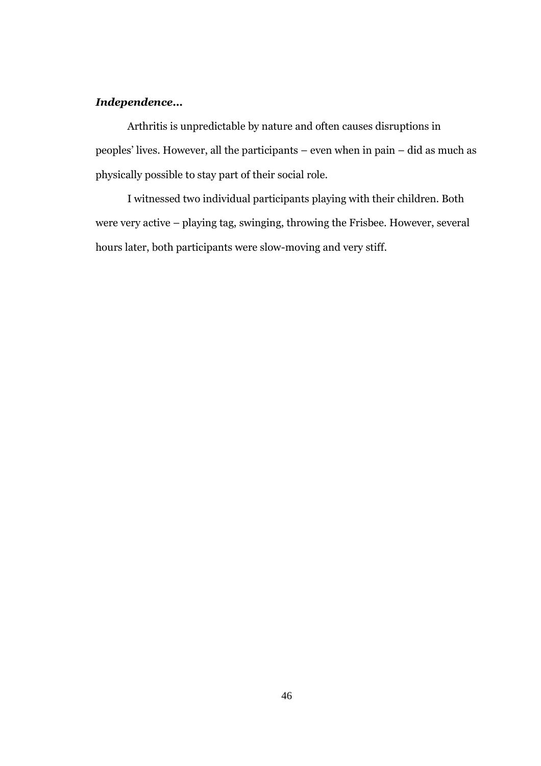***Independence…***

Arthritis is unpredictable by nature and often causes disruptions in peoples' lives. However, all the participants – even when in pain – did as much as physically possible to stay part of their social role.

I witnessed two individual participants playing with their children. Both were very active – playing tag, swinging, throwing the Frisbee. However, several hours later, both participants were slow-moving and very stiff.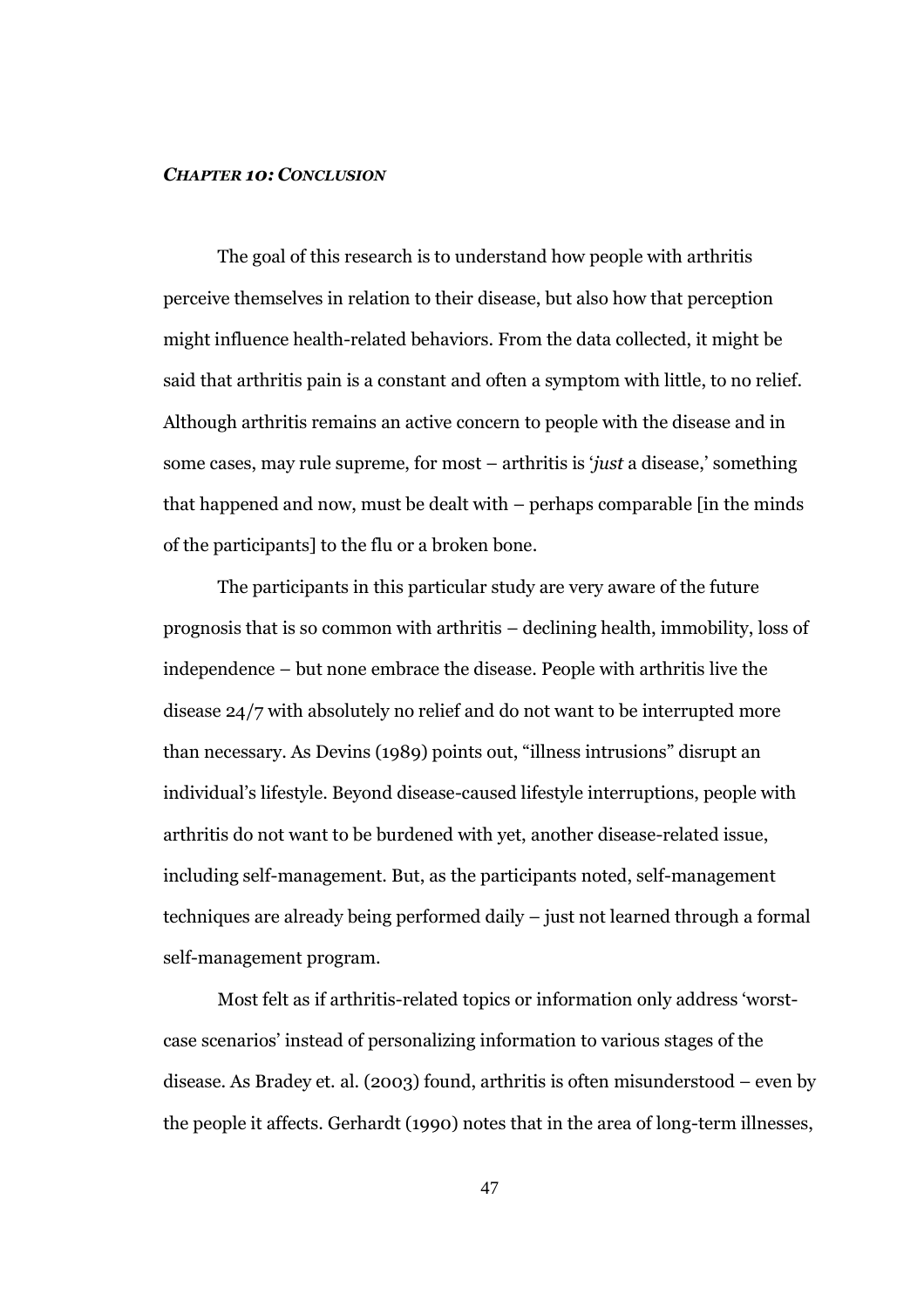### *CHAPTER 10: CONCLUSION*

The goal of this research is to understand how people with arthritis perceive themselves in relation to their disease, but also how that perception might influence health-related behaviors. From the data collected, it might be said that arthritis pain is a constant and often a symptom with little, to no relief. Although arthritis remains an active concern to people with the disease and in some cases, may rule supreme, for most – arthritis is '*just* a disease,' something that happened and now, must be dealt with – perhaps comparable [in the minds of the participants] to the flu or a broken bone.

The participants in this particular study are very aware of the future prognosis that is so common with arthritis – declining health, immobility, loss of independence – but none embrace the disease. People with arthritis live the disease 24/7 with absolutely no relief and do not want to be interrupted more than necessary. As Devins (1989) points out, "illness intrusions" disrupt an individual's lifestyle. Beyond disease-caused lifestyle interruptions, people with arthritis do not want to be burdened with yet, another disease-related issue, including self-management. But, as the participants noted, self-management techniques are already being performed daily – just not learned through a formal self-management program.

Most felt as if arthritis-related topics or information only address 'worst-case scenarios' instead of personalizing information to various stages of the disease. As Bradey et. al. (2003) found, arthritis is often misunderstood – even by the people it affects. Gerhardt (1990) notes that in the area of long-term illnesses,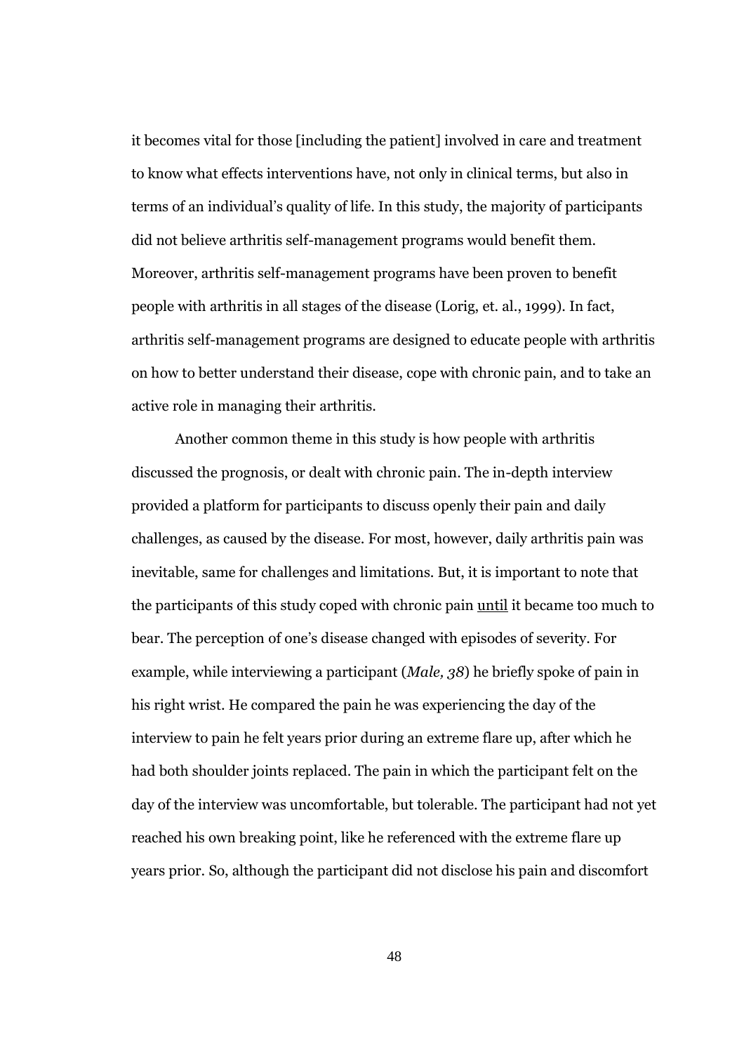it becomes vital for those [including the patient] involved in care and treatment to know what effects interventions have, not only in clinical terms, but also in terms of an individual's quality of life. In this study, the majority of participants did not believe arthritis self-management programs would benefit them. Moreover, arthritis self-management programs have been proven to benefit people with arthritis in all stages of the disease (Lorig, et. al., 1999). In fact, arthritis self-management programs are designed to educate people with arthritis on how to better understand their disease, cope with chronic pain, and to take an active role in managing their arthritis.

Another common theme in this study is how people with arthritis discussed the prognosis, or dealt with chronic pain. The in-depth interview provided a platform for participants to discuss openly their pain and daily challenges, as caused by the disease. For most, however, daily arthritis pain was inevitable, same for challenges and limitations. But, it is important to note that the participants of this study coped with chronic pain <u>until</u> it became too much to bear. The perception of one's disease changed with episodes of severity. For example, while interviewing a participant (*Male, 38*) he briefly spoke of pain in his right wrist. He compared the pain he was experiencing the day of the interview to pain he felt years prior during an extreme flare up, after which he had both shoulder joints replaced. The pain in which the participant felt on the day of the interview was uncomfortable, but tolerable. The participant had not yet reached his own breaking point, like he referenced with the extreme flare up years prior. So, although the participant did not disclose his pain and discomfort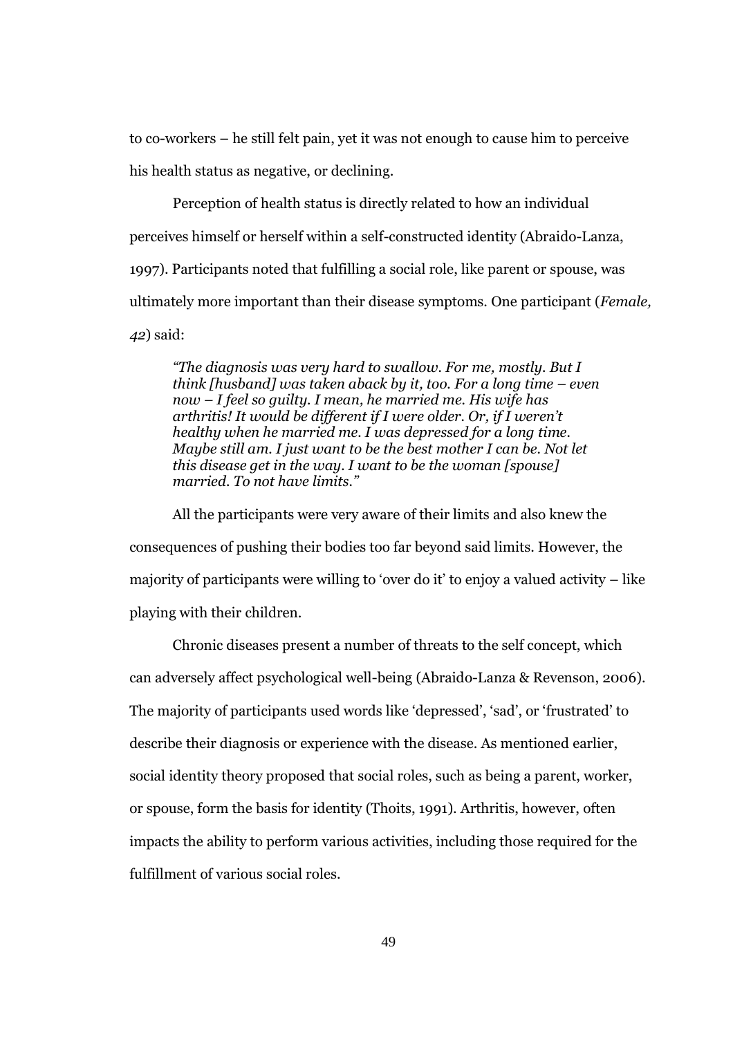to co-workers – he still felt pain, yet it was not enough to cause him to perceive his health status as negative, or declining.

Perception of health status is directly related to how an individual perceives himself or herself within a self-constructed identity (Abraido-Lanza, 1997). Participants noted that fulfilling a social role, like parent or spouse, was ultimately more important than their disease symptoms. One participant (*Female, 42*) said:

> *"The diagnosis was very hard to swallow. For me, mostly. But I think [husband] was taken aback by it, too. For a long time – even now – I feel so guilty. I mean, he married me. His wife has arthritis! It would be different if I were older. Or, if I weren't healthy when he married me. I was depressed for a long time. Maybe still am. I just want to be the best mother I can be. Not let this disease get in the way. I want to be the woman [spouse] married. To not have limits."*

All the participants were very aware of their limits and also knew the consequences of pushing their bodies too far beyond said limits. However, the majority of participants were willing to 'over do it' to enjoy a valued activity – like playing with their children.

Chronic diseases present a number of threats to the self concept, which can adversely affect psychological well-being (Abraido-Lanza & Revenson, 2006). The majority of participants used words like 'depressed', 'sad', or 'frustrated' to describe their diagnosis or experience with the disease. As mentioned earlier, social identity theory proposed that social roles, such as being a parent, worker, or spouse, form the basis for identity (Thoits, 1991). Arthritis, however, often impacts the ability to perform various activities, including those required for the fulfillment of various social roles.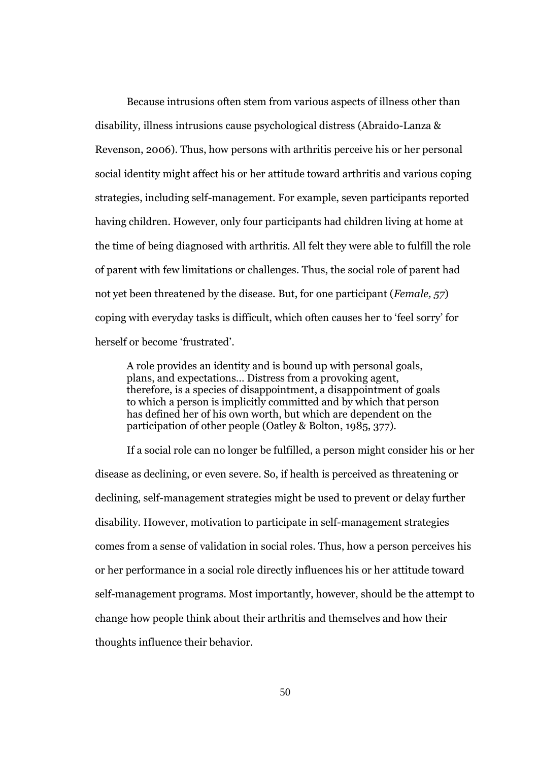Because intrusions often stem from various aspects of illness other than disability, illness intrusions cause psychological distress (Abraido-Lanza & Revenson, 2006). Thus, how persons with arthritis perceive his or her personal social identity might affect his or her attitude toward arthritis and various coping strategies, including self-management. For example, seven participants reported having children. However, only four participants had children living at home at the time of being diagnosed with arthritis. All felt they were able to fulfill the role of parent with few limitations or challenges. Thus, the social role of parent had not yet been threatened by the disease. But, for one participant (*Female, 57*) coping with everyday tasks is difficult, which often causes her to 'feel sorry' for herself or become 'frustrated'.

> A role provides an identity and is bound up with personal goals, plans, and expectations… Distress from a provoking agent, therefore, is a species of disappointment, a disappointment of goals to which a person is implicitly committed and by which that person has defined her of his own worth, but which are dependent on the participation of other people (Oatley & Bolton, 1985, 377).

If a social role can no longer be fulfilled, a person might consider his or her disease as declining, or even severe. So, if health is perceived as threatening or declining, self-management strategies might be used to prevent or delay further disability. However, motivation to participate in self-management strategies comes from a sense of validation in social roles. Thus, how a person perceives his or her performance in a social role directly influences his or her attitude toward self-management programs. Most importantly, however, should be the attempt to change how people think about their arthritis and themselves and how their thoughts influence their behavior.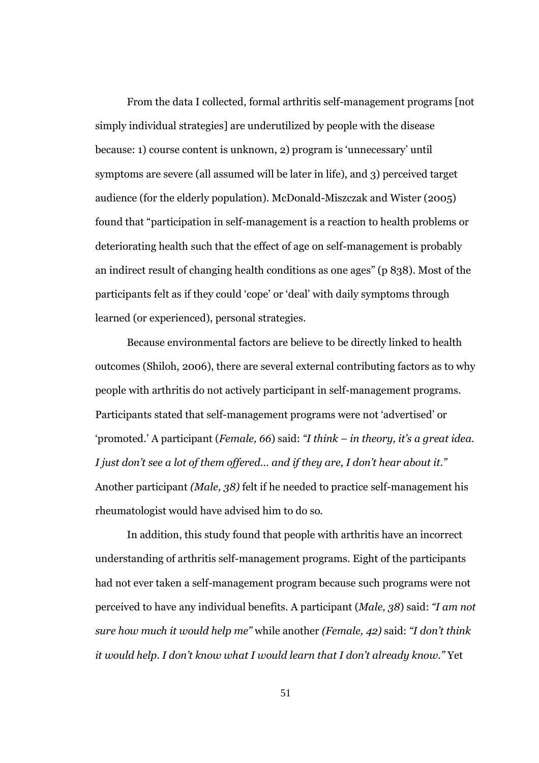From the data I collected, formal arthritis self-management programs [not simply individual strategies] are underutilized by people with the disease because: 1) course content is unknown, 2) program is 'unnecessary' until symptoms are severe (all assumed will be later in life), and 3) perceived target audience (for the elderly population). McDonald-Miszczak and Wister (2005) found that "participation in self-management is a reaction to health problems or deteriorating health such that the effect of age on self-management is probably an indirect result of changing health conditions as one ages" (p 838). Most of the participants felt as if they could 'cope' or 'deal' with daily symptoms through learned (or experienced), personal strategies.

Because environmental factors are believe to be directly linked to health outcomes (Shiloh, 2006), there are several external contributing factors as to why people with arthritis do not actively participant in self-management programs. Participants stated that self-management programs were not 'advertised' or 'promoted.' A participant (*Female, 66*) said: *"I think – in theory, it's a great idea. I just don't see a lot of them offered… and if they are, I don't hear about it."* Another participant *(Male, 38)* felt if he needed to practice self-management his rheumatologist would have advised him to do so.

In addition, this study found that people with arthritis have an incorrect understanding of arthritis self-management programs. Eight of the participants had not ever taken a self-management program because such programs were not perceived to have any individual benefits. A participant (*Male, 38*) said: *"I am not sure how much it would help me"* while another *(Female, 42)* said: *"I don't think it would help. I don't know what I would learn that I don't already know."* Yet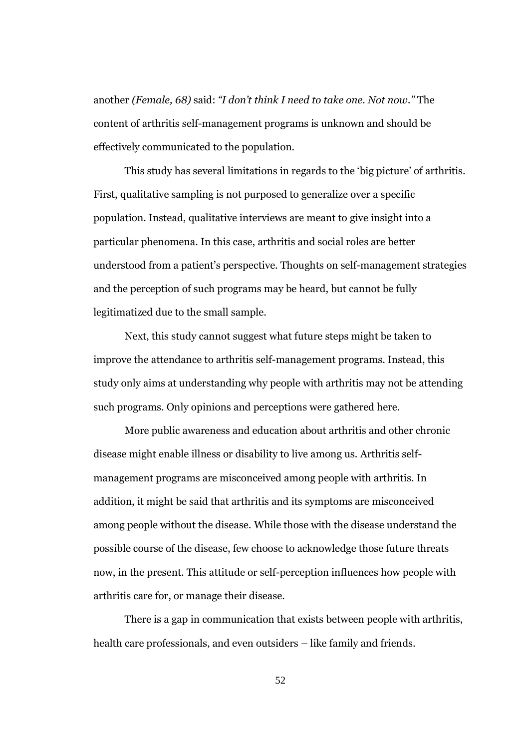another *(Female, 68)* said: *"I don't think I need to take one. Not now."* The content of arthritis self-management programs is unknown and should be effectively communicated to the population.

This study has several limitations in regards to the 'big picture' of arthritis. First, qualitative sampling is not purposed to generalize over a specific population. Instead, qualitative interviews are meant to give insight into a particular phenomena. In this case, arthritis and social roles are better understood from a patient's perspective. Thoughts on self-management strategies and the perception of such programs may be heard, but cannot be fully legitimatized due to the small sample.

Next, this study cannot suggest what future steps might be taken to improve the attendance to arthritis self-management programs. Instead, this study only aims at understanding why people with arthritis may not be attending such programs. Only opinions and perceptions were gathered here.

More public awareness and education about arthritis and other chronic disease might enable illness or disability to live among us. Arthritis self-management programs are misconceived among people with arthritis. In addition, it might be said that arthritis and its symptoms are misconceived among people without the disease. While those with the disease understand the possible course of the disease, few choose to acknowledge those future threats now, in the present. This attitude or self-perception influences how people with arthritis care for, or manage their disease.

There is a gap in communication that exists between people with arthritis, health care professionals, and even outsiders – like family and friends.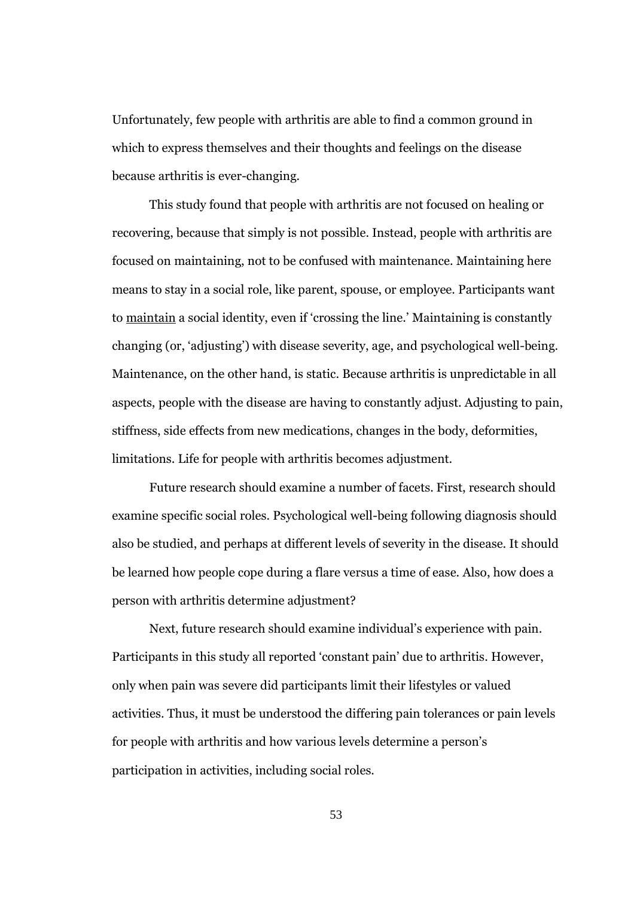Unfortunately, few people with arthritis are able to find a common ground in which to express themselves and their thoughts and feelings on the disease because arthritis is ever-changing.

This study found that people with arthritis are not focused on healing or recovering, because that simply is not possible. Instead, people with arthritis are focused on maintaining, not to be confused with maintenance. Maintaining here means to stay in a social role, like parent, spouse, or employee. Participants want to <u>maintain</u> a social identity, even if 'crossing the line.' Maintaining is constantly changing (or, 'adjusting') with disease severity, age, and psychological well-being. Maintenance, on the other hand, is static. Because arthritis is unpredictable in all aspects, people with the disease are having to constantly adjust. Adjusting to pain, stiffness, side effects from new medications, changes in the body, deformities, limitations. Life for people with arthritis becomes adjustment.

Future research should examine a number of facets. First, research should examine specific social roles. Psychological well-being following diagnosis should also be studied, and perhaps at different levels of severity in the disease. It should be learned how people cope during a flare versus a time of ease. Also, how does a person with arthritis determine adjustment?

Next, future research should examine individual's experience with pain. Participants in this study all reported 'constant pain' due to arthritis. However, only when pain was severe did participants limit their lifestyles or valued activities. Thus, it must be understood the differing pain tolerances or pain levels for people with arthritis and how various levels determine a person's participation in activities, including social roles.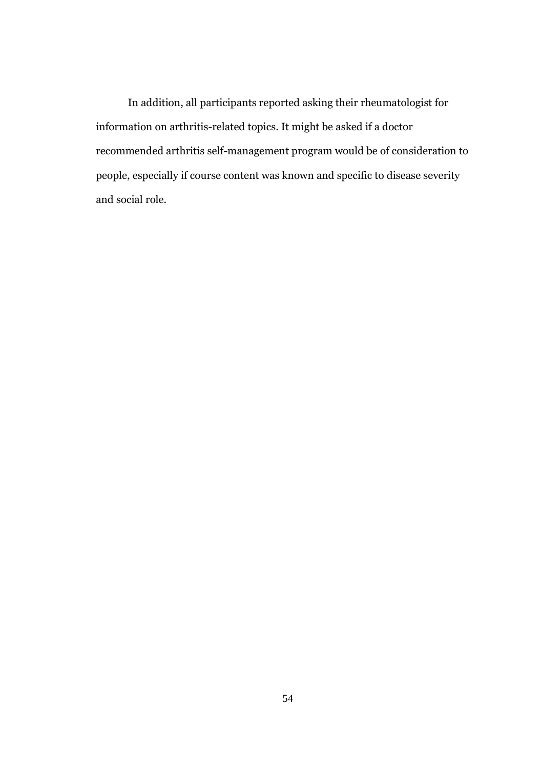In addition, all participants reported asking their rheumatologist for information on arthritis-related topics. It might be asked if a doctor recommended arthritis self-management program would be of consideration to people, especially if course content was known and specific to disease severity and social role.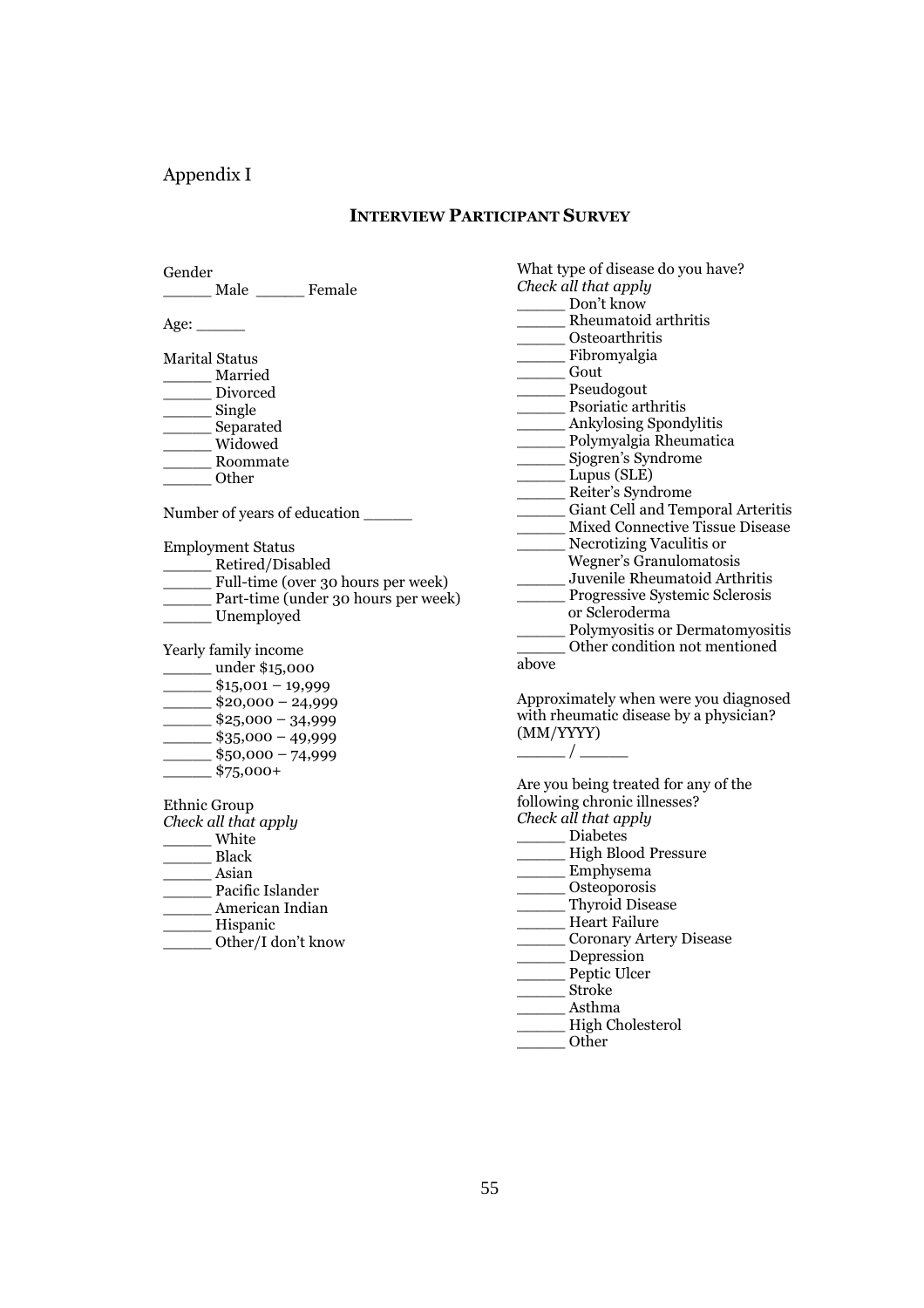Appendix I

## **INTERVIEW PARTICIPANT SURVEY**

Gender
_____ Male _____ Female

Age: _____

Marital Status
_____ Married
_____ Divorced
_____ Single
_____ Separated
_____ Widowed
_____ Roommate
_____ Other

Number of years of education _____

Employment Status
_____ Retired/Disabled
_____ Full-time (over 30 hours per week)
_____ Part-time (under 30 hours per week)
_____ Unemployed

Yearly family income
_____ under $15,000
_____ $15,001 – 19,999
_____ $20,000 – 24,999
_____ $25,000 – 34,999
_____ $35,000 – 49,999
_____ $50,000 – 74,999
_____ $75,000+

Ethnic Group
*Check all that apply*
_____ White
_____ Black
_____ Asian
_____ Pacific Islander
_____ American Indian
_____ Hispanic
_____ Other/I don't know

What type of disease do you have?
*Check all that apply*
_____ Don't know
_____ Rheumatoid arthritis
_____ Osteoarthritis
_____ Fibromyalgia
_____ Gout
_____ Pseudogout
_____ Psoriatic arthritis
_____ Ankylosing Spondylitis
_____ Polymyalgia Rheumatica
_____ Sjogren's Syndrome
_____ Lupus (SLE)
_____ Reiter's Syndrome
_____ Giant Cell and Temporal Arteritis
_____ Mixed Connective Tissue Disease
_____ Necrotizing Vaculitis or Wegner's Granulomatosis
_____ Juvenile Rheumatoid Arthritis
_____ Progressive Systemic Sclerosis or Scleroderma
_____ Polymyositis or Dermatomyositis
_____ Other condition not mentioned above

Approximately when were you diagnosed with rheumatic disease by a physician? (MM/YYYY)
_____ / _____

Are you being treated for any of the following chronic illnesses?
*Check all that apply*
_____ Diabetes
_____ High Blood Pressure
_____ Emphysema
_____ Osteoporosis
_____ Thyroid Disease
_____ Heart Failure
_____ Coronary Artery Disease
_____ Depression
_____ Peptic Ulcer
_____ Stroke
_____ Asthma
_____ High Cholesterol
_____ Other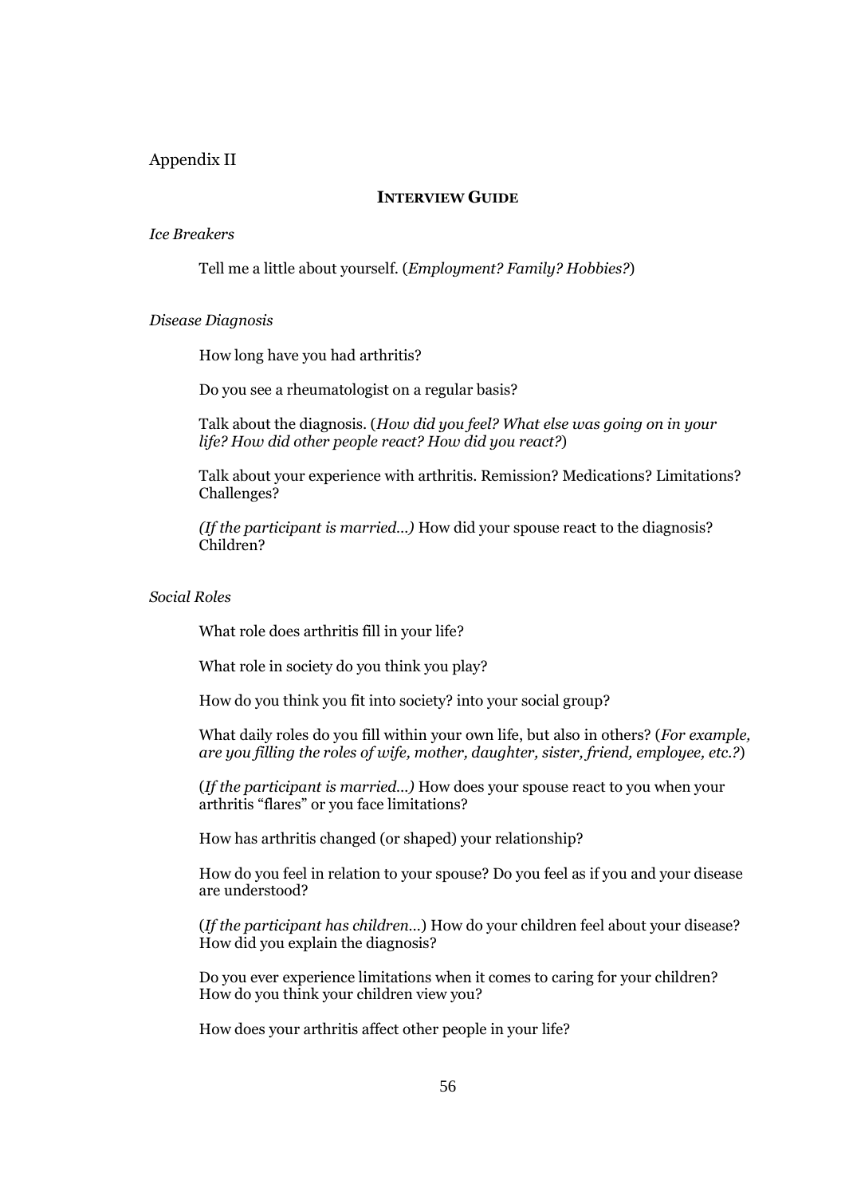Appendix II

## INTERVIEW GUIDE

*Ice Breakers*

Tell me a little about yourself. (*Employment? Family? Hobbies?*)

*Disease Diagnosis*

How long have you had arthritis?

Do you see a rheumatologist on a regular basis?

Talk about the diagnosis. (*How did you feel? What else was going on in your life? How did other people react? How did you react?*)

Talk about your experience with arthritis. Remission? Medications? Limitations? Challenges?

*(If the participant is married…)* How did your spouse react to the diagnosis? Children?

*Social Roles*

What role does arthritis fill in your life?

What role in society do you think you play?

How do you think you fit into society? into your social group?

What daily roles do you fill within your own life, but also in others? (*For example, are you filling the roles of wife, mother, daughter, sister, friend, employee, etc.?*)

(*If the participant is married…*) How does your spouse react to you when your arthritis "flares" or you face limitations?

How has arthritis changed (or shaped) your relationship?

How do you feel in relation to your spouse? Do you feel as if you and your disease are understood?

(*If the participant has children…*) How do your children feel about your disease? How did you explain the diagnosis?

Do you ever experience limitations when it comes to caring for your children? How do you think your children view you?

How does your arthritis affect other people in your life?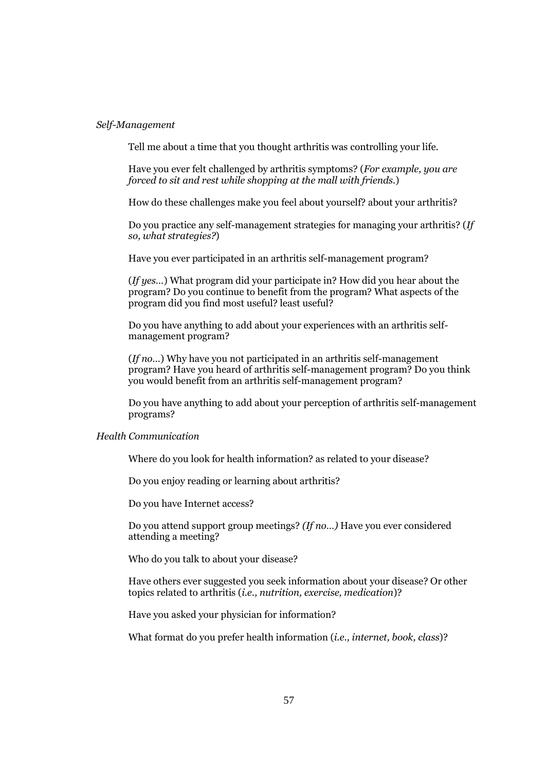*Self-Management*

Tell me about a time that you thought arthritis was controlling your life.

Have you ever felt challenged by arthritis symptoms? (*For example, you are forced to sit and rest while shopping at the mall with friends.*)

How do these challenges make you feel about yourself? about your arthritis?

Do you practice any self-management strategies for managing your arthritis? (*If so, what strategies?*)

Have you ever participated in an arthritis self-management program?

(*If yes…*) What program did your participate in? How did you hear about the program? Do you continue to benefit from the program? What aspects of the program did you find most useful? least useful?

Do you have anything to add about your experiences with an arthritis self-management program?

(*If no…*) Why have you not participated in an arthritis self-management program? Have you heard of arthritis self-management program? Do you think you would benefit from an arthritis self-management program?

Do you have anything to add about your perception of arthritis self-management programs?

*Health Communication*

Where do you look for health information? as related to your disease?

Do you enjoy reading or learning about arthritis?

Do you have Internet access?

Do you attend support group meetings? *(If no…)* Have you ever considered attending a meeting?

Who do you talk to about your disease?

Have others ever suggested you seek information about your disease? Or other topics related to arthritis (*i.e., nutrition, exercise, medication*)?

Have you asked your physician for information?

What format do you prefer health information (*i.e., internet, book, class*)?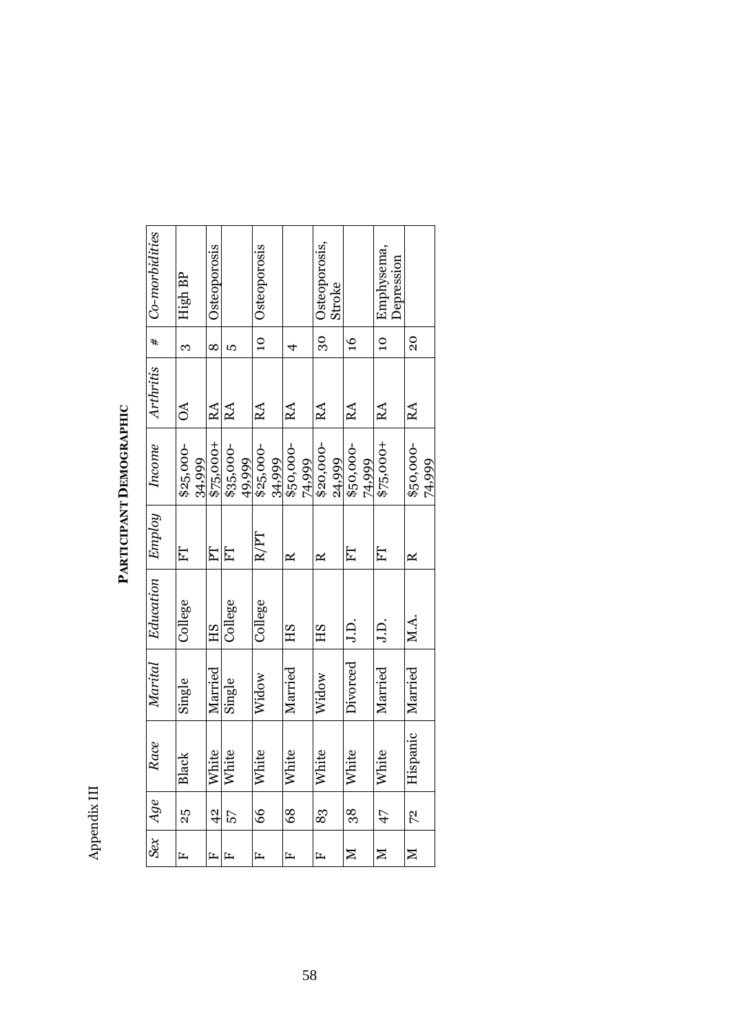Appendix III

**PARTICIPANT DEMOGRAPHIC**

| *Sex* | *Age* | *Race* | *Marital* | *Education* | *Employ* | *Income* | *Arthritis* | *#* | *Co-morbidities* |
|---|---|---|---|---|---|---|---|---|---|
| F | 25 | Black | Single | College | FT | $25,000-34,999 | OA | 3 | High BP |
| F | 42 | White | Married | HS | PT | $75,000+ | RA | 8 | Osteoporosis |
| F | 57 | White | Single | College | FT | $35,000-49,999 | RA | 5 | |
| F | 66 | White | Widow | College | R/PT | $25,000-34,999 | RA | 10 | Osteoporosis |
| F | 68 | White | Married | HS | R | $50,000-74,999 | RA | 4 | |
| F | 83 | White | Widow | HS | R | $20,000-24,999 | RA | 30 | Osteoporosis, Stroke |
| M | 38 | White | Divorced | J.D. | FT | $50,000-74,999 | RA | 16 | |
| M | 47 | White | Married | J.D. | FT | $75,000+ | RA | 10 | Emphysema, Depression |
| M | 72 | Hispanic | Married | M.A. | R | $50,000-74,999 | RA | 20 | |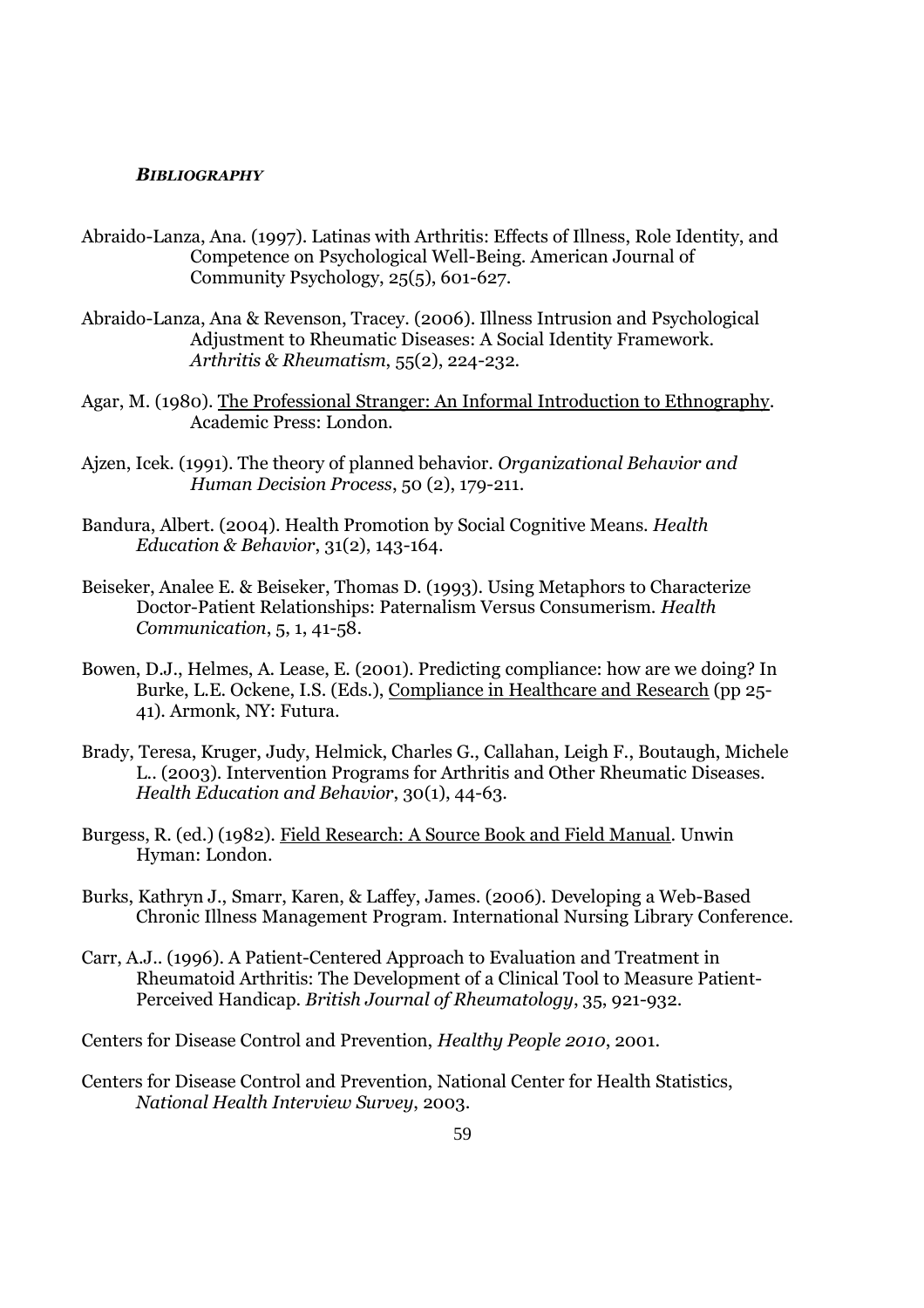### ***BIBLIOGRAPHY***

Abraido-Lanza, Ana. (1997). Latinas with Arthritis: Effects of Illness, Role Identity, and Competence on Psychological Well-Being. American Journal of Community Psychology, 25(5), 601-627.

Abraido-Lanza, Ana & Revenson, Tracey. (2006). Illness Intrusion and Psychological Adjustment to Rheumatic Diseases: A Social Identity Framework. *Arthritis & Rheumatism*, 55(2), 224-232.

Agar, M. (1980). <u>The Professional Stranger: An Informal Introduction to Ethnography</u>. Academic Press: London.

Ajzen, Icek. (1991). The theory of planned behavior. *Organizational Behavior and Human Decision Process*, 50 (2), 179-211.

Bandura, Albert. (2004). Health Promotion by Social Cognitive Means. *Health Education & Behavior*, 31(2), 143-164.

Beiseker, Analee E. & Beiseker, Thomas D. (1993). Using Metaphors to Characterize Doctor-Patient Relationships: Paternalism Versus Consumerism. *Health Communication*, 5, 1, 41-58.

Bowen, D.J., Helmes, A. Lease, E. (2001). Predicting compliance: how are we doing? In Burke, L.E. Ockene, I.S. (Eds.), <u>Compliance in Healthcare and Research</u> (pp 25-41). Armonk, NY: Futura.

Brady, Teresa, Kruger, Judy, Helmick, Charles G., Callahan, Leigh F., Boutaugh, Michele L.. (2003). Intervention Programs for Arthritis and Other Rheumatic Diseases. *Health Education and Behavior*, 30(1), 44-63.

Burgess, R. (ed.) (1982). <u>Field Research: A Source Book and Field Manual</u>. Unwin Hyman: London.

Burks, Kathryn J., Smarr, Karen, & Laffey, James. (2006). Developing a Web-Based Chronic Illness Management Program. International Nursing Library Conference.

Carr, A.J.. (1996). A Patient-Centered Approach to Evaluation and Treatment in Rheumatoid Arthritis: The Development of a Clinical Tool to Measure Patient-Perceived Handicap. *British Journal of Rheumatology*, 35, 921-932.

Centers for Disease Control and Prevention, *Healthy People 2010*, 2001.

Centers for Disease Control and Prevention, National Center for Health Statistics, *National Health Interview Survey*, 2003.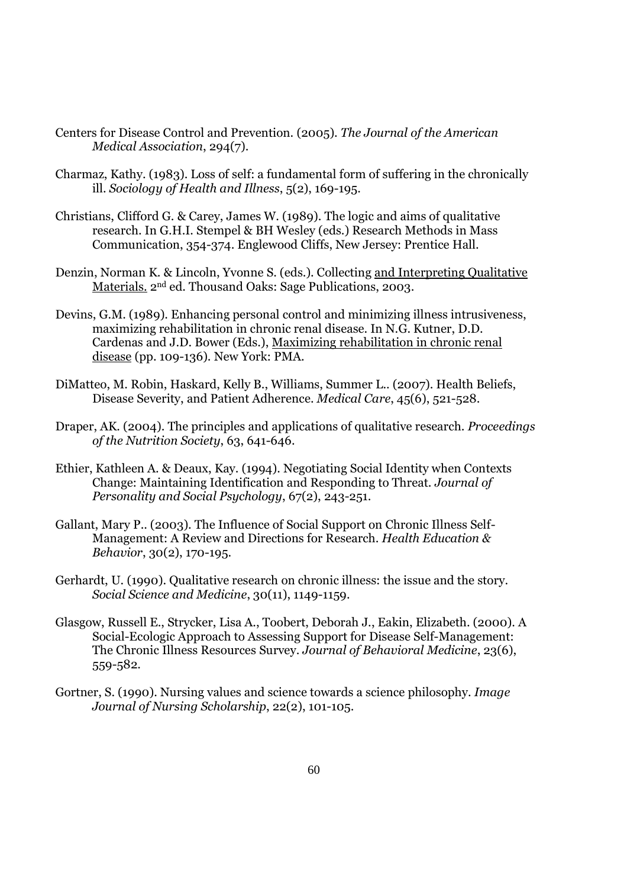Centers for Disease Control and Prevention. (2005). *The Journal of the American Medical Association*, 294(7).

Charmaz, Kathy. (1983). Loss of self: a fundamental form of suffering in the chronically ill. *Sociology of Health and Illness*, 5(2), 169-195.

Christians, Clifford G. & Carey, James W. (1989). The logic and aims of qualitative research. In G.H.I. Stempel & BH Wesley (eds.) Research Methods in Mass Communication, 354-374. Englewood Cliffs, New Jersey: Prentice Hall.

Denzin, Norman K. & Lincoln, Yvonne S. (eds.). Collecting <u>and Interpreting Qualitative Materials.</u> 2nd ed. Thousand Oaks: Sage Publications, 2003.

Devins, G.M. (1989). Enhancing personal control and minimizing illness intrusiveness, maximizing rehabilitation in chronic renal disease. In N.G. Kutner, D.D. Cardenas and J.D. Bower (Eds.), <u>Maximizing rehabilitation in chronic renal disease</u> (pp. 109-136). New York: PMA.

DiMatteo, M. Robin, Haskard, Kelly B., Williams, Summer L.. (2007). Health Beliefs, Disease Severity, and Patient Adherence. *Medical Care*, 45(6), 521-528.

Draper, AK. (2004). The principles and applications of qualitative research. *Proceedings of the Nutrition Society*, 63, 641-646.

Ethier, Kathleen A. & Deaux, Kay. (1994). Negotiating Social Identity when Contexts Change: Maintaining Identification and Responding to Threat. *Journal of Personality and Social Psychology*, 67(2), 243-251.

Gallant, Mary P.. (2003). The Influence of Social Support on Chronic Illness Self-Management: A Review and Directions for Research. *Health Education & Behavior*, 30(2), 170-195.

Gerhardt, U. (1990). Qualitative research on chronic illness: the issue and the story. *Social Science and Medicine*, 30(11), 1149-1159.

Glasgow, Russell E., Strycker, Lisa A., Toobert, Deborah J., Eakin, Elizabeth. (2000). A Social-Ecologic Approach to Assessing Support for Disease Self-Management: The Chronic Illness Resources Survey. *Journal of Behavioral Medicine*, 23(6), 559-582.

Gortner, S. (1990). Nursing values and science towards a science philosophy. *Image Journal of Nursing Scholarship*, 22(2), 101-105.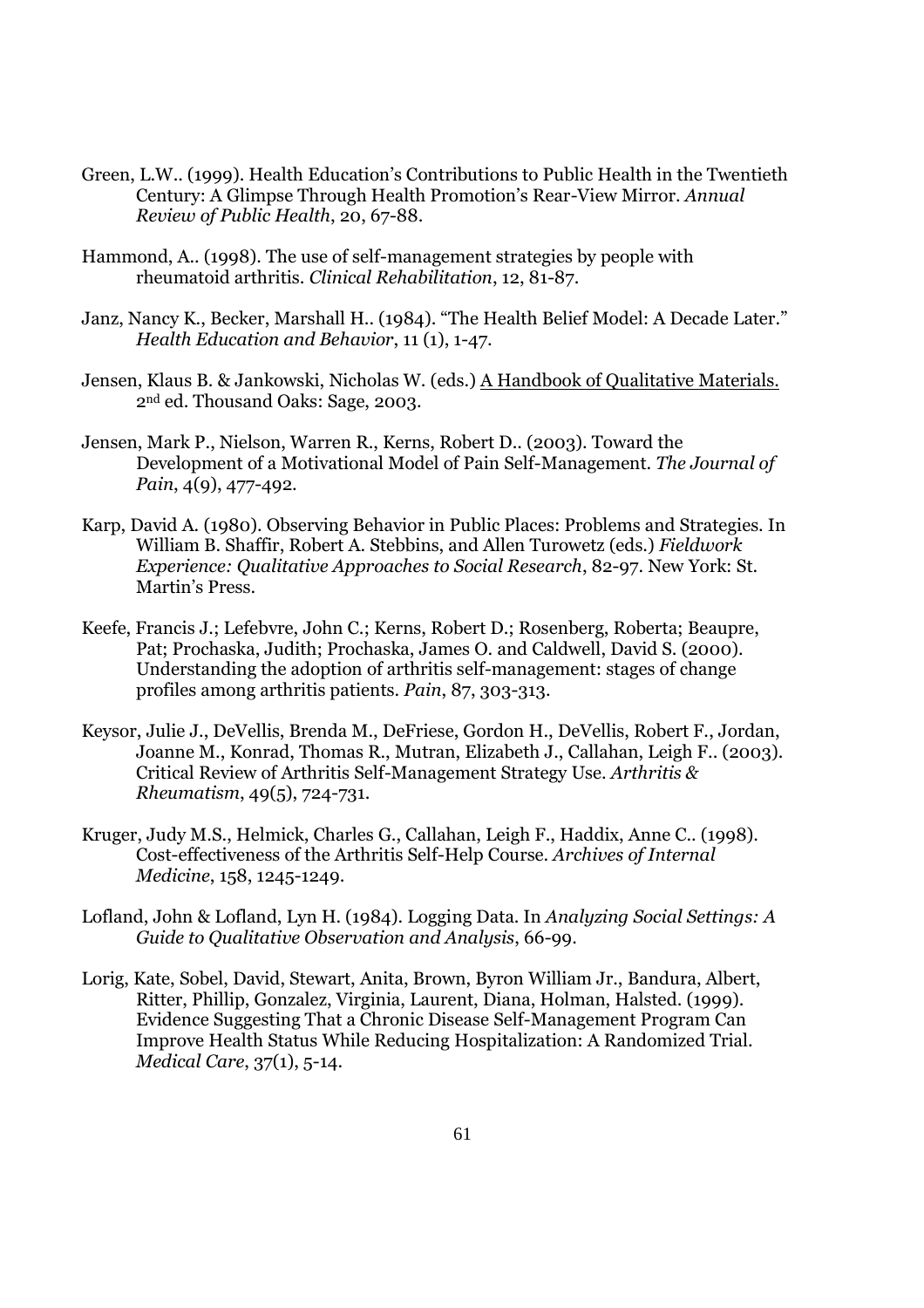Green, L.W.. (1999). Health Education's Contributions to Public Health in the Twentieth Century: A Glimpse Through Health Promotion's Rear-View Mirror. *Annual Review of Public Health*, 20, 67-88.

Hammond, A.. (1998). The use of self-management strategies by people with rheumatoid arthritis. *Clinical Rehabilitation*, 12, 81-87.

Janz, Nancy K., Becker, Marshall H.. (1984). "The Health Belief Model: A Decade Later." *Health Education and Behavior*, 11 (1), 1-47.

Jensen, Klaus B. & Jankowski, Nicholas W. (eds.) A Handbook of Qualitative Materials. 2nd ed. Thousand Oaks: Sage, 2003.

Jensen, Mark P., Nielson, Warren R., Kerns, Robert D.. (2003). Toward the Development of a Motivational Model of Pain Self-Management. *The Journal of Pain*, 4(9), 477-492.

Karp, David A. (1980). Observing Behavior in Public Places: Problems and Strategies. In William B. Shaffir, Robert A. Stebbins, and Allen Turowetz (eds.) *Fieldwork Experience: Qualitative Approaches to Social Research*, 82-97. New York: St. Martin's Press.

Keefe, Francis J.; Lefebvre, John C.; Kerns, Robert D.; Rosenberg, Roberta; Beaupre, Pat; Prochaska, Judith; Prochaska, James O. and Caldwell, David S. (2000). Understanding the adoption of arthritis self-management: stages of change profiles among arthritis patients. *Pain*, 87, 303-313.

Keysor, Julie J., DeVellis, Brenda M., DeFriese, Gordon H., DeVellis, Robert F., Jordan, Joanne M., Konrad, Thomas R., Mutran, Elizabeth J., Callahan, Leigh F.. (2003). Critical Review of Arthritis Self-Management Strategy Use. *Arthritis & Rheumatism*, 49(5), 724-731.

Kruger, Judy M.S., Helmick, Charles G., Callahan, Leigh F., Haddix, Anne C.. (1998). Cost-effectiveness of the Arthritis Self-Help Course. *Archives of Internal Medicine*, 158, 1245-1249.

Lofland, John & Lofland, Lyn H. (1984). Logging Data. In *Analyzing Social Settings: A Guide to Qualitative Observation and Analysis*, 66-99.

Lorig, Kate, Sobel, David, Stewart, Anita, Brown, Byron William Jr., Bandura, Albert, Ritter, Phillip, Gonzalez, Virginia, Laurent, Diana, Holman, Halsted. (1999). Evidence Suggesting That a Chronic Disease Self-Management Program Can Improve Health Status While Reducing Hospitalization: A Randomized Trial. *Medical Care*, 37(1), 5-14.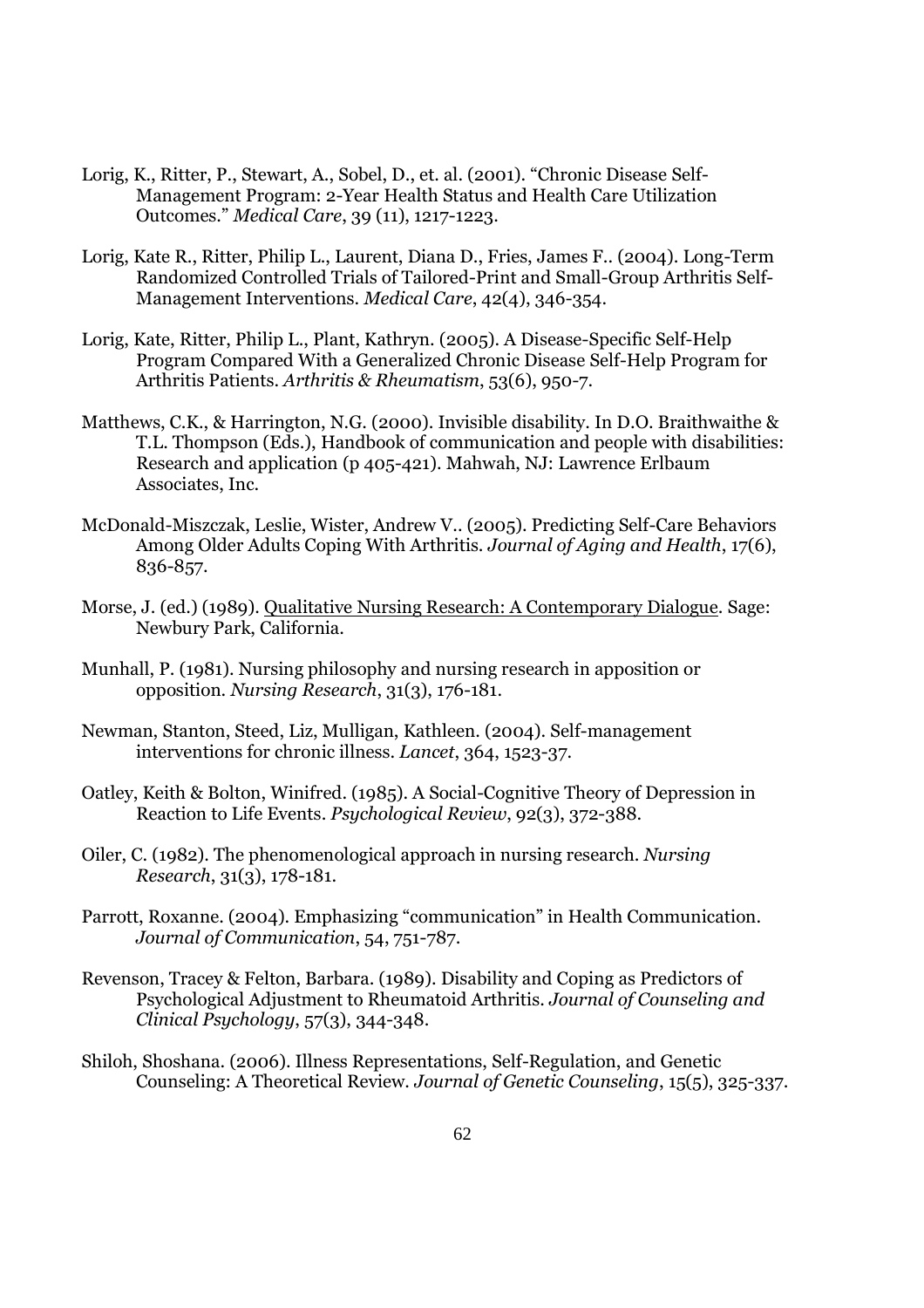Lorig, K., Ritter, P., Stewart, A., Sobel, D., et. al. (2001). "Chronic Disease Self-Management Program: 2-Year Health Status and Health Care Utilization Outcomes." *Medical Care*, 39 (11), 1217-1223.

Lorig, Kate R., Ritter, Philip L., Laurent, Diana D., Fries, James F.. (2004). Long-Term Randomized Controlled Trials of Tailored-Print and Small-Group Arthritis Self-Management Interventions. *Medical Care*, 42(4), 346-354.

Lorig, Kate, Ritter, Philip L., Plant, Kathryn. (2005). A Disease-Specific Self-Help Program Compared With a Generalized Chronic Disease Self-Help Program for Arthritis Patients. *Arthritis & Rheumatism*, 53(6), 950-7.

Matthews, C.K., & Harrington, N.G. (2000). Invisible disability. In D.O. Braithwaithe & T.L. Thompson (Eds.), Handbook of communication and people with disabilities: Research and application (p 405-421). Mahwah, NJ: Lawrence Erlbaum Associates, Inc.

McDonald-Miszczak, Leslie, Wister, Andrew V.. (2005). Predicting Self-Care Behaviors Among Older Adults Coping With Arthritis. *Journal of Aging and Health*, 17(6), 836-857.

Morse, J. (ed.) (1989). Qualitative Nursing Research: A Contemporary Dialogue. Sage: Newbury Park, California.

Munhall, P. (1981). Nursing philosophy and nursing research in apposition or opposition. *Nursing Research*, 31(3), 176-181.

Newman, Stanton, Steed, Liz, Mulligan, Kathleen. (2004). Self-management interventions for chronic illness. *Lancet*, 364, 1523-37.

Oatley, Keith & Bolton, Winifred. (1985). A Social-Cognitive Theory of Depression in Reaction to Life Events. *Psychological Review*, 92(3), 372-388.

Oiler, C. (1982). The phenomenological approach in nursing research. *Nursing Research*, 31(3), 178-181.

Parrott, Roxanne. (2004). Emphasizing "communication" in Health Communication. *Journal of Communication*, 54, 751-787.

Revenson, Tracey & Felton, Barbara. (1989). Disability and Coping as Predictors of Psychological Adjustment to Rheumatoid Arthritis. *Journal of Counseling and Clinical Psychology*, 57(3), 344-348.

Shiloh, Shoshana. (2006). Illness Representations, Self-Regulation, and Genetic Counseling: A Theoretical Review. *Journal of Genetic Counseling*, 15(5), 325-337.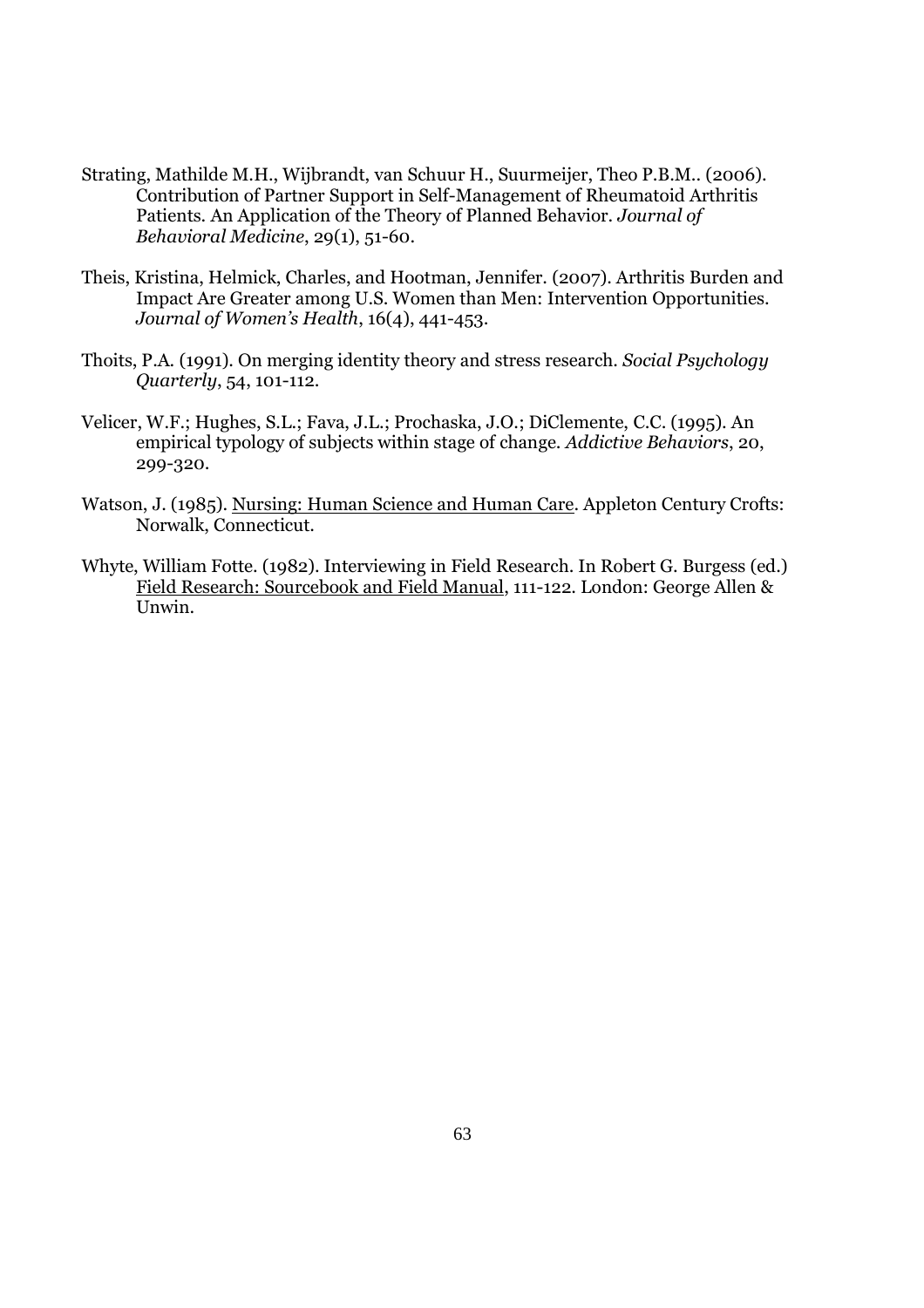Strating, Mathilde M.H., Wijbrandt, van Schuur H., Suurmeijer, Theo P.B.M.. (2006). Contribution of Partner Support in Self-Management of Rheumatoid Arthritis Patients. An Application of the Theory of Planned Behavior. *Journal of Behavioral Medicine*, 29(1), 51-60.

Theis, Kristina, Helmick, Charles, and Hootman, Jennifer. (2007). Arthritis Burden and Impact Are Greater among U.S. Women than Men: Intervention Opportunities. *Journal of Women's Health*, 16(4), 441-453.

Thoits, P.A. (1991). On merging identity theory and stress research. *Social Psychology Quarterly*, 54, 101-112.

Velicer, W.F.; Hughes, S.L.; Fava, J.L.; Prochaska, J.O.; DiClemente, C.C. (1995). An empirical typology of subjects within stage of change. *Addictive Behaviors*, 20, 299-320.

Watson, J. (1985). Nursing: Human Science and Human Care. Appleton Century Crofts: Norwalk, Connecticut.

Whyte, William Fotte. (1982). Interviewing in Field Research. In Robert G. Burgess (ed.) Field Research: Sourcebook and Field Manual, 111-122. London: George Allen & Unwin.